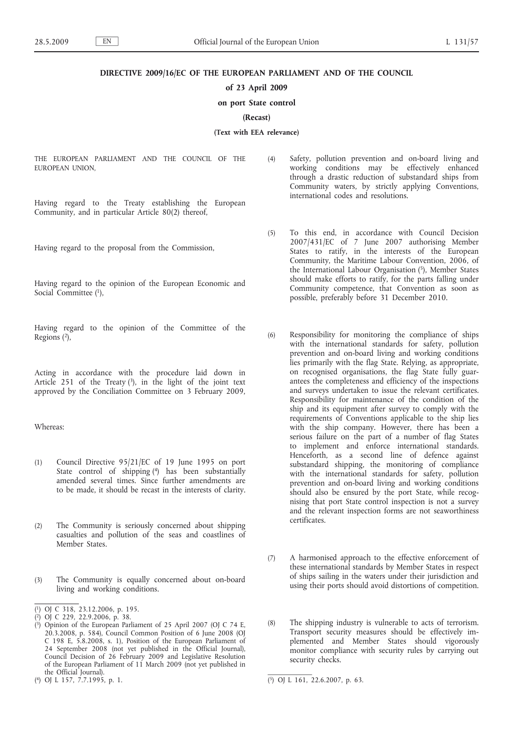# DIRECTIVE 2009/16/EC OF THE EUROPEAN PARLIAMENT AND OF THE COUNCIL

## of 23 April 2009

## on port State control

## (Recast)

**(Text with EEA relevance)**

THE EUROPEAN PARLIAMENT AND THE COUNCIL OF THE EUROPEAN UNION,

Having regard to the Treaty establishing the European Community, and in particular Article 80(2) thereof,

Having regard to the proposal from the Commission,

Having regard to the opinion of the European Economic and Social Committee [1],

Having regard to the opinion of the Committee of the Regions [2],

Acting in accordance with the procedure laid down in Article 251 of the Treaty [3], in the light of the joint text approved by the Conciliation Committee on 3 February 2009,

Whereas:

(1) Council Directive 95/21/EC of 19 June 1995 on port State control of shipping [4] has been substantially amended several times. Since further amendments are to be made, it should be recast in the interests of clarity.

(2) The Community is seriously concerned about shipping casualties and pollution of the seas and coastlines of Member States.

(3) The Community is equally concerned about on-board living and working conditions.

(4) Safety, pollution prevention and on-board living and working conditions may be effectively enhanced through a drastic reduction of substandard ships from Community waters, by strictly applying Conventions, international codes and resolutions.

(5) To this end, in accordance with Council Decision 2007/431/EC of 7 June 2007 authorising Member States to ratify, in the interests of the European Community, the Maritime Labour Convention, 2006, of the International Labour Organisation [5], Member States should make efforts to ratify, for the parts falling under Community competence, that Convention as soon as possible, preferably before 31 December 2010.

(6) Responsibility for monitoring the compliance of ships with the international standards for safety, pollution prevention and on-board living and working conditions lies primarily with the flag State. Relying, as appropriate, on recognised organisations, the flag State fully guarantees the completeness and efficiency of the inspections and surveys undertaken to issue the relevant certificates. Responsibility for maintenance of the condition of the ship and its equipment after survey to comply with the requirements of Conventions applicable to the ship lies with the ship company. However, there has been a serious failure on the part of a number of flag States to implement and enforce international standards. Henceforth, as a second line of defence against substandard shipping, the monitoring of compliance with the international standards for safety, pollution prevention and on-board living and working conditions should also be ensured by the port State, while recognising that port State control inspection is not a survey and the relevant inspection forms are not seaworthiness certificates.

(7) A harmonised approach to the effective enforcement of these international standards by Member States in respect of ships sailing in the waters under their jurisdiction and using their ports should avoid distortions of competition.

(8) The shipping industry is vulnerable to acts of terrorism. Transport security measures should be effectively implemented and Member States should vigorously monitor compliance with security rules by carrying out security checks.

---

[1] OJ C 318, 23.12.2006, p. 195.

[2] OJ C 229, 22.9.2006, p. 38.

[3] Opinion of the European Parliament of 25 April 2007 (OJ C 74 E, 20.3.2008, p. 584), Council Common Position of 6 June 2008 (OJ C 198 E, 5.8.2008, s. 1), Position of the European Parliament of 24 September 2008 (not yet published in the Official Journal), Council Decision of 26 February 2009 and Legislative Resolution of the European Parliament of 11 March 2009 (not yet published in the Official Journal).

[4] OJ L 157, 7.7.1995, p. 1.

[5] OJ L 161, 22.6.2007, p. 63.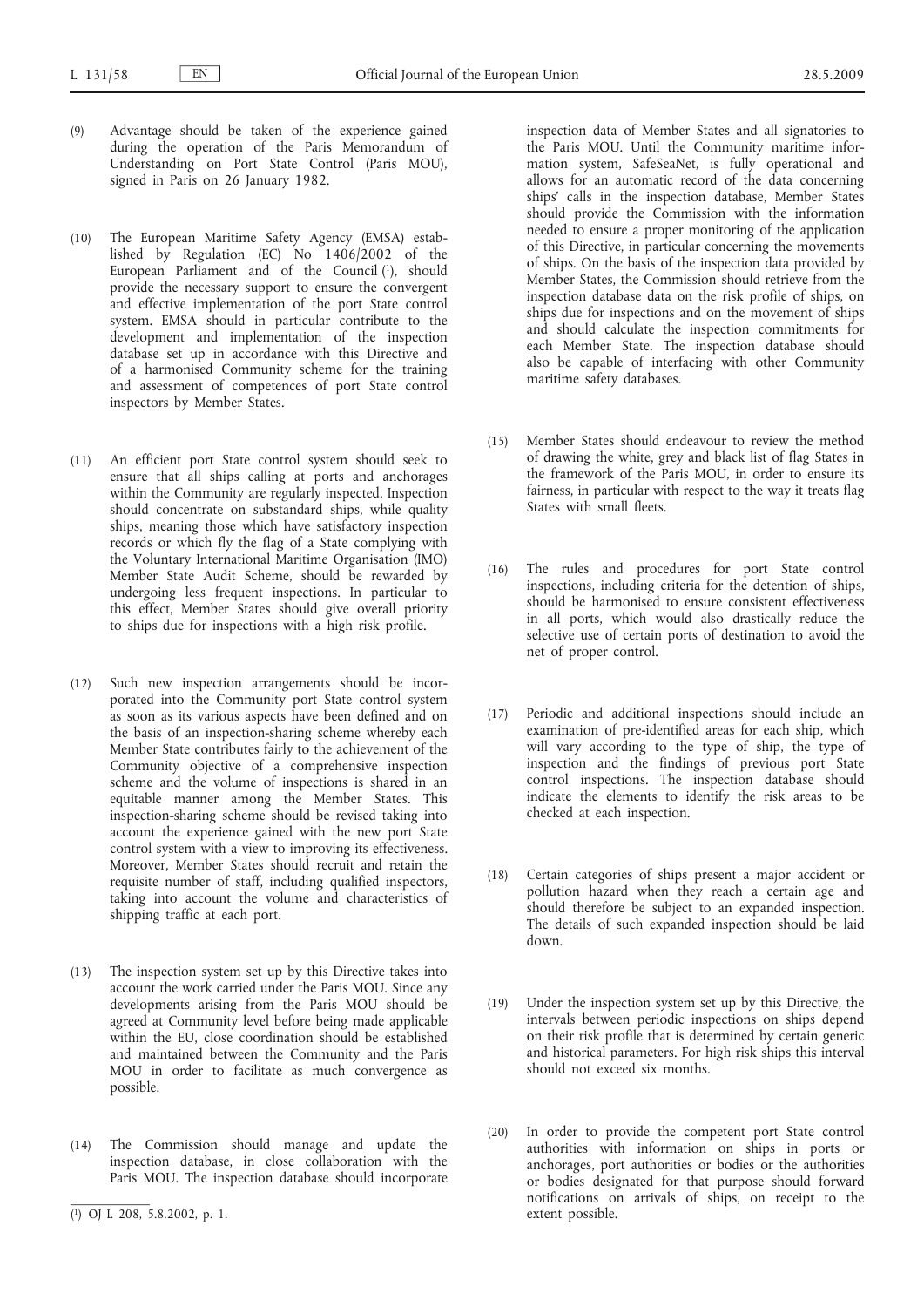(9) Advantage should be taken of the experience gained during the operation of the Paris Memorandum of Understanding on Port State Control (Paris MOU), signed in Paris on 26 January 1982.

(10) The European Maritime Safety Agency (EMSA) established by Regulation (EC) No 1406/2002 of the European Parliament and of the Council [1], should provide the necessary support to ensure the convergent and effective implementation of the port State control system. EMSA should in particular contribute to the development and implementation of the inspection database set up in accordance with this Directive and of a harmonised Community scheme for the training and assessment of competences of port State control inspectors by Member States.

(11) An efficient port State control system should seek to ensure that all ships calling at ports and anchorages within the Community are regularly inspected. Inspection should concentrate on substandard ships, while quality ships, meaning those which have satisfactory inspection records or which fly the flag of a State complying with the Voluntary International Maritime Organisation (IMO) Member State Audit Scheme, should be rewarded by undergoing less frequent inspections. In particular to this effect, Member States should give overall priority to ships due for inspections with a high risk profile.

(12) Such new inspection arrangements should be incorporated into the Community port State control system as soon as its various aspects have been defined and on the basis of an inspection-sharing scheme whereby each Member State contributes fairly to the achievement of the Community objective of a comprehensive inspection scheme and the volume of inspections is shared in an equitable manner among the Member States. This inspection-sharing scheme should be revised taking into account the experience gained with the new port State control system with a view to improving its effectiveness. Moreover, Member States should recruit and retain the requisite number of staff, including qualified inspectors, taking into account the volume and characteristics of shipping traffic at each port.

(13) The inspection system set up by this Directive takes into account the work carried under the Paris MOU. Since any developments arising from the Paris MOU should be agreed at Community level before being made applicable within the EU, close coordination should be established and maintained between the Community and the Paris MOU in order to facilitate as much convergence as possible.

(14) The Commission should manage and update the inspection database, in close collaboration with the Paris MOU. The inspection database should incorporate inspection data of Member States and all signatories to the Paris MOU. Until the Community maritime information system, SafeSeaNet, is fully operational and allows for an automatic record of the data concerning ships' calls in the inspection database, Member States should provide the Commission with the information needed to ensure a proper monitoring of the application of this Directive, in particular concerning the movements of ships. On the basis of the inspection data provided by Member States, the Commission should retrieve from the inspection database data on the risk profile of ships, on ships due for inspections and on the movement of ships and should calculate the inspection commitments for each Member State. The inspection database should also be capable of interfacing with other Community maritime safety databases.

(15) Member States should endeavour to review the method of drawing the white, grey and black list of flag States in the framework of the Paris MOU, in order to ensure its fairness, in particular with respect to the way it treats flag States with small fleets.

(16) The rules and procedures for port State control inspections, including criteria for the detention of ships, should be harmonised to ensure consistent effectiveness in all ports, which would also drastically reduce the selective use of certain ports of destination to avoid the net of proper control.

(17) Periodic and additional inspections should include an examination of pre-identified areas for each ship, which will vary according to the type of ship, the type of inspection and the findings of previous port State control inspections. The inspection database should indicate the elements to identify the risk areas to be checked at each inspection.

(18) Certain categories of ships present a major accident or pollution hazard when they reach a certain age and should therefore be subject to an expanded inspection. The details of such expanded inspection should be laid down.

(19) Under the inspection system set up by this Directive, the intervals between periodic inspections on ships depend on their risk profile that is determined by certain generic and historical parameters. For high risk ships this interval should not exceed six months.

(20) In order to provide the competent port State control authorities with information on ships in ports or anchorages, port authorities or bodies or the authorities or bodies designated for that purpose should forward notifications on arrivals of ships, on receipt to the extent possible.

---

[1] OJ L 208, 5.8.2002, p. 1.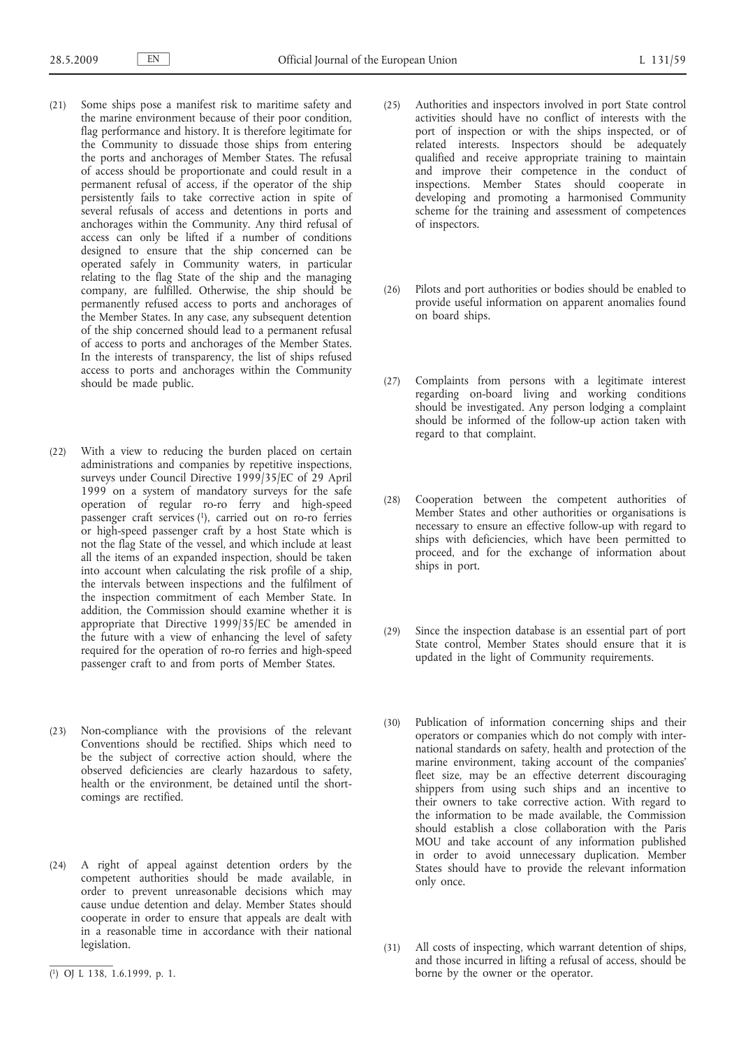(21) Some ships pose a manifest risk to maritime safety and the marine environment because of their poor condition, flag performance and history. It is therefore legitimate for the Community to dissuade those ships from entering the ports and anchorages of Member States. The refusal of access should be proportionate and could result in a permanent refusal of access, if the operator of the ship persistently fails to take corrective action in spite of several refusals of access and detentions in ports and anchorages within the Community. Any third refusal of access can only be lifted if a number of conditions designed to ensure that the ship concerned can be operated safely in Community waters, in particular relating to the flag State of the ship and the managing company, are fulfilled. Otherwise, the ship should be permanently refused access to ports and anchorages of the Member States. In any case, any subsequent detention of the ship concerned should lead to a permanent refusal of access to ports and anchorages of the Member States. In the interests of transparency, the list of ships refused access to ports and anchorages within the Community should be made public.

(22) With a view to reducing the burden placed on certain administrations and companies by repetitive inspections, surveys under Council Directive 1999/35/EC of 29 April 1999 on a system of mandatory surveys for the safe operation of regular ro-ro ferry and high-speed passenger craft services [1], carried out on ro-ro ferries or high-speed passenger craft by a host State which is not the flag State of the vessel, and which include at least all the items of an expanded inspection, should be taken into account when calculating the risk profile of a ship, the intervals between inspections and the fulfilment of the inspection commitment of each Member State. In addition, the Commission should examine whether it is appropriate that Directive 1999/35/EC be amended in the future with a view of enhancing the level of safety required for the operation of ro-ro ferries and high-speed passenger craft to and from ports of Member States.

(23) Non-compliance with the provisions of the relevant Conventions should be rectified. Ships which need to be the subject of corrective action should, where the observed deficiencies are clearly hazardous to safety, health or the environment, be detained until the shortcomings are rectified.

(24) A right of appeal against detention orders by the competent authorities should be made available, in order to prevent unreasonable decisions which may cause undue detention and delay. Member States should cooperate in order to ensure that appeals are dealt with in a reasonable time in accordance with their national legislation.

(25) Authorities and inspectors involved in port State control activities should have no conflict of interests with the port of inspection or with the ships inspected, or of related interests. Inspectors should be adequately qualified and receive appropriate training to maintain and improve their competence in the conduct of inspections. Member States should cooperate in developing and promoting a harmonised Community scheme for the training and assessment of competences of inspectors.

(26) Pilots and port authorities or bodies should be enabled to provide useful information on apparent anomalies found on board ships.

(27) Complaints from persons with a legitimate interest regarding on-board living and working conditions should be investigated. Any person lodging a complaint should be informed of the follow-up action taken with regard to that complaint.

(28) Cooperation between the competent authorities of Member States and other authorities or organisations is necessary to ensure an effective follow-up with regard to ships with deficiencies, which have been permitted to proceed, and for the exchange of information about ships in port.

(29) Since the inspection database is an essential part of port State control, Member States should ensure that it is updated in the light of Community requirements.

(30) Publication of information concerning ships and their operators or companies which do not comply with international standards on safety, health and protection of the marine environment, taking account of the companies' fleet size, may be an effective deterrent discouraging shippers from using such ships and an incentive to their owners to take corrective action. With regard to the information to be made available, the Commission should establish a close collaboration with the Paris MOU and take account of any information published in order to avoid unnecessary duplication. Member States should have to provide the relevant information only once.

(31) All costs of inspecting, which warrant detention of ships, and those incurred in lifting a refusal of access, should be borne by the owner or the operator.

---

[1] OJ L 138, 1.6.1999, p. 1.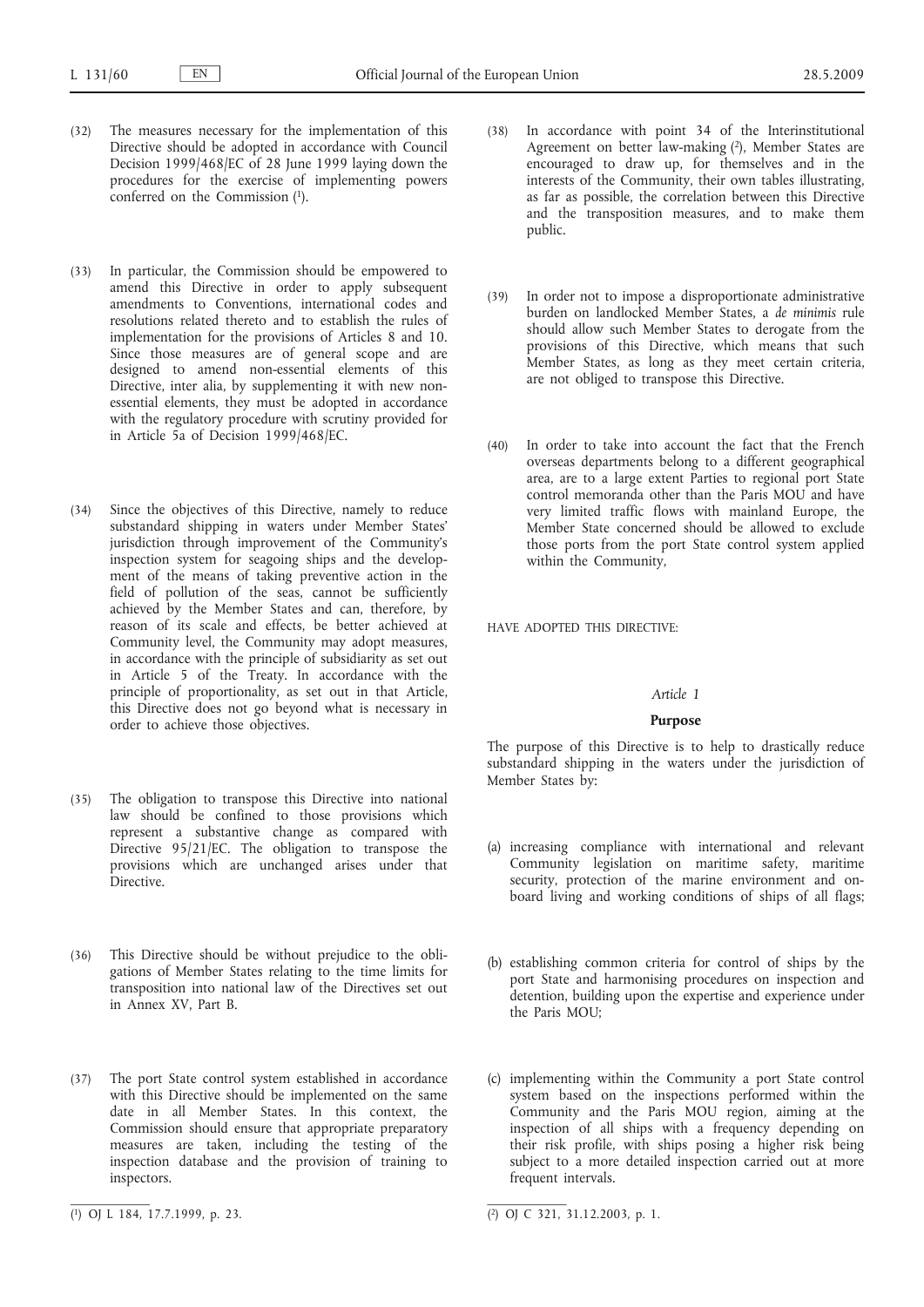(32) The measures necessary for the implementation of this Directive should be adopted in accordance with Council Decision 1999/468/EC of 28 June 1999 laying down the procedures for the exercise of implementing powers conferred on the Commission [1].

(33) In particular, the Commission should be empowered to amend this Directive in order to apply subsequent amendments to Conventions, international codes and resolutions related thereto and to establish the rules of implementation for the provisions of Articles 8 and 10. Since those measures are of general scope and are designed to amend non-essential elements of this Directive, inter alia, by supplementing it with new non-essential elements, they must be adopted in accordance with the regulatory procedure with scrutiny provided for in Article 5a of Decision 1999/468/EC.

(34) Since the objectives of this Directive, namely to reduce substandard shipping in waters under Member States' jurisdiction through improvement of the Community's inspection system for seagoing ships and the development of the means of taking preventive action in the field of pollution of the seas, cannot be sufficiently achieved by the Member States and can, therefore, by reason of its scale and effects, be better achieved at Community level, the Community may adopt measures, in accordance with the principle of subsidiarity as set out in Article 5 of the Treaty. In accordance with the principle of proportionality, as set out in that Article, this Directive does not go beyond what is necessary in order to achieve those objectives.

(35) The obligation to transpose this Directive into national law should be confined to those provisions which represent a substantive change as compared with Directive 95/21/EC. The obligation to transpose the provisions which are unchanged arises under that Directive.

(36) This Directive should be without prejudice to the obligations of Member States relating to the time limits for transposition into national law of the Directives set out in Annex XV, Part B.

(37) The port State control system established in accordance with this Directive should be implemented on the same date in all Member States. In this context, the Commission should ensure that appropriate preparatory measures are taken, including the testing of the inspection database and the provision of training to inspectors.

(38) In accordance with point 34 of the Interinstitutional Agreement on better law-making [2], Member States are encouraged to draw up, for themselves and in the interests of the Community, their own tables illustrating, as far as possible, the correlation between this Directive and the transposition measures, and to make them public.

(39) In order not to impose a disproportionate administrative burden on landlocked Member States, a *de minimis* rule should allow such Member States to derogate from the provisions of this Directive, which means that such Member States, as long as they meet certain criteria, are not obliged to transpose this Directive.

(40) In order to take into account the fact that the French overseas departments belong to a different geographical area, are to a large extent Parties to regional port State control memoranda other than the Paris MOU and have very limited traffic flows with mainland Europe, the Member State concerned should be allowed to exclude those ports from the port State control system applied within the Community,

HAVE ADOPTED THIS DIRECTIVE:

*Article 1*

**Purpose**

The purpose of this Directive is to help to drastically reduce substandard shipping in the waters under the jurisdiction of Member States by:

(a) increasing compliance with international and relevant Community legislation on maritime safety, maritime security, protection of the marine environment and on-board living and working conditions of ships of all flags;

(b) establishing common criteria for control of ships by the port State and harmonising procedures on inspection and detention, building upon the expertise and experience under the Paris MOU;

(c) implementing within the Community a port State control system based on the inspections performed within the Community and the Paris MOU region, aiming at the inspection of all ships with a frequency depending on their risk profile, with ships posing a higher risk being subject to a more detailed inspection carried out at more frequent intervals.

---

[1] OJ L 184, 17.7.1999, p. 23.

[2] OJ C 321, 31.12.2003, p. 1.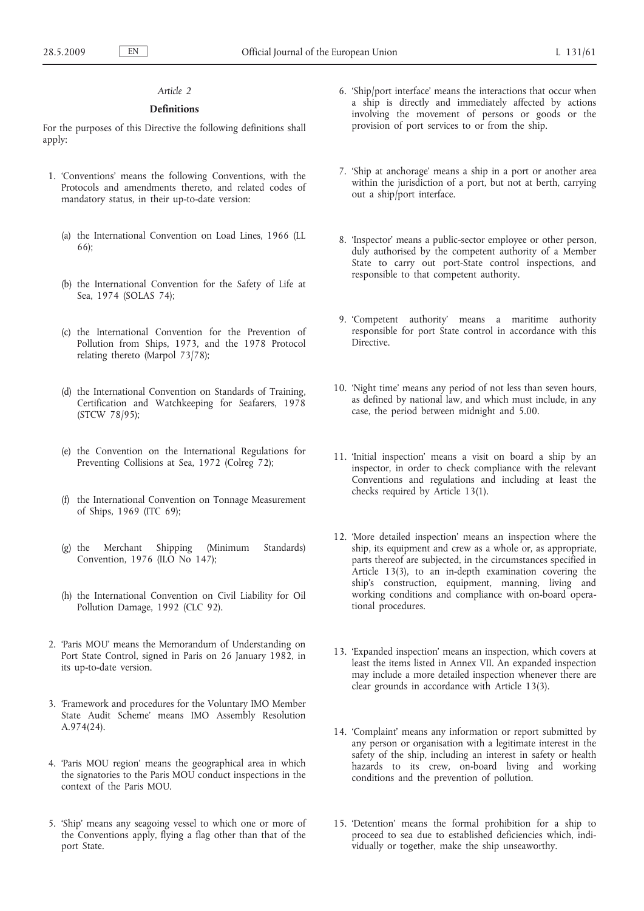*Article 2*

**Definitions**

For the purposes of this Directive the following definitions shall apply:

1. 'Conventions' means the following Conventions, with the Protocols and amendments thereto, and related codes of mandatory status, in their up-to-date version:

   (a) the International Convention on Load Lines, 1966 (LL 66);

   (b) the International Convention for the Safety of Life at Sea, 1974 (SOLAS 74);

   (c) the International Convention for the Prevention of Pollution from Ships, 1973, and the 1978 Protocol relating thereto (Marpol 73/78);

   (d) the International Convention on Standards of Training, Certification and Watchkeeping for Seafarers, 1978 (STCW 78/95);

   (e) the Convention on the International Regulations for Preventing Collisions at Sea, 1972 (Colreg 72);

   (f) the International Convention on Tonnage Measurement of Ships, 1969 (ITC 69);

   (g) the Merchant Shipping (Minimum Standards) Convention, 1976 (ILO No 147);

   (h) the International Convention on Civil Liability for Oil Pollution Damage, 1992 (CLC 92).

2. 'Paris MOU' means the Memorandum of Understanding on Port State Control, signed in Paris on 26 January 1982, in its up-to-date version.

3. 'Framework and procedures for the Voluntary IMO Member State Audit Scheme' means IMO Assembly Resolution A.974(24).

4. 'Paris MOU region' means the geographical area in which the signatories to the Paris MOU conduct inspections in the context of the Paris MOU.

5. 'Ship' means any seagoing vessel to which one or more of the Conventions apply, flying a flag other than that of the port State.

6. 'Ship/port interface' means the interactions that occur when a ship is directly and immediately affected by actions involving the movement of persons or goods or the provision of port services to or from the ship.

7. 'Ship at anchorage' means a ship in a port or another area within the jurisdiction of a port, but not at berth, carrying out a ship/port interface.

8. 'Inspector' means a public-sector employee or other person, duly authorised by the competent authority of a Member State to carry out port-State control inspections, and responsible to that competent authority.

9. 'Competent authority' means a maritime authority responsible for port State control in accordance with this Directive.

10. 'Night time' means any period of not less than seven hours, as defined by national law, and which must include, in any case, the period between midnight and 5.00.

11. 'Initial inspection' means a visit on board a ship by an inspector, in order to check compliance with the relevant Conventions and regulations and including at least the checks required by Article 13(1).

12. 'More detailed inspection' means an inspection where the ship, its equipment and crew as a whole or, as appropriate, parts thereof are subjected, in the circumstances specified in Article 13(3), to an in-depth examination covering the ship's construction, equipment, manning, living and working conditions and compliance with on-board operational procedures.

13. 'Expanded inspection' means an inspection, which covers at least the items listed in Annex VII. An expanded inspection may include a more detailed inspection whenever there are clear grounds in accordance with Article 13(3).

14. 'Complaint' means any information or report submitted by any person or organisation with a legitimate interest in the safety of the ship, including an interest in safety or health hazards to its crew, on-board living and working conditions and the prevention of pollution.

15. 'Detention' means the formal prohibition for a ship to proceed to sea due to established deficiencies which, individually or together, make the ship unseaworthy.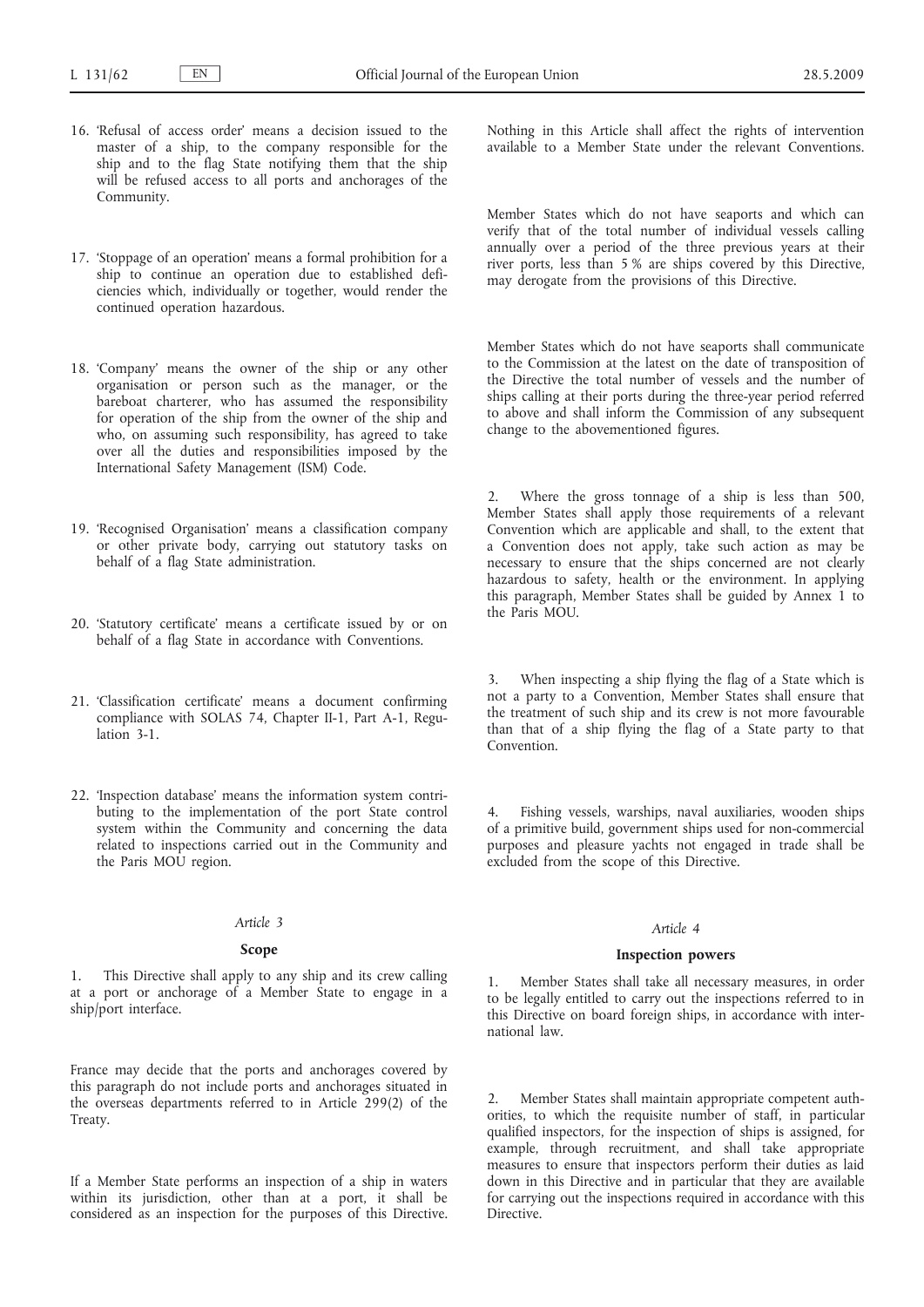16. 'Refusal of access order' means a decision issued to the master of a ship, to the company responsible for the ship and to the flag State notifying them that the ship will be refused access to all ports and anchorages of the Community.

17. 'Stoppage of an operation' means a formal prohibition for a ship to continue an operation due to established deficiencies which, individually or together, would render the continued operation hazardous.

18. 'Company' means the owner of the ship or any other organisation or person such as the manager, or the bareboat charterer, who has assumed the responsibility for operation of the ship from the owner of the ship and who, on assuming such responsibility, has agreed to take over all the duties and responsibilities imposed by the International Safety Management (ISM) Code.

19. 'Recognised Organisation' means a classification company or other private body, carrying out statutory tasks on behalf of a flag State administration.

20. 'Statutory certificate' means a certificate issued by or on behalf of a flag State in accordance with Conventions.

21. 'Classification certificate' means a document confirming compliance with SOLAS 74, Chapter II-1, Part A-1, Regulation 3-1.

22. 'Inspection database' means the information system contributing to the implementation of the port State control system within the Community and concerning the data related to inspections carried out in the Community and the Paris MOU region.

*Article 3*

**Scope**

1. This Directive shall apply to any ship and its crew calling at a port or anchorage of a Member State to engage in a ship/port interface.

France may decide that the ports and anchorages covered by this paragraph do not include ports and anchorages situated in the overseas departments referred to in Article 299(2) of the Treaty.

If a Member State performs an inspection of a ship in waters within its jurisdiction, other than at a port, it shall be considered as an inspection for the purposes of this Directive. Nothing in this Article shall affect the rights of intervention available to a Member State under the relevant Conventions.

Member States which do not have seaports and which can verify that of the total number of individual vessels calling annually over a period of the three previous years at their river ports, less than 5 % are ships covered by this Directive, may derogate from the provisions of this Directive.

Member States which do not have seaports shall communicate to the Commission at the latest on the date of transposition of the Directive the total number of vessels and the number of ships calling at their ports during the three-year period referred to above and shall inform the Commission of any subsequent change to the abovementioned figures.

2. Where the gross tonnage of a ship is less than 500, Member States shall apply those requirements of a relevant Convention which are applicable and shall, to the extent that a Convention does not apply, take such action as may be necessary to ensure that the ships concerned are not clearly hazardous to safety, health or the environment. In applying this paragraph, Member States shall be guided by Annex 1 to the Paris MOU.

3. When inspecting a ship flying the flag of a State which is not a party to a Convention, Member States shall ensure that the treatment of such ship and its crew is not more favourable than that of a ship flying the flag of a State party to that Convention.

4. Fishing vessels, warships, naval auxiliaries, wooden ships of a primitive build, government ships used for non-commercial purposes and pleasure yachts not engaged in trade shall be excluded from the scope of this Directive.

*Article 4*

**Inspection powers**

1. Member States shall take all necessary measures, in order to be legally entitled to carry out the inspections referred to in this Directive on board foreign ships, in accordance with international law.

2. Member States shall maintain appropriate competent authorities, to which the requisite number of staff, in particular qualified inspectors, for the inspection of ships is assigned, for example, through recruitment, and shall take appropriate measures to ensure that inspectors perform their duties as laid down in this Directive and in particular that they are available for carrying out the inspections required in accordance with this Directive.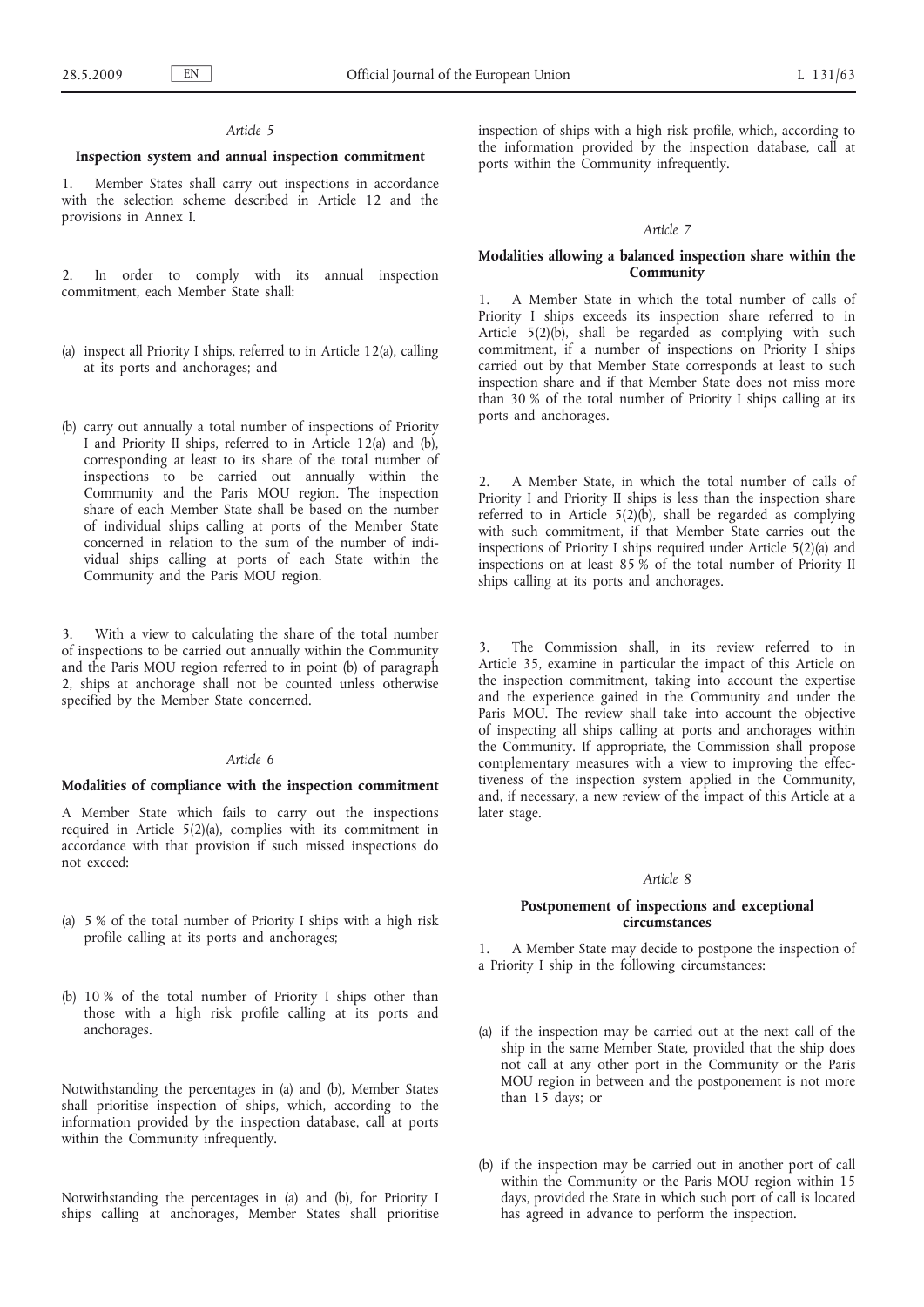*Article 5*

**Inspection system and annual inspection commitment**

1. Member States shall carry out inspections in accordance with the selection scheme described in Article 12 and the provisions in Annex I.

2. In order to comply with its annual inspection commitment, each Member State shall:

(a) inspect all Priority I ships, referred to in Article 12(a), calling at its ports and anchorages; and

(b) carry out annually a total number of inspections of Priority I and Priority II ships, referred to in Article 12(a) and (b), corresponding at least to its share of the total number of inspections to be carried out annually within the Community and the Paris MOU region. The inspection share of each Member State shall be based on the number of individual ships calling at ports of the Member State concerned in relation to the sum of the number of individual ships calling at ports of each State within the Community and the Paris MOU region.

3. With a view to calculating the share of the total number of inspections to be carried out annually within the Community and the Paris MOU region referred to in point (b) of paragraph 2, ships at anchorage shall not be counted unless otherwise specified by the Member State concerned.

*Article 6*

**Modalities of compliance with the inspection commitment**

A Member State which fails to carry out the inspections required in Article 5(2)(a), complies with its commitment in accordance with that provision if such missed inspections do not exceed:

(a) 5 % of the total number of Priority I ships with a high risk profile calling at its ports and anchorages;

(b) 10 % of the total number of Priority I ships other than those with a high risk profile calling at its ports and anchorages.

Notwithstanding the percentages in (a) and (b), Member States shall prioritise inspection of ships, which, according to the information provided by the inspection database, call at ports within the Community infrequently.

Notwithstanding the percentages in (a) and (b), for Priority I ships calling at anchorages, Member States shall prioritise inspection of ships with a high risk profile, which, according to the information provided by the inspection database, call at ports within the Community infrequently.

*Article 7*

**Modalities allowing a balanced inspection share within the Community**

1. A Member State in which the total number of calls of Priority I ships exceeds its inspection share referred to in Article 5(2)(b), shall be regarded as complying with such commitment, if a number of inspections on Priority I ships carried out by that Member State corresponds at least to such inspection share and if that Member State does not miss more than 30 % of the total number of Priority I ships calling at its ports and anchorages.

2. A Member State, in which the total number of calls of Priority I and Priority II ships is less than the inspection share referred to in Article 5(2)(b), shall be regarded as complying with such commitment, if that Member State carries out the inspections of Priority I ships required under Article 5(2)(a) and inspections on at least 85 % of the total number of Priority II ships calling at its ports and anchorages.

3. The Commission shall, in its review referred to in Article 35, examine in particular the impact of this Article on the inspection commitment, taking into account the expertise and the experience gained in the Community and under the Paris MOU. The review shall take into account the objective of inspecting all ships calling at ports and anchorages within the Community. If appropriate, the Commission shall propose complementary measures with a view to improving the effectiveness of the inspection system applied in the Community, and, if necessary, a new review of the impact of this Article at a later stage.

*Article 8*

**Postponement of inspections and exceptional circumstances**

1. A Member State may decide to postpone the inspection of a Priority I ship in the following circumstances:

(a) if the inspection may be carried out at the next call of the ship in the same Member State, provided that the ship does not call at any other port in the Community or the Paris MOU region in between and the postponement is not more than 15 days; or

(b) if the inspection may be carried out in another port of call within the Community or the Paris MOU region within 15 days, provided the State in which such port of call is located has agreed in advance to perform the inspection.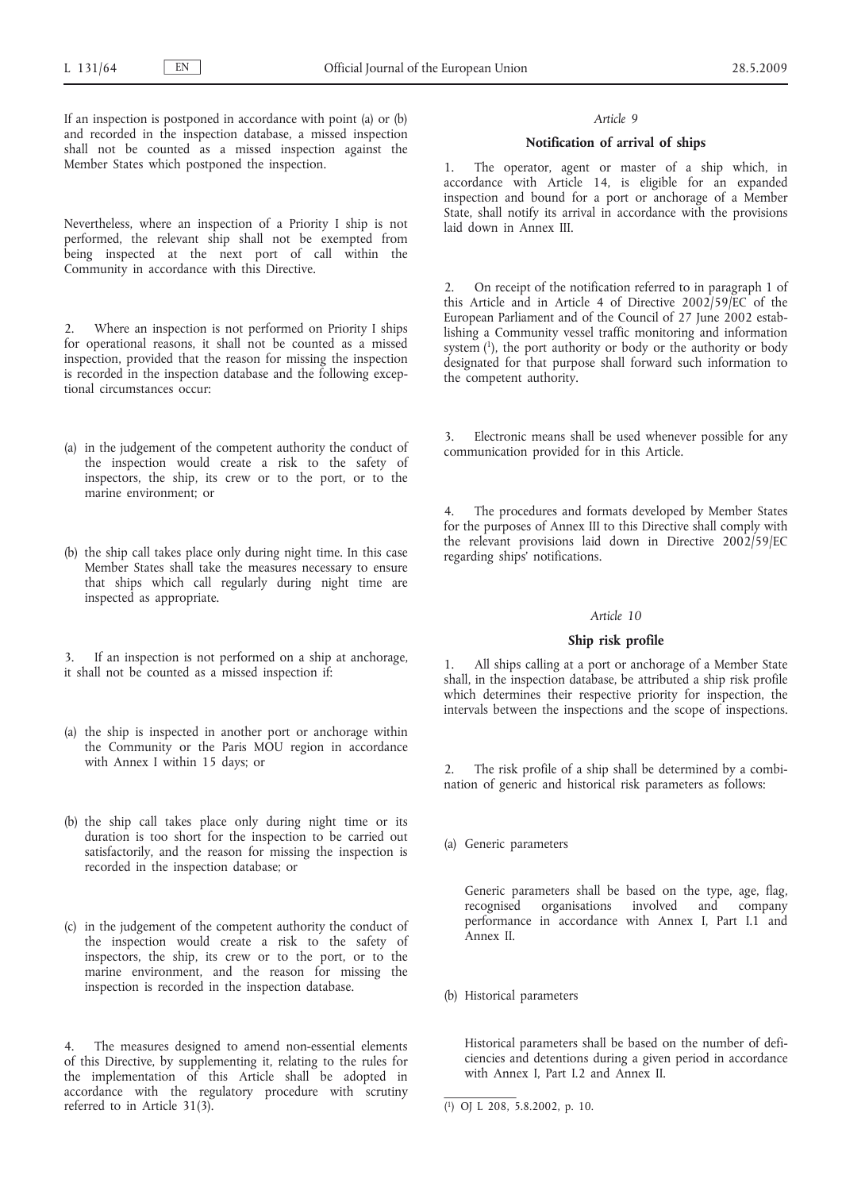If an inspection is postponed in accordance with point (a) or (b) and recorded in the inspection database, a missed inspection shall not be counted as a missed inspection against the Member States which postponed the inspection.

Nevertheless, where an inspection of a Priority I ship is not performed, the relevant ship shall not be exempted from being inspected at the next port of call within the Community in accordance with this Directive.

2. Where an inspection is not performed on Priority I ships for operational reasons, it shall not be counted as a missed inspection, provided that the reason for missing the inspection is recorded in the inspection database and the following exceptional circumstances occur:

(a) in the judgement of the competent authority the conduct of the inspection would create a risk to the safety of inspectors, the ship, its crew or to the port, or to the marine environment; or

(b) the ship call takes place only during night time. In this case Member States shall take the measures necessary to ensure that ships which call regularly during night time are inspected as appropriate.

3. If an inspection is not performed on a ship at anchorage, it shall not be counted as a missed inspection if:

(a) the ship is inspected in another port or anchorage within the Community or the Paris MOU region in accordance with Annex I within 15 days; or

(b) the ship call takes place only during night time or its duration is too short for the inspection to be carried out satisfactorily, and the reason for missing the inspection is recorded in the inspection database; or

(c) in the judgement of the competent authority the conduct of the inspection would create a risk to the safety of inspectors, the ship, its crew or to the port, or to the marine environment, and the reason for missing the inspection is recorded in the inspection database.

4. The measures designed to amend non-essential elements of this Directive, by supplementing it, relating to the rules for the implementation of this Article shall be adopted in accordance with the regulatory procedure with scrutiny referred to in Article 31(3).

*Article 9*

**Notification of arrival of ships**

1. The operator, agent or master of a ship which, in accordance with Article 14, is eligible for an expanded inspection and bound for a port or anchorage of a Member State, shall notify its arrival in accordance with the provisions laid down in Annex III.

2. On receipt of the notification referred to in paragraph 1 of this Article and in Article 4 of Directive 2002/59/EC of the European Parliament and of the Council of 27 June 2002 establishing a Community vessel traffic monitoring and information system [1], the port authority or body or the authority or body designated for that purpose shall forward such information to the competent authority.

3. Electronic means shall be used whenever possible for any communication provided for in this Article.

4. The procedures and formats developed by Member States for the purposes of Annex III to this Directive shall comply with the relevant provisions laid down in Directive 2002/59/EC regarding ships' notifications.

*Article 10*

**Ship risk profile**

1. All ships calling at a port or anchorage of a Member State shall, in the inspection database, be attributed a ship risk profile which determines their respective priority for inspection, the intervals between the inspections and the scope of inspections.

2. The risk profile of a ship shall be determined by a combination of generic and historical risk parameters as follows:

(a) Generic parameters

Generic parameters shall be based on the type, age, flag, recognised organisations involved and company performance in accordance with Annex I, Part I.1 and Annex II.

(b) Historical parameters

Historical parameters shall be based on the number of deficiencies and detentions during a given period in accordance with Annex I, Part I.2 and Annex II.

---

[1] OJ L 208, 5.8.2002, p. 10.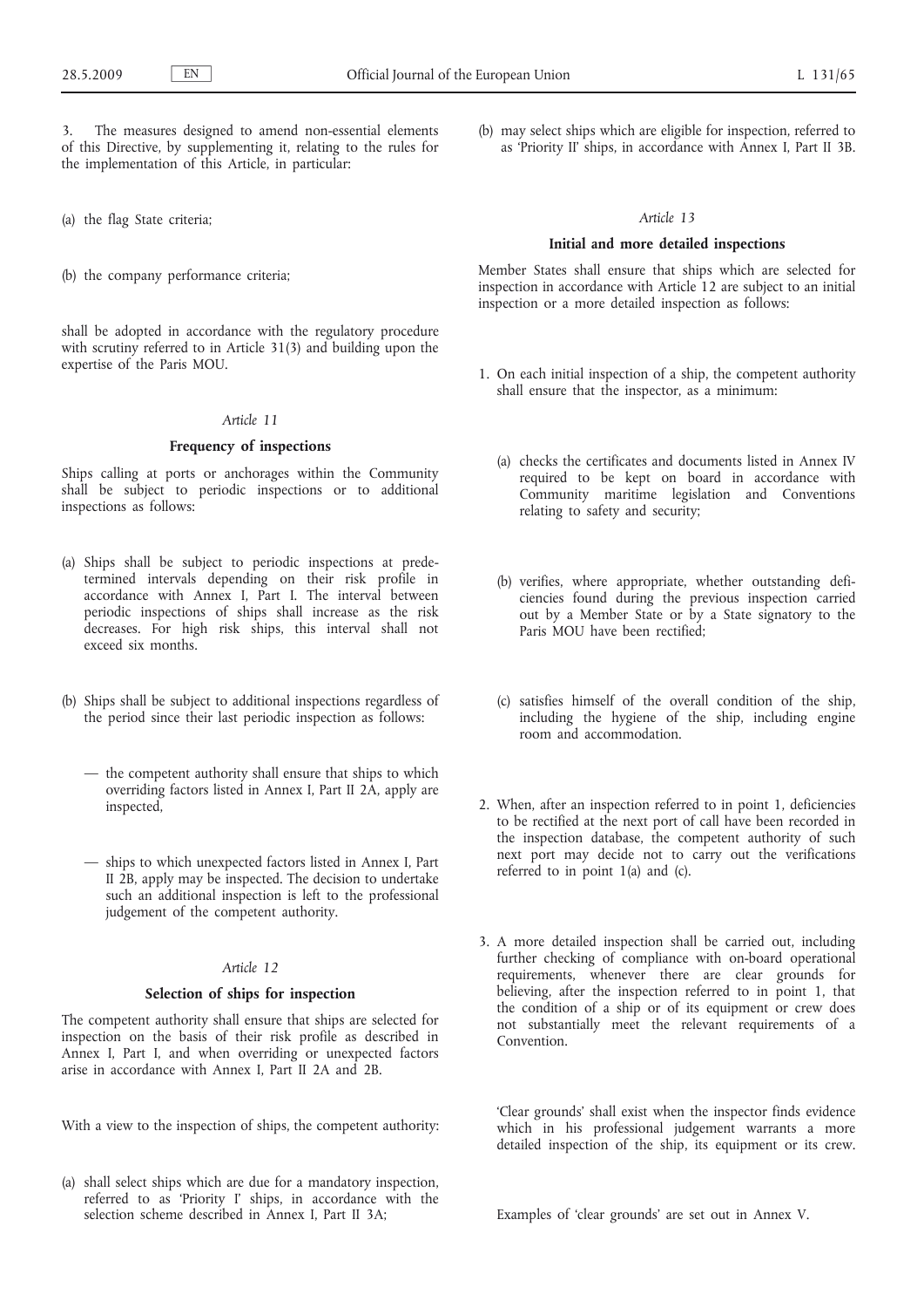3. The measures designed to amend non-essential elements of this Directive, by supplementing it, relating to the rules for the implementation of this Article, in particular:

(a) the flag State criteria;

(b) the company performance criteria;

shall be adopted in accordance with the regulatory procedure with scrutiny referred to in Article 31(3) and building upon the expertise of the Paris MOU.

*Article 11*

**Frequency of inspections**

Ships calling at ports or anchorages within the Community shall be subject to periodic inspections or to additional inspections as follows:

(a) Ships shall be subject to periodic inspections at predetermined intervals depending on their risk profile in accordance with Annex I, Part I. The interval between periodic inspections of ships shall increase as the risk decreases. For high risk ships, this interval shall not exceed six months.

(b) Ships shall be subject to additional inspections regardless of the period since their last periodic inspection as follows:

— the competent authority shall ensure that ships to which overriding factors listed in Annex I, Part II 2A, apply are inspected,

— ships to which unexpected factors listed in Annex I, Part II 2B, apply may be inspected. The decision to undertake such an additional inspection is left to the professional judgement of the competent authority.

*Article 12*

**Selection of ships for inspection**

The competent authority shall ensure that ships are selected for inspection on the basis of their risk profile as described in Annex I, Part I, and when overriding or unexpected factors arise in accordance with Annex I, Part II 2A and 2B.

With a view to the inspection of ships, the competent authority:

(a) shall select ships which are due for a mandatory inspection, referred to as 'Priority I' ships, in accordance with the selection scheme described in Annex I, Part II 3A;

(b) may select ships which are eligible for inspection, referred to as 'Priority II' ships, in accordance with Annex I, Part II 3B.

*Article 13*

**Initial and more detailed inspections**

Member States shall ensure that ships which are selected for inspection in accordance with Article 12 are subject to an initial inspection or a more detailed inspection as follows:

1. On each initial inspection of a ship, the competent authority shall ensure that the inspector, as a minimum:

   (a) checks the certificates and documents listed in Annex IV required to be kept on board in accordance with Community maritime legislation and Conventions relating to safety and security;

   (b) verifies, where appropriate, whether outstanding deficiencies found during the previous inspection carried out by a Member State or by a State signatory to the Paris MOU have been rectified;

   (c) satisfies himself of the overall condition of the ship, including the hygiene of the ship, including engine room and accommodation.

2. When, after an inspection referred to in point 1, deficiencies to be rectified at the next port of call have been recorded in the inspection database, the competent authority of such next port may decide not to carry out the verifications referred to in point 1(a) and (c).

3. A more detailed inspection shall be carried out, including further checking of compliance with on-board operational requirements, whenever there are clear grounds for believing, after the inspection referred to in point 1, that the condition of a ship or of its equipment or crew does not substantially meet the relevant requirements of a Convention.

   'Clear grounds' shall exist when the inspector finds evidence which in his professional judgement warrants a more detailed inspection of the ship, its equipment or its crew.

   Examples of 'clear grounds' are set out in Annex V.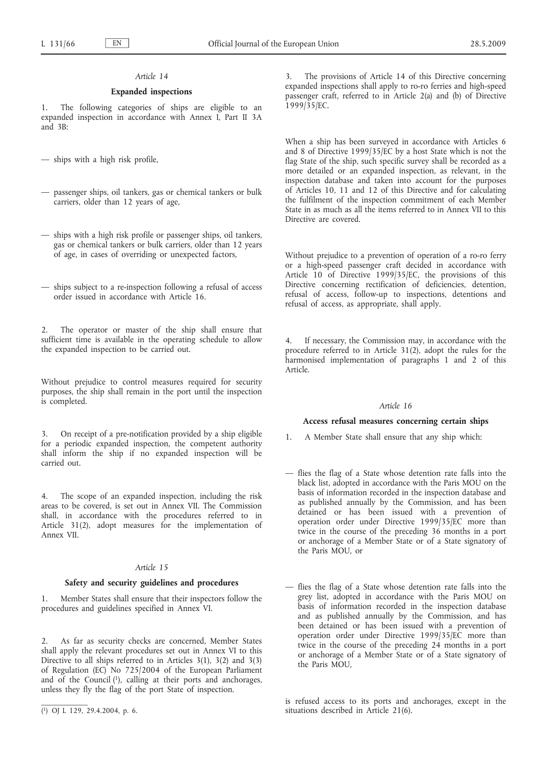### *Article 14*

#### Expanded inspections

1. The following categories of ships are eligible to an expanded inspection in accordance with Annex I, Part II 3A and 3B:

— ships with a high risk profile,

— passenger ships, oil tankers, gas or chemical tankers or bulk carriers, older than 12 years of age,

— ships with a high risk profile or passenger ships, oil tankers, gas or chemical tankers or bulk carriers, older than 12 years of age, in cases of overriding or unexpected factors,

— ships subject to a re-inspection following a refusal of access order issued in accordance with Article 16.

2. The operator or master of the ship shall ensure that sufficient time is available in the operating schedule to allow the expanded inspection to be carried out.

Without prejudice to control measures required for security purposes, the ship shall remain in the port until the inspection is completed.

3. On receipt of a pre-notification provided by a ship eligible for a periodic expanded inspection, the competent authority shall inform the ship if no expanded inspection will be carried out.

4. The scope of an expanded inspection, including the risk areas to be covered, is set out in Annex VII. The Commission shall, in accordance with the procedures referred to in Article 31(2), adopt measures for the implementation of Annex VII.

### *Article 15*

#### Safety and security guidelines and procedures

1. Member States shall ensure that their inspectors follow the procedures and guidelines specified in Annex VI.

2. As far as security checks are concerned, Member States shall apply the relevant procedures set out in Annex VI to this Directive to all ships referred to in Articles 3(1), 3(2) and 3(3) of Regulation (EC) No 725/2004 of the European Parliament and of the Council [1], calling at their ports and anchorages, unless they fly the flag of the port State of inspection.

3. The provisions of Article 14 of this Directive concerning expanded inspections shall apply to ro-ro ferries and high-speed passenger craft, referred to in Article 2(a) and (b) of Directive 1999/35/EC.

When a ship has been surveyed in accordance with Articles 6 and 8 of Directive 1999/35/EC by a host State which is not the flag State of the ship, such specific survey shall be recorded as a more detailed or an expanded inspection, as relevant, in the inspection database and taken into account for the purposes of Articles 10, 11 and 12 of this Directive and for calculating the fulfilment of the inspection commitment of each Member State in as much as all the items referred to in Annex VII to this Directive are covered.

Without prejudice to a prevention of operation of a ro-ro ferry or a high-speed passenger craft decided in accordance with Article 10 of Directive 1999/35/EC, the provisions of this Directive concerning rectification of deficiencies, detention, refusal of access, follow-up to inspections, detentions and refusal of access, as appropriate, shall apply.

4. If necessary, the Commission may, in accordance with the procedure referred to in Article 31(2), adopt the rules for the harmonised implementation of paragraphs 1 and 2 of this Article.

### *Article 16*

#### Access refusal measures concerning certain ships

1. A Member State shall ensure that any ship which:

— flies the flag of a State whose detention rate falls into the black list, adopted in accordance with the Paris MOU on the basis of information recorded in the inspection database and as published annually by the Commission, and has been detained or has been issued with a prevention of operation order under Directive 1999/35/EC more than twice in the course of the preceding 36 months in a port or anchorage of a Member State or of a State signatory of the Paris MOU, or

— flies the flag of a State whose detention rate falls into the grey list, adopted in accordance with the Paris MOU on basis of information recorded in the inspection database and as published annually by the Commission, and has been detained or has been issued with a prevention of operation order under Directive 1999/35/EC more than twice in the course of the preceding 24 months in a port or anchorage of a Member State or of a State signatory of the Paris MOU,

is refused access to its ports and anchorages, except in the situations described in Article 21(6).

[1] OJ L 129, 29.4.2004, p. 6.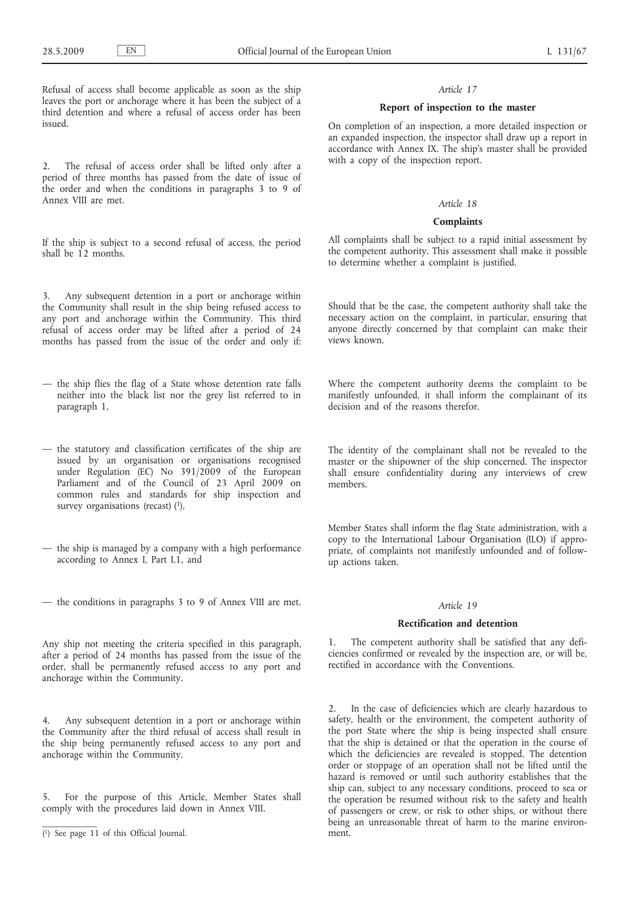Refusal of access shall become applicable as soon as the ship leaves the port or anchorage where it has been the subject of a third detention and where a refusal of access order has been issued.

2. The refusal of access order shall be lifted only after a period of three months has passed from the date of issue of the order and when the conditions in paragraphs 3 to 9 of Annex VIII are met.

If the ship is subject to a second refusal of access, the period shall be 12 months.

3. Any subsequent detention in a port or anchorage within the Community shall result in the ship being refused access to any port and anchorage within the Community. This third refusal of access order may be lifted after a period of 24 months has passed from the issue of the order and only if:

— the ship flies the flag of a State whose detention rate falls neither into the black list nor the grey list referred to in paragraph 1,

— the statutory and classification certificates of the ship are issued by an organisation or organisations recognised under Regulation (EC) No 391/2009 of the European Parliament and of the Council of 23 April 2009 on common rules and standards for ship inspection and survey organisations (recast) [1],

— the ship is managed by a company with a high performance according to Annex I, Part I.1, and

— the conditions in paragraphs 3 to 9 of Annex VIII are met.

Any ship not meeting the criteria specified in this paragraph, after a period of 24 months has passed from the issue of the order, shall be permanently refused access to any port and anchorage within the Community.

4. Any subsequent detention in a port or anchorage within the Community after the third refusal of access shall result in the ship being permanently refused access to any port and anchorage within the Community.

5. For the purpose of this Article, Member States shall comply with the procedures laid down in Annex VIII.

[1] See page 11 of this Official Journal.

*Article 17*

**Report of inspection to the master**

On completion of an inspection, a more detailed inspection or an expanded inspection, the inspector shall draw up a report in accordance with Annex IX. The ship's master shall be provided with a copy of the inspection report.

*Article 18*

**Complaints**

All complaints shall be subject to a rapid initial assessment by the competent authority. This assessment shall make it possible to determine whether a complaint is justified.

Should that be the case, the competent authority shall take the necessary action on the complaint, in particular, ensuring that anyone directly concerned by that complaint can make their views known.

Where the competent authority deems the complaint to be manifestly unfounded, it shall inform the complainant of its decision and of the reasons therefor.

The identity of the complainant shall not be revealed to the master or the shipowner of the ship concerned. The inspector shall ensure confidentiality during any interviews of crew members.

Member States shall inform the flag State administration, with a copy to the International Labour Organisation (ILO) if appropriate, of complaints not manifestly unfounded and of follow-up actions taken.

*Article 19*

**Rectification and detention**

1. The competent authority shall be satisfied that any deficiencies confirmed or revealed by the inspection are, or will be, rectified in accordance with the Conventions.

2. In the case of deficiencies which are clearly hazardous to safety, health or the environment, the competent authority of the port State where the ship is being inspected shall ensure that the ship is detained or that the operation in the course of which the deficiencies are revealed is stopped. The detention order or stoppage of an operation shall not be lifted until the hazard is removed or until such authority establishes that the ship can, subject to any necessary conditions, proceed to sea or the operation be resumed without risk to the safety and health of passengers or crew, or risk to other ships, or without there being an unreasonable threat of harm to the marine environment.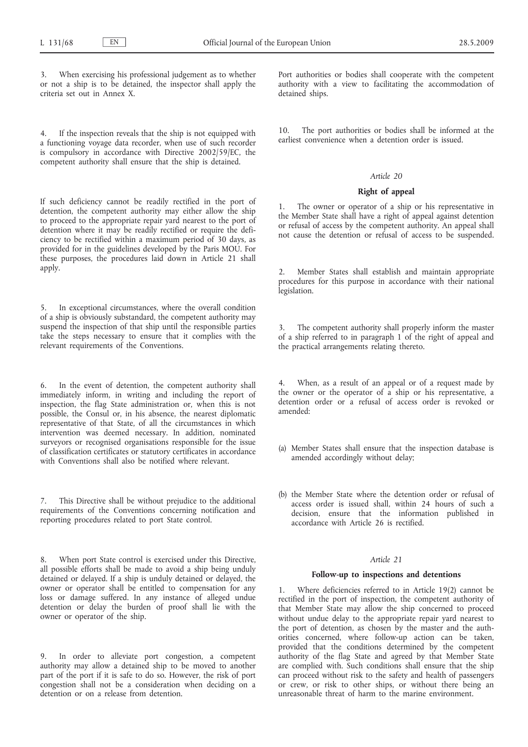3. When exercising his professional judgement as to whether or not a ship is to be detained, the inspector shall apply the criteria set out in Annex X.

4. If the inspection reveals that the ship is not equipped with a functioning voyage data recorder, when use of such recorder is compulsory in accordance with Directive 2002/59/EC, the competent authority shall ensure that the ship is detained.

If such deficiency cannot be readily rectified in the port of detention, the competent authority may either allow the ship to proceed to the appropriate repair yard nearest to the port of detention where it may be readily rectified or require the deficiency to be rectified within a maximum period of 30 days, as provided for in the guidelines developed by the Paris MOU. For these purposes, the procedures laid down in Article 21 shall apply.

5. In exceptional circumstances, where the overall condition of a ship is obviously substandard, the competent authority may suspend the inspection of that ship until the responsible parties take the steps necessary to ensure that it complies with the relevant requirements of the Conventions.

6. In the event of detention, the competent authority shall immediately inform, in writing and including the report of inspection, the flag State administration or, when this is not possible, the Consul or, in his absence, the nearest diplomatic representative of that State, of all the circumstances in which intervention was deemed necessary. In addition, nominated surveyors or recognised organisations responsible for the issue of classification certificates or statutory certificates in accordance with Conventions shall also be notified where relevant.

7. This Directive shall be without prejudice to the additional requirements of the Conventions concerning notification and reporting procedures related to port State control.

8. When port State control is exercised under this Directive, all possible efforts shall be made to avoid a ship being unduly detained or delayed. If a ship is unduly detained or delayed, the owner or operator shall be entitled to compensation for any loss or damage suffered. In any instance of alleged undue detention or delay the burden of proof shall lie with the owner or operator of the ship.

9. In order to alleviate port congestion, a competent authority may allow a detained ship to be moved to another part of the port if it is safe to do so. However, the risk of port congestion shall not be a consideration when deciding on a detention or on a release from detention.

Port authorities or bodies shall cooperate with the competent authority with a view to facilitating the accommodation of detained ships.

10. The port authorities or bodies shall be informed at the earliest convenience when a detention order is issued.

*Article 20*

**Right of appeal**

1. The owner or operator of a ship or his representative in the Member State shall have a right of appeal against detention or refusal of access by the competent authority. An appeal shall not cause the detention or refusal of access to be suspended.

2. Member States shall establish and maintain appropriate procedures for this purpose in accordance with their national legislation.

3. The competent authority shall properly inform the master of a ship referred to in paragraph 1 of the right of appeal and the practical arrangements relating thereto.

4. When, as a result of an appeal or of a request made by the owner or the operator of a ship or his representative, a detention order or a refusal of access order is revoked or amended:

(a) Member States shall ensure that the inspection database is amended accordingly without delay;

(b) the Member State where the detention order or refusal of access order is issued shall, within 24 hours of such a decision, ensure that the information published in accordance with Article 26 is rectified.

*Article 21*

**Follow-up to inspections and detentions**

1. Where deficiencies referred to in Article 19(2) cannot be rectified in the port of inspection, the competent authority of that Member State may allow the ship concerned to proceed without undue delay to the appropriate repair yard nearest to the port of detention, as chosen by the master and the authorities concerned, where follow-up action can be taken, provided that the conditions determined by the competent authority of the flag State and agreed by that Member State are complied with. Such conditions shall ensure that the ship can proceed without risk to the safety and health of passengers or crew, or risk to other ships, or without there being an unreasonable threat of harm to the marine environment.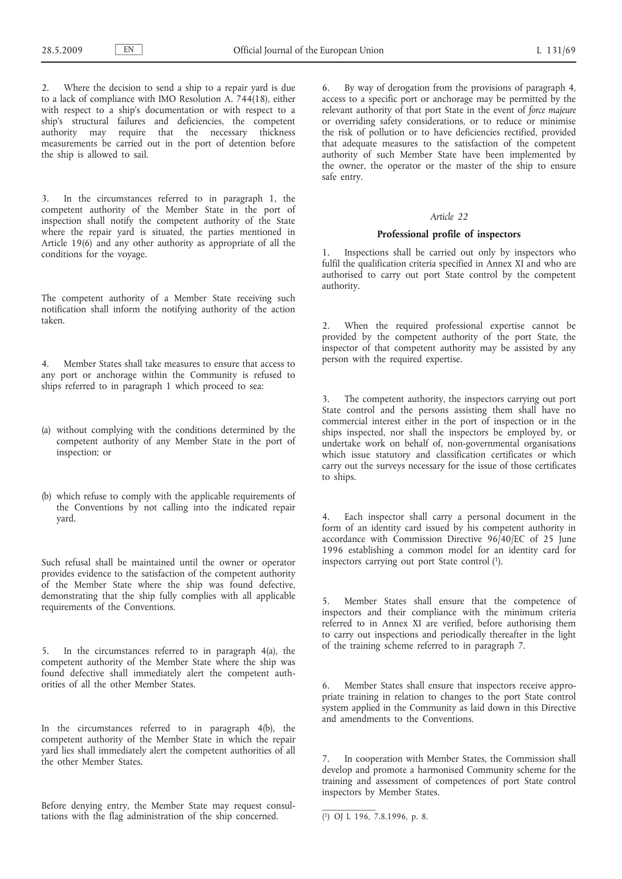2. Where the decision to send a ship to a repair yard is due to a lack of compliance with IMO Resolution A. 744(18), either with respect to a ship's documentation or with respect to a ship's structural failures and deficiencies, the competent authority may require that the necessary thickness measurements be carried out in the port of detention before the ship is allowed to sail.

3. In the circumstances referred to in paragraph 1, the competent authority of the Member State in the port of inspection shall notify the competent authority of the State where the repair yard is situated, the parties mentioned in Article 19(6) and any other authority as appropriate of all the conditions for the voyage.

The competent authority of a Member State receiving such notification shall inform the notifying authority of the action taken.

4. Member States shall take measures to ensure that access to any port or anchorage within the Community is refused to ships referred to in paragraph 1 which proceed to sea:

(a) without complying with the conditions determined by the competent authority of any Member State in the port of inspection; or

(b) which refuse to comply with the applicable requirements of the Conventions by not calling into the indicated repair yard.

Such refusal shall be maintained until the owner or operator provides evidence to the satisfaction of the competent authority of the Member State where the ship was found defective, demonstrating that the ship fully complies with all applicable requirements of the Conventions.

5. In the circumstances referred to in paragraph 4(a), the competent authority of the Member State where the ship was found defective shall immediately alert the competent authorities of all the other Member States.

In the circumstances referred to in paragraph 4(b), the competent authority of the Member State in which the repair yard lies shall immediately alert the competent authorities of all the other Member States.

Before denying entry, the Member State may request consultations with the flag administration of the ship concerned.

6. By way of derogation from the provisions of paragraph 4, access to a specific port or anchorage may be permitted by the relevant authority of that port State in the event of *force majeure* or overriding safety considerations, or to reduce or minimise the risk of pollution or to have deficiencies rectified, provided that adequate measures to the satisfaction of the competent authority of such Member State have been implemented by the owner, the operator or the master of the ship to ensure safe entry.

*Article 22*

**Professional profile of inspectors**

1. Inspections shall be carried out only by inspectors who fulfil the qualification criteria specified in Annex XI and who are authorised to carry out port State control by the competent authority.

2. When the required professional expertise cannot be provided by the competent authority of the port State, the inspector of that competent authority may be assisted by any person with the required expertise.

3. The competent authority, the inspectors carrying out port State control and the persons assisting them shall have no commercial interest either in the port of inspection or in the ships inspected, nor shall the inspectors be employed by, or undertake work on behalf of, non-governmental organisations which issue statutory and classification certificates or which carry out the surveys necessary for the issue of those certificates to ships.

4. Each inspector shall carry a personal document in the form of an identity card issued by his competent authority in accordance with Commission Directive 96/40/EC of 25 June 1996 establishing a common model for an identity card for inspectors carrying out port State control [1].

5. Member States shall ensure that the competence of inspectors and their compliance with the minimum criteria referred to in Annex XI are verified, before authorising them to carry out inspections and periodically thereafter in the light of the training scheme referred to in paragraph 7.

6. Member States shall ensure that inspectors receive appropriate training in relation to changes to the port State control system applied in the Community as laid down in this Directive and amendments to the Conventions.

7. In cooperation with Member States, the Commission shall develop and promote a harmonised Community scheme for the training and assessment of competences of port State control inspectors by Member States.

[1] OJ L 196, 7.8.1996, p. 8.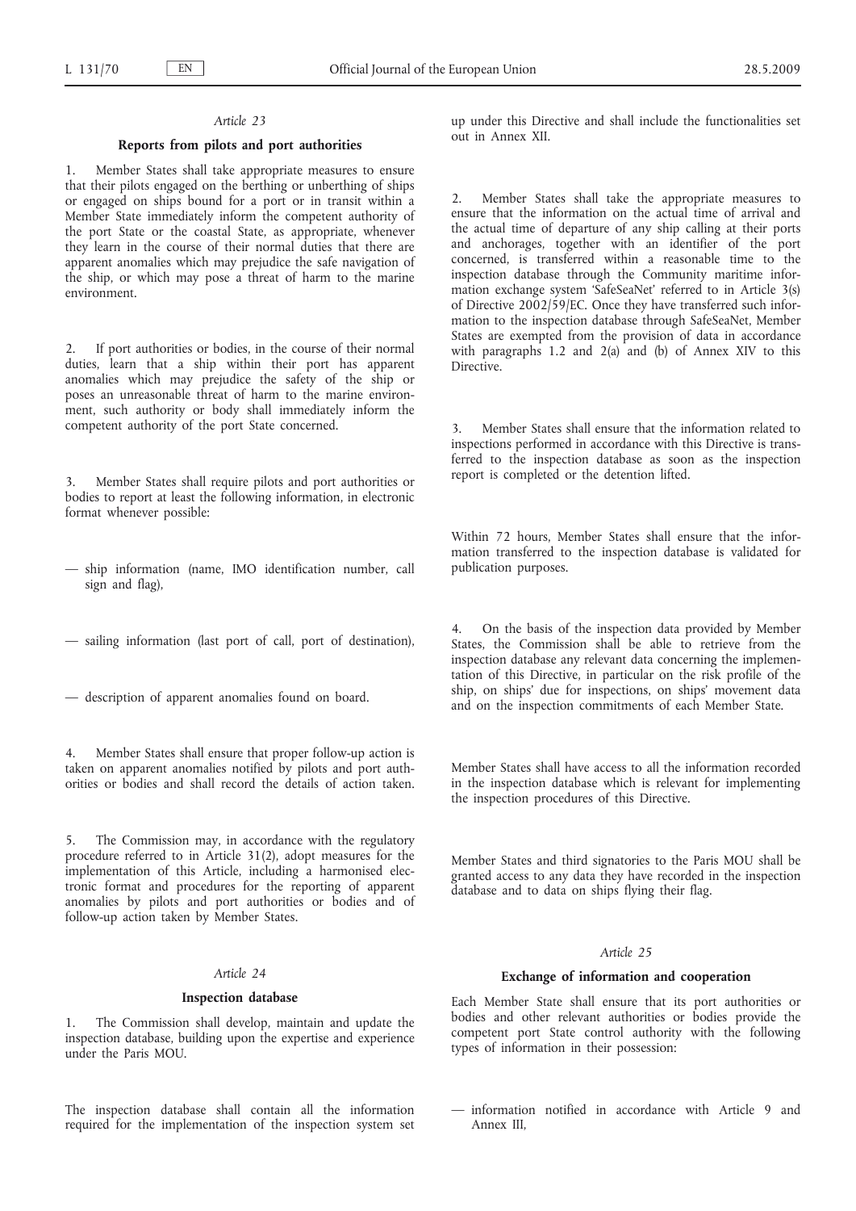*Article 23*

**Reports from pilots and port authorities**

1. Member States shall take appropriate measures to ensure that their pilots engaged on the berthing or unberthing of ships or engaged on ships bound for a port or in transit within a Member State immediately inform the competent authority of the port State or the coastal State, as appropriate, whenever they learn in the course of their normal duties that there are apparent anomalies which may prejudice the safe navigation of the ship, or which may pose a threat of harm to the marine environment.

2. If port authorities or bodies, in the course of their normal duties, learn that a ship within their port has apparent anomalies which may prejudice the safety of the ship or poses an unreasonable threat of harm to the marine environment, such authority or body shall immediately inform the competent authority of the port State concerned.

3. Member States shall require pilots and port authorities or bodies to report at least the following information, in electronic format whenever possible:

— ship information (name, IMO identification number, call sign and flag),

— sailing information (last port of call, port of destination),

— description of apparent anomalies found on board.

4. Member States shall ensure that proper follow-up action is taken on apparent anomalies notified by pilots and port authorities or bodies and shall record the details of action taken.

5. The Commission may, in accordance with the regulatory procedure referred to in Article 31(2), adopt measures for the implementation of this Article, including a harmonised electronic format and procedures for the reporting of apparent anomalies by pilots and port authorities or bodies and of follow-up action taken by Member States.

*Article 24*

**Inspection database**

1. The Commission shall develop, maintain and update the inspection database, building upon the expertise and experience under the Paris MOU.

The inspection database shall contain all the information required for the implementation of the inspection system set up under this Directive and shall include the functionalities set out in Annex XII.

2. Member States shall take the appropriate measures to ensure that the information on the actual time of arrival and the actual time of departure of any ship calling at their ports and anchorages, together with an identifier of the port concerned, is transferred within a reasonable time to the inspection database through the Community maritime information exchange system 'SafeSeaNet' referred to in Article 3(s) of Directive 2002/59/EC. Once they have transferred such information to the inspection database through SafeSeaNet, Member States are exempted from the provision of data in accordance with paragraphs 1.2 and 2(a) and (b) of Annex XIV to this Directive.

3. Member States shall ensure that the information related to inspections performed in accordance with this Directive is transferred to the inspection database as soon as the inspection report is completed or the detention lifted.

Within 72 hours, Member States shall ensure that the information transferred to the inspection database is validated for publication purposes.

4. On the basis of the inspection data provided by Member States, the Commission shall be able to retrieve from the inspection database any relevant data concerning the implementation of this Directive, in particular on the risk profile of the ship, on ships' due for inspections, on ships' movement data and on the inspection commitments of each Member State.

Member States shall have access to all the information recorded in the inspection database which is relevant for implementing the inspection procedures of this Directive.

Member States and third signatories to the Paris MOU shall be granted access to any data they have recorded in the inspection database and to data on ships flying their flag.

*Article 25*

**Exchange of information and cooperation**

Each Member State shall ensure that its port authorities or bodies and other relevant authorities or bodies provide the competent port State control authority with the following types of information in their possession:

— information notified in accordance with Article 9 and Annex III,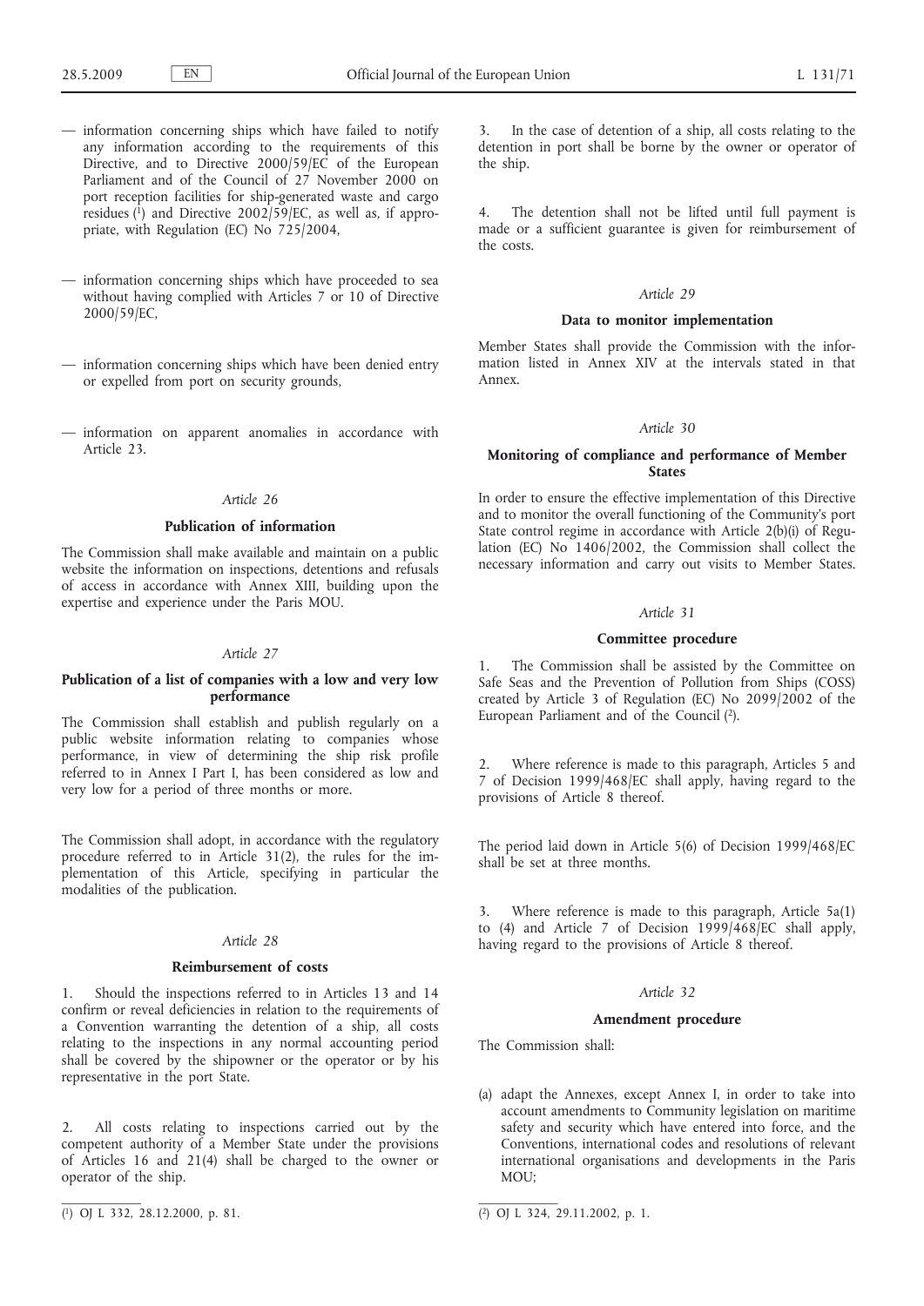— information concerning ships which have failed to notify any information according to the requirements of this Directive, and to Directive 2000/59/EC of the European Parliament and of the Council of 27 November 2000 on port reception facilities for ship-generated waste and cargo residues [1] and Directive 2002/59/EC, as well as, if appropriate, with Regulation (EC) No 725/2004,

— information concerning ships which have proceeded to sea without having complied with Articles 7 or 10 of Directive 2000/59/EC,

— information concerning ships which have been denied entry or expelled from port on security grounds,

— information on apparent anomalies in accordance with Article 23.

*Article 26*

**Publication of information**

The Commission shall make available and maintain on a public website the information on inspections, detentions and refusals of access in accordance with Annex XIII, building upon the expertise and experience under the Paris MOU.

*Article 27*

**Publication of a list of companies with a low and very low performance**

The Commission shall establish and publish regularly on a public website information relating to companies whose performance, in view of determining the ship risk profile referred to in Annex I Part I, has been considered as low and very low for a period of three months or more.

The Commission shall adopt, in accordance with the regulatory procedure referred to in Article 31(2), the rules for the implementation of this Article, specifying in particular the modalities of the publication.

*Article 28*

**Reimbursement of costs**

1. Should the inspections referred to in Articles 13 and 14 confirm or reveal deficiencies in relation to the requirements of a Convention warranting the detention of a ship, all costs relating to the inspections in any normal accounting period shall be covered by the shipowner or the operator or by his representative in the port State.

2. All costs relating to inspections carried out by the competent authority of a Member State under the provisions of Articles 16 and 21(4) shall be charged to the owner or operator of the ship.

3. In the case of detention of a ship, all costs relating to the detention in port shall be borne by the owner or operator of the ship.

4. The detention shall not be lifted until full payment is made or a sufficient guarantee is given for reimbursement of the costs.

*Article 29*

**Data to monitor implementation**

Member States shall provide the Commission with the information listed in Annex XIV at the intervals stated in that Annex.

*Article 30*

**Monitoring of compliance and performance of Member States**

In order to ensure the effective implementation of this Directive and to monitor the overall functioning of the Community's port State control regime in accordance with Article 2(b)(i) of Regulation (EC) No 1406/2002, the Commission shall collect the necessary information and carry out visits to Member States.

*Article 31*

**Committee procedure**

1. The Commission shall be assisted by the Committee on Safe Seas and the Prevention of Pollution from Ships (COSS) created by Article 3 of Regulation (EC) No 2099/2002 of the European Parliament and of the Council [2].

2. Where reference is made to this paragraph, Articles 5 and 7 of Decision 1999/468/EC shall apply, having regard to the provisions of Article 8 thereof.

The period laid down in Article 5(6) of Decision 1999/468/EC shall be set at three months.

3. Where reference is made to this paragraph, Article 5a(1) to (4) and Article 7 of Decision 1999/468/EC shall apply, having regard to the provisions of Article 8 thereof.

*Article 32*

**Amendment procedure**

The Commission shall:

(a) adapt the Annexes, except Annex I, in order to take into account amendments to Community legislation on maritime safety and security which have entered into force, and the Conventions, international codes and resolutions of relevant international organisations and developments in the Paris MOU;

---

[1] OJ L 332, 28.12.2000, p. 81.

[2] OJ L 324, 29.11.2002, p. 1.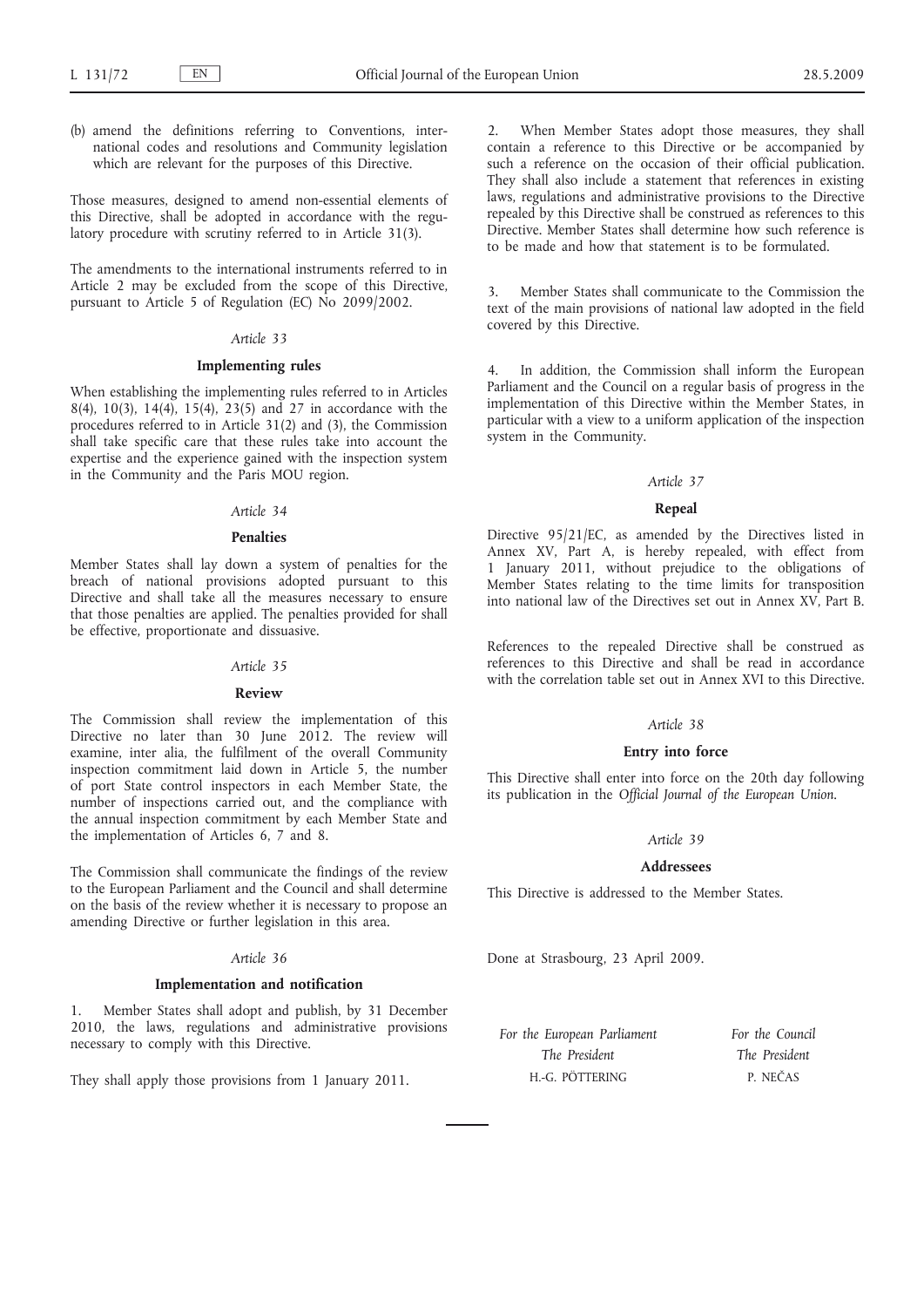(b) amend the definitions referring to Conventions, international codes and resolutions and Community legislation which are relevant for the purposes of this Directive.

Those measures, designed to amend non-essential elements of this Directive, shall be adopted in accordance with the regulatory procedure with scrutiny referred to in Article 31(3).

The amendments to the international instruments referred to in Article 2 may be excluded from the scope of this Directive, pursuant to Article 5 of Regulation (EC) No 2099/2002.

*Article 33*

**Implementing rules**

When establishing the implementing rules referred to in Articles 8(4), 10(3), 14(4), 15(4), 23(5) and 27 in accordance with the procedures referred to in Article 31(2) and (3), the Commission shall take specific care that these rules take into account the expertise and the experience gained with the inspection system in the Community and the Paris MOU region.

*Article 34*

**Penalties**

Member States shall lay down a system of penalties for the breach of national provisions adopted pursuant to this Directive and shall take all the measures necessary to ensure that those penalties are applied. The penalties provided for shall be effective, proportionate and dissuasive.

*Article 35*

**Review**

The Commission shall review the implementation of this Directive no later than 30 June 2012. The review will examine, inter alia, the fulfilment of the overall Community inspection commitment laid down in Article 5, the number of port State control inspectors in each Member State, the number of inspections carried out, and the compliance with the annual inspection commitment by each Member State and the implementation of Articles 6, 7 and 8.

The Commission shall communicate the findings of the review to the European Parliament and the Council and shall determine on the basis of the review whether it is necessary to propose an amending Directive or further legislation in this area.

*Article 36*

**Implementation and notification**

1. Member States shall adopt and publish, by 31 December 2010, the laws, regulations and administrative provisions necessary to comply with this Directive.

They shall apply those provisions from 1 January 2011.

2. When Member States adopt those measures, they shall contain a reference to this Directive or be accompanied by such a reference on the occasion of their official publication. They shall also include a statement that references in existing laws, regulations and administrative provisions to the Directive repealed by this Directive shall be construed as references to this Directive. Member States shall determine how such reference is to be made and how that statement is to be formulated.

3. Member States shall communicate to the Commission the text of the main provisions of national law adopted in the field covered by this Directive.

4. In addition, the Commission shall inform the European Parliament and the Council on a regular basis of progress in the implementation of this Directive within the Member States, in particular with a view to a uniform application of the inspection system in the Community.

*Article 37*

**Repeal**

Directive 95/21/EC, as amended by the Directives listed in Annex XV, Part A, is hereby repealed, with effect from 1 January 2011, without prejudice to the obligations of Member States relating to the time limits for transposition into national law of the Directives set out in Annex XV, Part B.

References to the repealed Directive shall be construed as references to this Directive and shall be read in accordance with the correlation table set out in Annex XVI to this Directive.

*Article 38*

**Entry into force**

This Directive shall enter into force on the 20th day following its publication in the *Official Journal of the European Union*.

*Article 39*

**Addressees**

This Directive is addressed to the Member States.

Done at Strasbourg, 23 April 2009.

| *For the European Parliament* | *For the Council* |
|---|---|
| *The President* | *The President* |
| H.-G. PÖTTERING | P. NEČAS |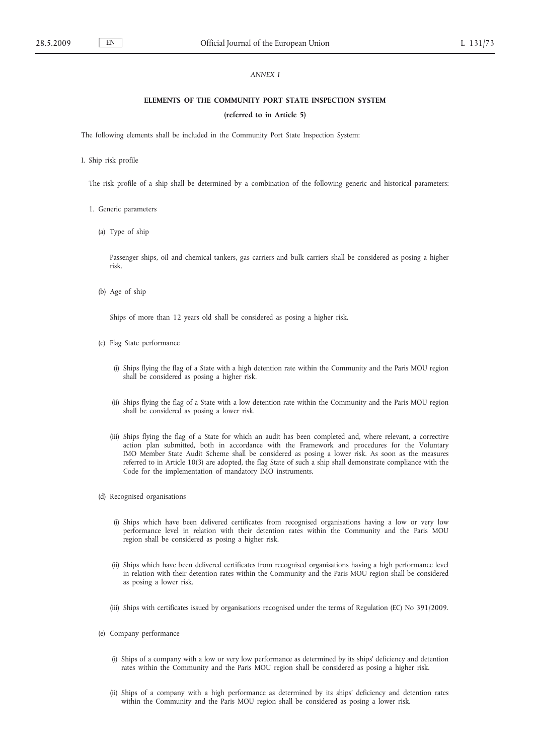*ANNEX I*

## ELEMENTS OF THE COMMUNITY PORT STATE INSPECTION SYSTEM

**(referred to in Article 5)**

The following elements shall be included in the Community Port State Inspection System:

I. Ship risk profile

The risk profile of a ship shall be determined by a combination of the following generic and historical parameters:

1. Generic parameters

(a) Type of ship

Passenger ships, oil and chemical tankers, gas carriers and bulk carriers shall be considered as posing a higher risk.

(b) Age of ship

Ships of more than 12 years old shall be considered as posing a higher risk.

(c) Flag State performance

(i) Ships flying the flag of a State with a high detention rate within the Community and the Paris MOU region shall be considered as posing a higher risk.

(ii) Ships flying the flag of a State with a low detention rate within the Community and the Paris MOU region shall be considered as posing a lower risk.

(iii) Ships flying the flag of a State for which an audit has been completed and, where relevant, a corrective action plan submitted, both in accordance with the Framework and procedures for the Voluntary IMO Member State Audit Scheme shall be considered as posing a lower risk. As soon as the measures referred to in Article 10(3) are adopted, the flag State of such a ship shall demonstrate compliance with the Code for the implementation of mandatory IMO instruments.

(d) Recognised organisations

(i) Ships which have been delivered certificates from recognised organisations having a low or very low performance level in relation with their detention rates within the Community and the Paris MOU region shall be considered as posing a higher risk.

(ii) Ships which have been delivered certificates from recognised organisations having a high performance level in relation with their detention rates within the Community and the Paris MOU region shall be considered as posing a lower risk.

(iii) Ships with certificates issued by organisations recognised under the terms of Regulation (EC) No 391/2009.

(e) Company performance

(i) Ships of a company with a low or very low performance as determined by its ships' deficiency and detention rates within the Community and the Paris MOU region shall be considered as posing a higher risk.

(ii) Ships of a company with a high performance as determined by its ships' deficiency and detention rates within the Community and the Paris MOU region shall be considered as posing a lower risk.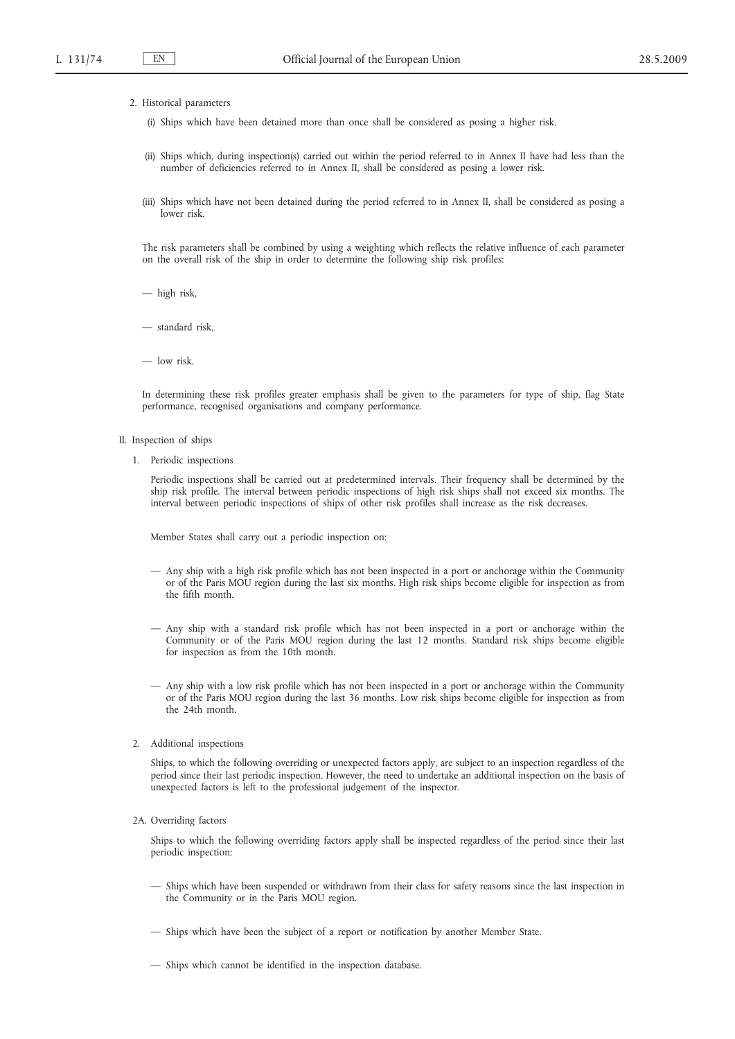2. Historical parameters

   (i) Ships which have been detained more than once shall be considered as posing a higher risk.

   (ii) Ships which, during inspection(s) carried out within the period referred to in Annex II have had less than the number of deficiencies referred to in Annex II, shall be considered as posing a lower risk.

   (iii) Ships which have not been detained during the period referred to in Annex II, shall be considered as posing a lower risk.

   The risk parameters shall be combined by using a weighting which reflects the relative influence of each parameter on the overall risk of the ship in order to determine the following ship risk profiles:

   — high risk,

   — standard risk,

   — low risk.

   In determining these risk profiles greater emphasis shall be given to the parameters for type of ship, flag State performance, recognised organisations and company performance.

II. Inspection of ships

1. Periodic inspections

   Periodic inspections shall be carried out at predetermined intervals. Their frequency shall be determined by the ship risk profile. The interval between periodic inspections of high risk ships shall not exceed six months. The interval between periodic inspections of ships of other risk profiles shall increase as the risk decreases.

   Member States shall carry out a periodic inspection on:

   — Any ship with a high risk profile which has not been inspected in a port or anchorage within the Community or of the Paris MOU region during the last six months. High risk ships become eligible for inspection as from the fifth month.

   — Any ship with a standard risk profile which has not been inspected in a port or anchorage within the Community or of the Paris MOU region during the last 12 months. Standard risk ships become eligible for inspection as from the 10th month.

   — Any ship with a low risk profile which has not been inspected in a port or anchorage within the Community or of the Paris MOU region during the last 36 months. Low risk ships become eligible for inspection as from the 24th month.

2. Additional inspections

   Ships, to which the following overriding or unexpected factors apply, are subject to an inspection regardless of the period since their last periodic inspection. However, the need to undertake an additional inspection on the basis of unexpected factors is left to the professional judgement of the inspector.

2A. Overriding factors

   Ships to which the following overriding factors apply shall be inspected regardless of the period since their last periodic inspection:

   — Ships which have been suspended or withdrawn from their class for safety reasons since the last inspection in the Community or in the Paris MOU region.

   — Ships which have been the subject of a report or notification by another Member State.

   — Ships which cannot be identified in the inspection database.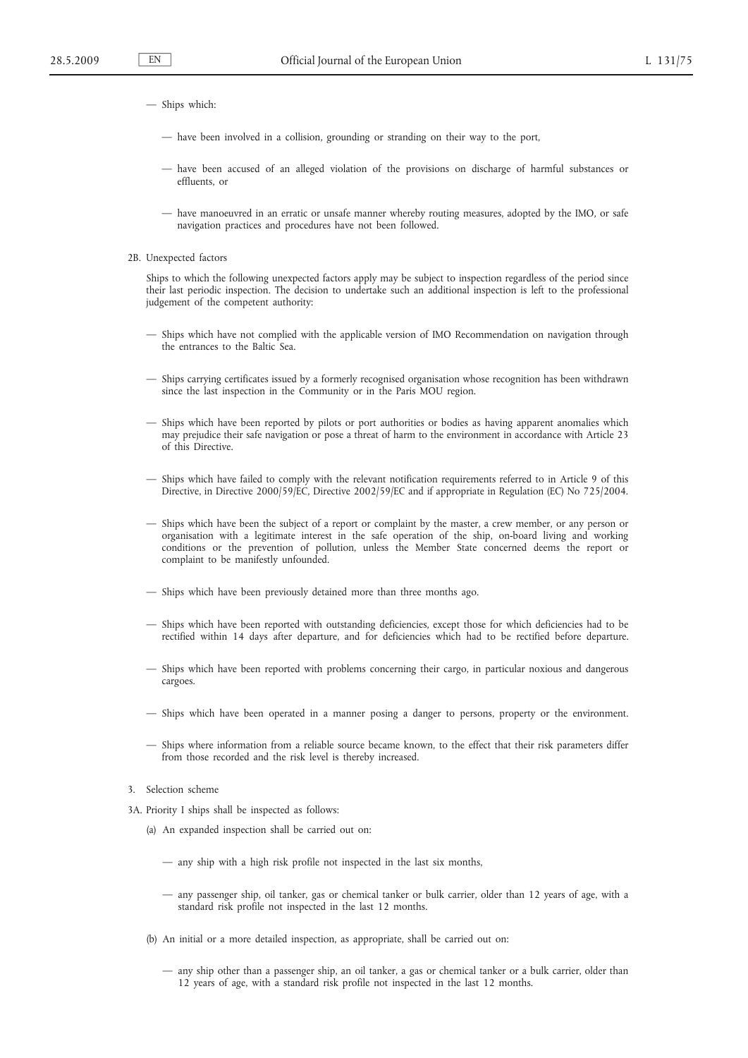— Ships which:

  — have been involved in a collision, grounding or stranding on their way to the port,

  — have been accused of an alleged violation of the provisions on discharge of harmful substances or effluents, or

  — have manoeuvred in an erratic or unsafe manner whereby routing measures, adopted by the IMO, or safe navigation practices and procedures have not been followed.

2B. Unexpected factors

Ships to which the following unexpected factors apply may be subject to inspection regardless of the period since their last periodic inspection. The decision to undertake such an additional inspection is left to the professional judgement of the competent authority:

— Ships which have not complied with the applicable version of IMO Recommendation on navigation through the entrances to the Baltic Sea.

— Ships carrying certificates issued by a formerly recognised organisation whose recognition has been withdrawn since the last inspection in the Community or in the Paris MOU region.

— Ships which have been reported by pilots or port authorities or bodies as having apparent anomalies which may prejudice their safe navigation or pose a threat of harm to the environment in accordance with Article 23 of this Directive.

— Ships which have failed to comply with the relevant notification requirements referred to in Article 9 of this Directive, in Directive 2000/59/EC, Directive 2002/59/EC and if appropriate in Regulation (EC) No 725/2004.

— Ships which have been the subject of a report or complaint by the master, a crew member, or any person or organisation with a legitimate interest in the safe operation of the ship, on-board living and working conditions or the prevention of pollution, unless the Member State concerned deems the report or complaint to be manifestly unfounded.

— Ships which have been previously detained more than three months ago.

— Ships which have been reported with outstanding deficiencies, except those for which deficiencies had to be rectified within 14 days after departure, and for deficiencies which had to be rectified before departure.

— Ships which have been reported with problems concerning their cargo, in particular noxious and dangerous cargoes.

— Ships which have been operated in a manner posing a danger to persons, property or the environment.

— Ships where information from a reliable source became known, to the effect that their risk parameters differ from those recorded and the risk level is thereby increased.

3. Selection scheme

3A. Priority I ships shall be inspected as follows:

(a) An expanded inspection shall be carried out on:

  — any ship with a high risk profile not inspected in the last six months,

  — any passenger ship, oil tanker, gas or chemical tanker or bulk carrier, older than 12 years of age, with a standard risk profile not inspected in the last 12 months.

(b) An initial or a more detailed inspection, as appropriate, shall be carried out on:

  — any ship other than a passenger ship, an oil tanker, a gas or chemical tanker or a bulk carrier, older than 12 years of age, with a standard risk profile not inspected in the last 12 months.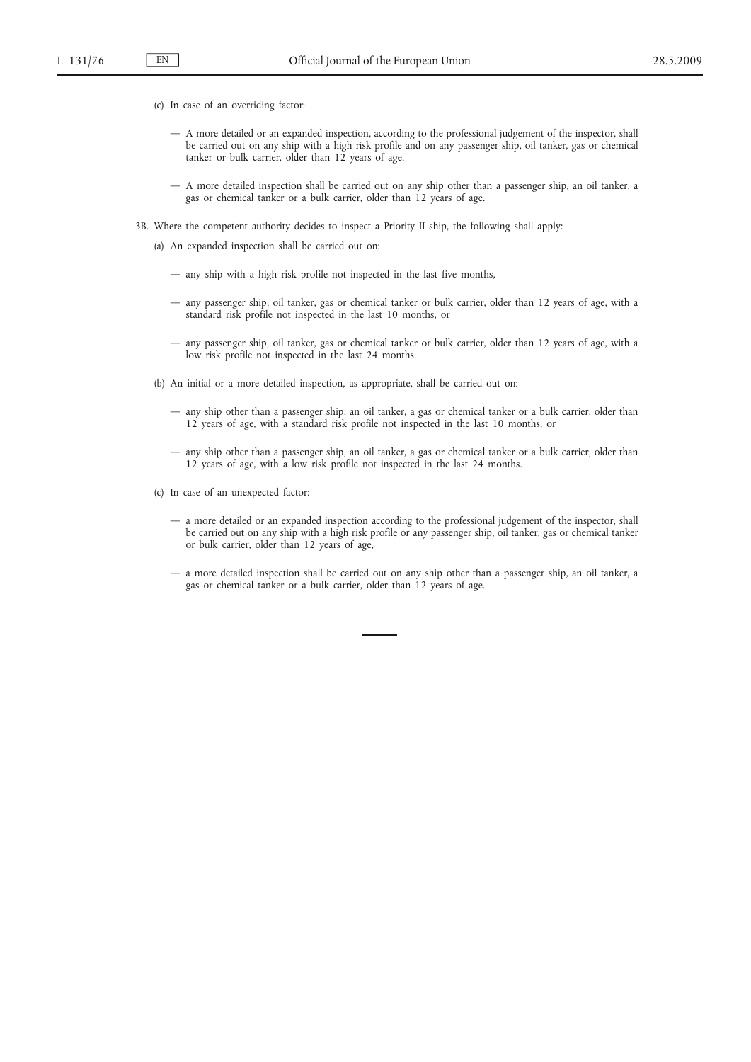(c) In case of an overriding factor:

— A more detailed or an expanded inspection, according to the professional judgement of the inspector, shall be carried out on any ship with a high risk profile and on any passenger ship, oil tanker, gas or chemical tanker or bulk carrier, older than 12 years of age.

— A more detailed inspection shall be carried out on any ship other than a passenger ship, an oil tanker, a gas or chemical tanker or a bulk carrier, older than 12 years of age.

3B. Where the competent authority decides to inspect a Priority II ship, the following shall apply:

(a) An expanded inspection shall be carried out on:

— any ship with a high risk profile not inspected in the last five months,

— any passenger ship, oil tanker, gas or chemical tanker or bulk carrier, older than 12 years of age, with a standard risk profile not inspected in the last 10 months, or

— any passenger ship, oil tanker, gas or chemical tanker or bulk carrier, older than 12 years of age, with a low risk profile not inspected in the last 24 months.

(b) An initial or a more detailed inspection, as appropriate, shall be carried out on:

— any ship other than a passenger ship, an oil tanker, a gas or chemical tanker or a bulk carrier, older than 12 years of age, with a standard risk profile not inspected in the last 10 months, or

— any ship other than a passenger ship, an oil tanker, a gas or chemical tanker or a bulk carrier, older than 12 years of age, with a low risk profile not inspected in the last 24 months.

(c) In case of an unexpected factor:

— a more detailed or an expanded inspection according to the professional judgement of the inspector, shall be carried out on any ship with a high risk profile or any passenger ship, oil tanker, gas or chemical tanker or bulk carrier, older than 12 years of age,

— a more detailed inspection shall be carried out on any ship other than a passenger ship, an oil tanker, a gas or chemical tanker or a bulk carrier, older than 12 years of age.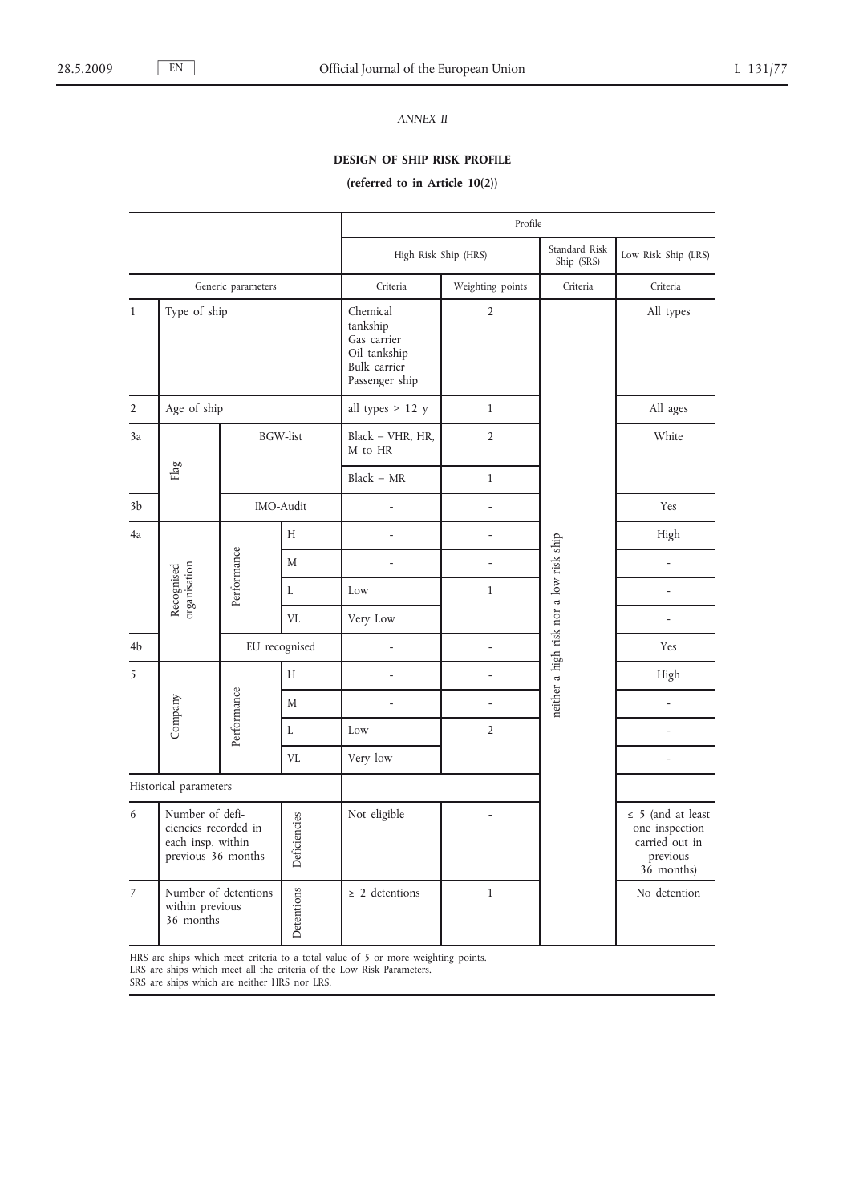*ANNEX II*

**DESIGN OF SHIP RISK PROFILE**

**(referred to in Article 10(2))**

| | | | | Profile | | | |
|---|---|---|---|---|---|---|---|
| | | | | High Risk Ship (HRS) | | Standard Risk Ship (SRS) | Low Risk Ship (LRS) |
| Generic parameters | | | | Criteria | Weighting points | Criteria | Criteria |
| 1 | Type of ship | | | Chemical tankship<br>Gas carrier<br>Oil tankship<br>Bulk carrier<br>Passenger ship | 2 | neither a high risk nor a low risk ship | All types |
| 2 | Age of ship | | | all types > 12 y | 1 | | All ages |
| 3a | Flag | BGW-list | | Black – VHR, HR, M to HR | 2 | | White |
| | | | | Black – MR | 1 | | |
| 3b | | IMO-Audit | | - | - | | Yes |
| 4a | Recognised organisation | Performance | H | - | - | | High |
| | | | M | - | - | | - |
| | | | L | Low | 1 | | - |
| | | | VL | Very Low | | | - |
| 4b | | EU recognised | | - | - | | Yes |
| 5 | Company | Performance | H | - | - | | High |
| | | | M | - | - | | - |
| | | | L | Low | 2 | | - |
| | | | VL | Very low | | | - |
| Historical parameters | | | | | | | |
| 6 | Number of deficiencies recorded in each insp. within previous 36 months | | Deficiencies | Not eligible | - | | ≤ 5 (and at least one inspection carried out in previous 36 months) |
| 7 | Number of detentions within previous 36 months | | Detentions | ≥ 2 detentions | 1 | | No detention |

HRS are ships which meet criteria to a total value of 5 or more weighting points.
LRS are ships which meet all the criteria of the Low Risk Parameters.
SRS are ships which are neither HRS nor LRS.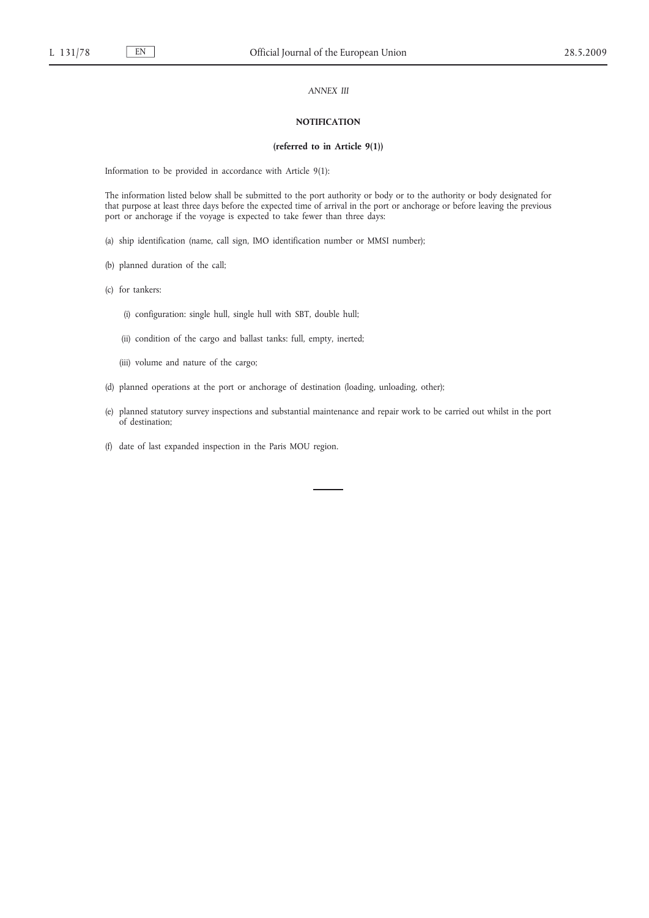*ANNEX III*

## NOTIFICATION

**(referred to in Article 9(1))**

Information to be provided in accordance with Article 9(1):

The information listed below shall be submitted to the port authority or body or to the authority or body designated for that purpose at least three days before the expected time of arrival in the port or anchorage or before leaving the previous port or anchorage if the voyage is expected to take fewer than three days:

(a) ship identification (name, call sign, IMO identification number or MMSI number);

(b) planned duration of the call;

(c) for tankers:

  (i) configuration: single hull, single hull with SBT, double hull;

  (ii) condition of the cargo and ballast tanks: full, empty, inerted;

  (iii) volume and nature of the cargo;

(d) planned operations at the port or anchorage of destination (loading, unloading, other);

(e) planned statutory survey inspections and substantial maintenance and repair work to be carried out whilst in the port of destination;

(f) date of last expanded inspection in the Paris MOU region.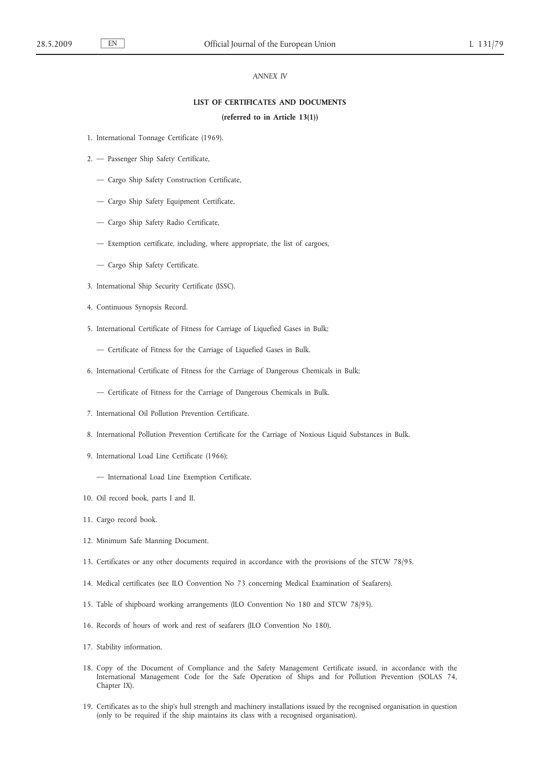*ANNEX IV*

**LIST OF CERTIFICATES AND DOCUMENTS**

**(referred to in Article 13(1))**

1. International Tonnage Certificate (1969).

2. — Passenger Ship Safety Certificate,

   — Cargo Ship Safety Construction Certificate,

   — Cargo Ship Safety Equipment Certificate,

   — Cargo Ship Safety Radio Certificate,

   — Exemption certificate, including, where appropriate, the list of cargoes,

   — Cargo Ship Safety Certificate.

3. International Ship Security Certificate (ISSC).

4. Continuous Synopsis Record.

5. International Certificate of Fitness for Carriage of Liquefied Gases in Bulk;

   — Certificate of Fitness for the Carriage of Liquefied Gases in Bulk.

6. International Certificate of Fitness for the Carriage of Dangerous Chemicals in Bulk;

   — Certificate of Fitness for the Carriage of Dangerous Chemicals in Bulk.

7. International Oil Pollution Prevention Certificate.

8. International Pollution Prevention Certificate for the Carriage of Noxious Liquid Substances in Bulk.

9. International Load Line Certificate (1966);

   — International Load Line Exemption Certificate.

10. Oil record book, parts I and II.

11. Cargo record book.

12. Minimum Safe Manning Document.

13. Certificates or any other documents required in accordance with the provisions of the STCW 78/95.

14. Medical certificates (see ILO Convention No 73 concerning Medical Examination of Seafarers).

15. Table of shipboard working arrangements (ILO Convention No 180 and STCW 78/95).

16. Records of hours of work and rest of seafarers (ILO Convention No 180).

17. Stability information.

18. Copy of the Document of Compliance and the Safety Management Certificate issued, in accordance with the International Management Code for the Safe Operation of Ships and for Pollution Prevention (SOLAS 74, Chapter IX).

19. Certificates as to the ship's hull strength and machinery installations issued by the recognised organisation in question (only to be required if the ship maintains its class with a recognised organisation).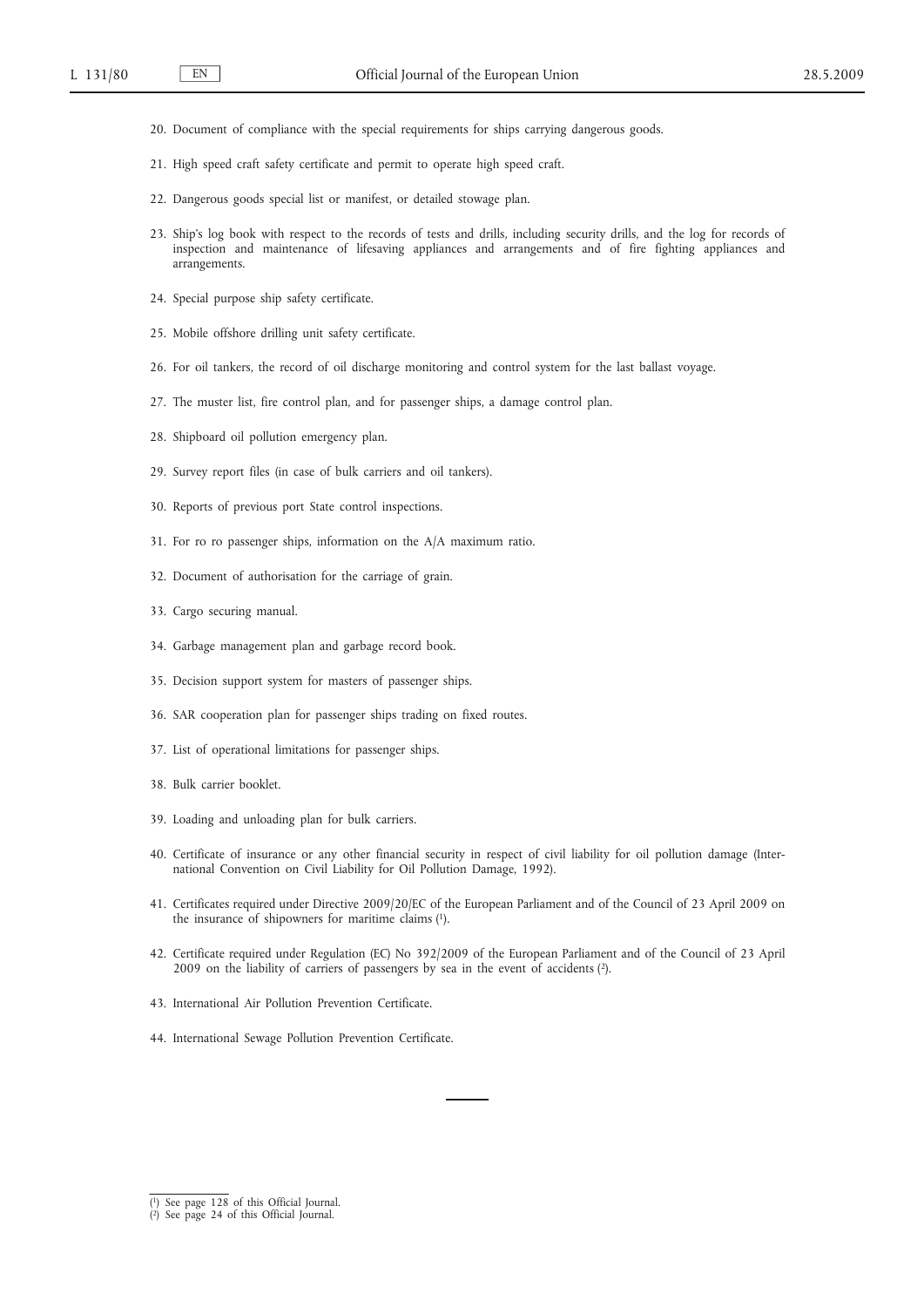20. Document of compliance with the special requirements for ships carrying dangerous goods.

21. High speed craft safety certificate and permit to operate high speed craft.

22. Dangerous goods special list or manifest, or detailed stowage plan.

23. Ship's log book with respect to the records of tests and drills, including security drills, and the log for records of inspection and maintenance of lifesaving appliances and arrangements and of fire fighting appliances and arrangements.

24. Special purpose ship safety certificate.

25. Mobile offshore drilling unit safety certificate.

26. For oil tankers, the record of oil discharge monitoring and control system for the last ballast voyage.

27. The muster list, fire control plan, and for passenger ships, a damage control plan.

28. Shipboard oil pollution emergency plan.

29. Survey report files (in case of bulk carriers and oil tankers).

30. Reports of previous port State control inspections.

31. For ro ro passenger ships, information on the A/A maximum ratio.

32. Document of authorisation for the carriage of grain.

33. Cargo securing manual.

34. Garbage management plan and garbage record book.

35. Decision support system for masters of passenger ships.

36. SAR cooperation plan for passenger ships trading on fixed routes.

37. List of operational limitations for passenger ships.

38. Bulk carrier booklet.

39. Loading and unloading plan for bulk carriers.

40. Certificate of insurance or any other financial security in respect of civil liability for oil pollution damage (International Convention on Civil Liability for Oil Pollution Damage, 1992).

41. Certificates required under Directive 2009/20/EC of the European Parliament and of the Council of 23 April 2009 on the insurance of shipowners for maritime claims [1].

42. Certificate required under Regulation (EC) No 392/2009 of the European Parliament and of the Council of 23 April 2009 on the liability of carriers of passengers by sea in the event of accidents [2].

43. International Air Pollution Prevention Certificate.

44. International Sewage Pollution Prevention Certificate.

---

[1] See page 128 of this Official Journal.

[2] See page 24 of this Official Journal.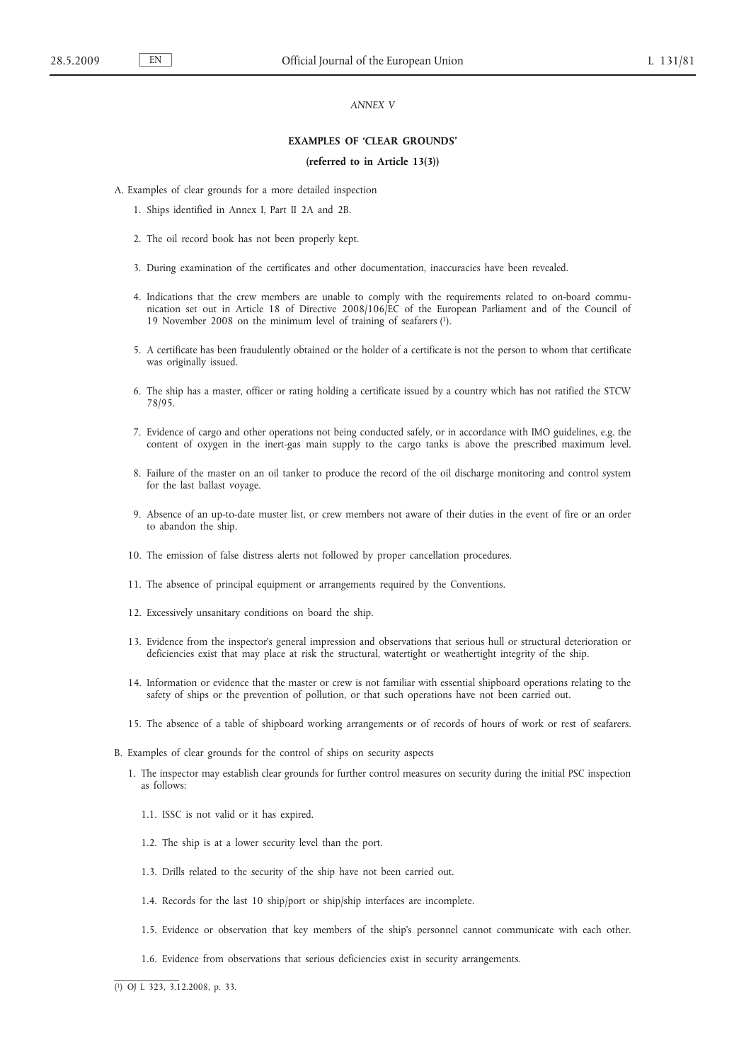*ANNEX V*

**EXAMPLES OF 'CLEAR GROUNDS'**

**(referred to in Article 13(3))**

A. Examples of clear grounds for a more detailed inspection

1. Ships identified in Annex I, Part II 2A and 2B.
2. The oil record book has not been properly kept.
3. During examination of the certificates and other documentation, inaccuracies have been revealed.
4. Indications that the crew members are unable to comply with the requirements related to on-board communication set out in Article 18 of Directive 2008/106/EC of the European Parliament and of the Council of 19 November 2008 on the minimum level of training of seafarers [1].
5. A certificate has been fraudulently obtained or the holder of a certificate is not the person to whom that certificate was originally issued.
6. The ship has a master, officer or rating holding a certificate issued by a country which has not ratified the STCW 78/95.
7. Evidence of cargo and other operations not being conducted safely, or in accordance with IMO guidelines, e.g. the content of oxygen in the inert-gas main supply to the cargo tanks is above the prescribed maximum level.
8. Failure of the master on an oil tanker to produce the record of the oil discharge monitoring and control system for the last ballast voyage.
9. Absence of an up-to-date muster list, or crew members not aware of their duties in the event of fire or an order to abandon the ship.
10. The emission of false distress alerts not followed by proper cancellation procedures.
11. The absence of principal equipment or arrangements required by the Conventions.
12. Excessively unsanitary conditions on board the ship.
13. Evidence from the inspector's general impression and observations that serious hull or structural deterioration or deficiencies exist that may place at risk the structural, watertight or weathertight integrity of the ship.
14. Information or evidence that the master or crew is not familiar with essential shipboard operations relating to the safety of ships or the prevention of pollution, or that such operations have not been carried out.
15. The absence of a table of shipboard working arrangements or of records of hours of work or rest of seafarers.

B. Examples of clear grounds for the control of ships on security aspects

1. The inspector may establish clear grounds for further control measures on security during the initial PSC inspection as follows:

   1.1. ISSC is not valid or it has expired.

   1.2. The ship is at a lower security level than the port.

   1.3. Drills related to the security of the ship have not been carried out.

   1.4. Records for the last 10 ship/port or ship/ship interfaces are incomplete.

   1.5. Evidence or observation that key members of the ship's personnel cannot communicate with each other.

   1.6. Evidence from observations that serious deficiencies exist in security arrangements.

---

[1] OJ L 323, 3.12.2008, p. 33.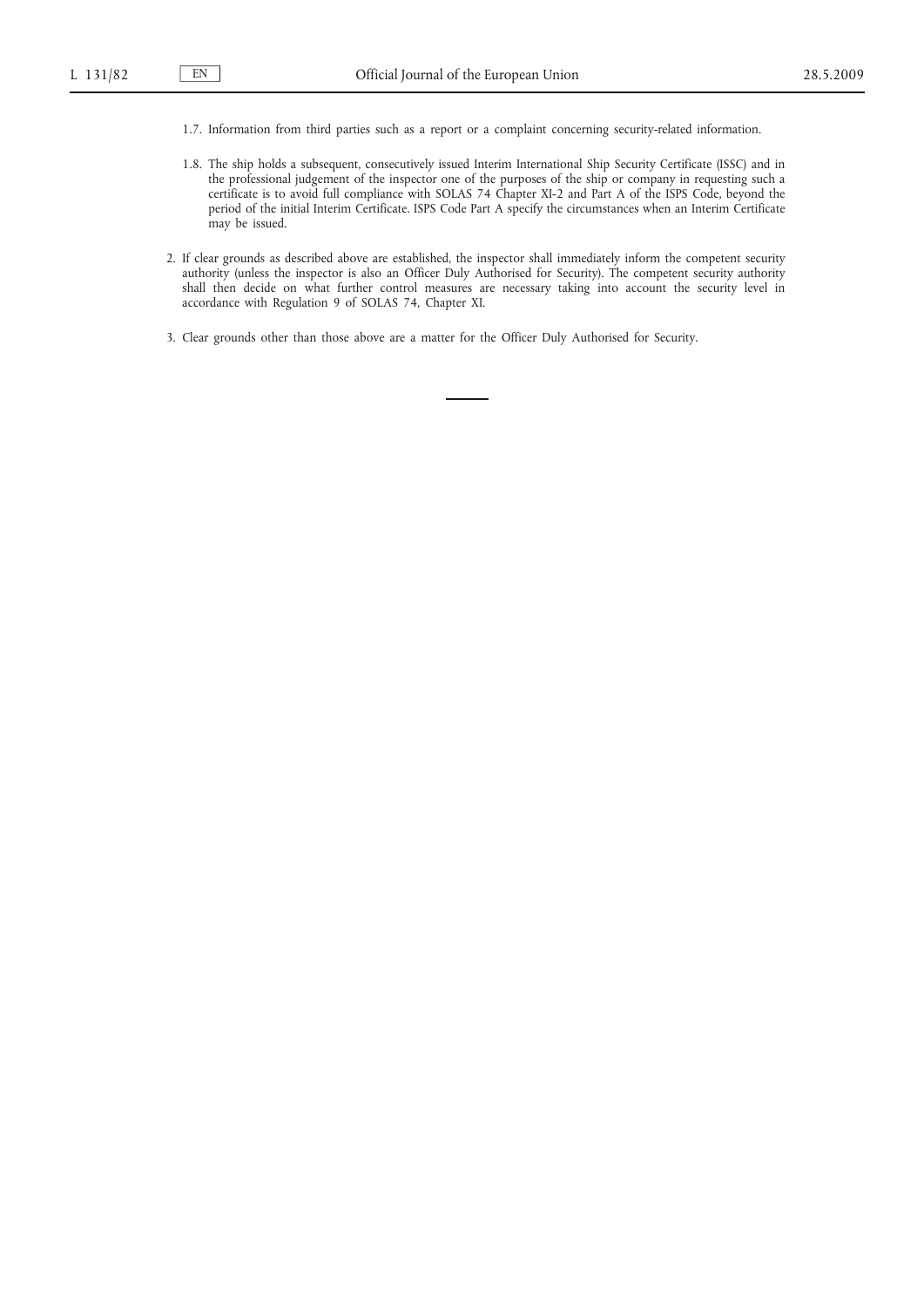1.7. Information from third parties such as a report or a complaint concerning security-related information.

1.8. The ship holds a subsequent, consecutively issued Interim International Ship Security Certificate (ISSC) and in the professional judgement of the inspector one of the purposes of the ship or company in requesting such a certificate is to avoid full compliance with SOLAS 74 Chapter XI-2 and Part A of the ISPS Code, beyond the period of the initial Interim Certificate. ISPS Code Part A specify the circumstances when an Interim Certificate may be issued.

2. If clear grounds as described above are established, the inspector shall immediately inform the competent security authority (unless the inspector is also an Officer Duly Authorised for Security). The competent security authority shall then decide on what further control measures are necessary taking into account the security level in accordance with Regulation 9 of SOLAS 74, Chapter XI.

3. Clear grounds other than those above are a matter for the Officer Duly Authorised for Security.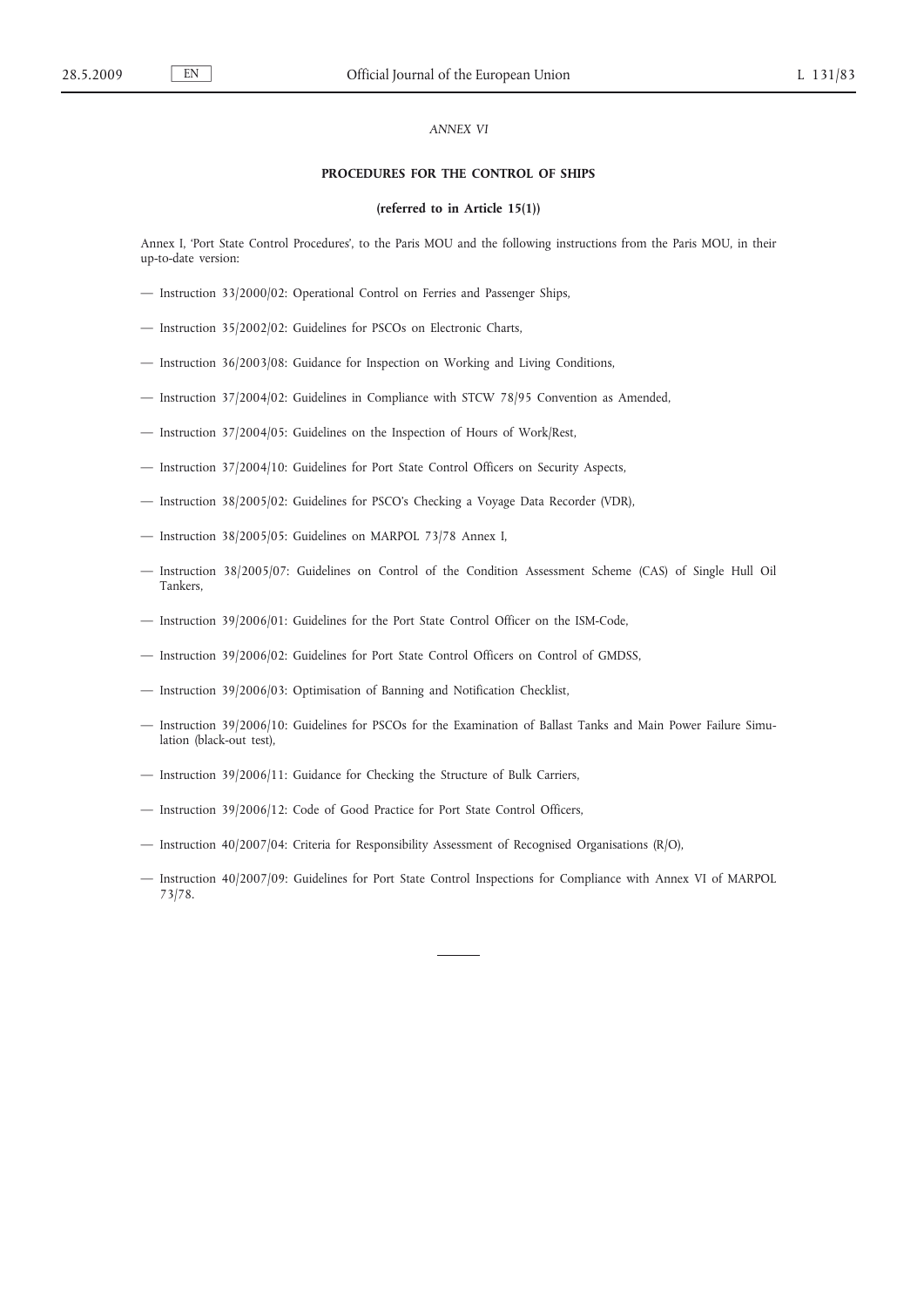*ANNEX VI*

## PROCEDURES FOR THE CONTROL OF SHIPS

**(referred to in Article 15(1))**

Annex I, 'Port State Control Procedures', to the Paris MOU and the following instructions from the Paris MOU, in their up-to-date version:

- Instruction 33/2000/02: Operational Control on Ferries and Passenger Ships,
- Instruction 35/2002/02: Guidelines for PSCOs on Electronic Charts,
- Instruction 36/2003/08: Guidance for Inspection on Working and Living Conditions,
- Instruction 37/2004/02: Guidelines in Compliance with STCW 78/95 Convention as Amended,
- Instruction 37/2004/05: Guidelines on the Inspection of Hours of Work/Rest,
- Instruction 37/2004/10: Guidelines for Port State Control Officers on Security Aspects,
- Instruction 38/2005/02: Guidelines for PSCO's Checking a Voyage Data Recorder (VDR),
- Instruction 38/2005/05: Guidelines on MARPOL 73/78 Annex I,
- Instruction 38/2005/07: Guidelines on Control of the Condition Assessment Scheme (CAS) of Single Hull Oil Tankers,
- Instruction 39/2006/01: Guidelines for the Port State Control Officer on the ISM-Code,
- Instruction 39/2006/02: Guidelines for Port State Control Officers on Control of GMDSS,
- Instruction 39/2006/03: Optimisation of Banning and Notification Checklist,
- Instruction 39/2006/10: Guidelines for PSCOs for the Examination of Ballast Tanks and Main Power Failure Simulation (black-out test),
- Instruction 39/2006/11: Guidance for Checking the Structure of Bulk Carriers,
- Instruction 39/2006/12: Code of Good Practice for Port State Control Officers,
- Instruction 40/2007/04: Criteria for Responsibility Assessment of Recognised Organisations (R/O),
- Instruction 40/2007/09: Guidelines for Port State Control Inspections for Compliance with Annex VI of MARPOL 73/78.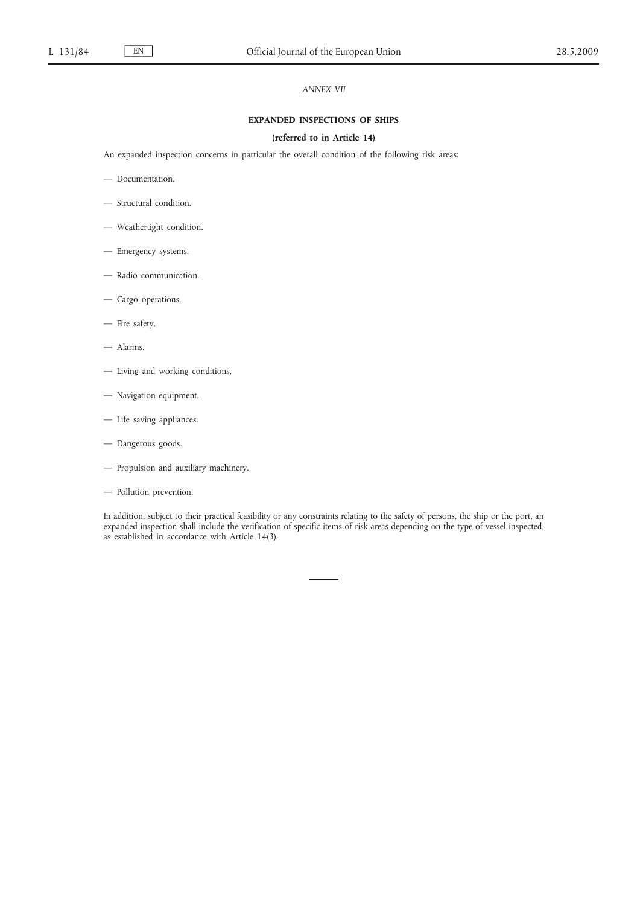*ANNEX VII*

## EXPANDED INSPECTIONS OF SHIPS

**(referred to in Article 14)**

An expanded inspection concerns in particular the overall condition of the following risk areas:

— Documentation.

— Structural condition.

— Weathertight condition.

— Emergency systems.

— Radio communication.

— Cargo operations.

— Fire safety.

— Alarms.

— Living and working conditions.

— Navigation equipment.

— Life saving appliances.

— Dangerous goods.

— Propulsion and auxiliary machinery.

— Pollution prevention.

In addition, subject to their practical feasibility or any constraints relating to the safety of persons, the ship or the port, an expanded inspection shall include the verification of specific items of risk areas depending on the type of vessel inspected, as established in accordance with Article 14(3).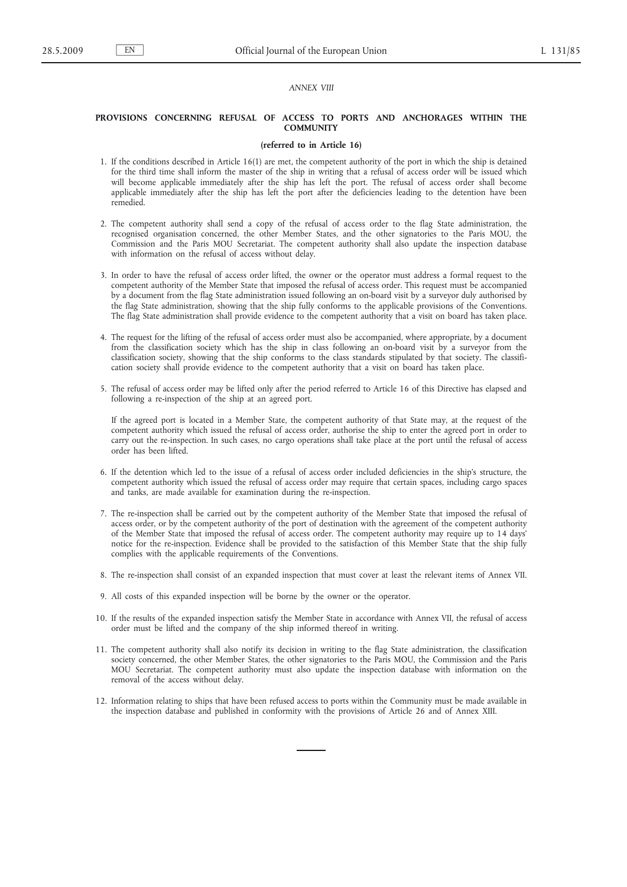*ANNEX VIII*

## PROVISIONS CONCERNING REFUSAL OF ACCESS TO PORTS AND ANCHORAGES WITHIN THE COMMUNITY

**(referred to in Article 16)**

1. If the conditions described in Article 16(1) are met, the competent authority of the port in which the ship is detained for the third time shall inform the master of the ship in writing that a refusal of access order will be issued which will become applicable immediately after the ship has left the port. The refusal of access order shall become applicable immediately after the ship has left the port after the deficiencies leading to the detention have been remedied.

2. The competent authority shall send a copy of the refusal of access order to the flag State administration, the recognised organisation concerned, the other Member States, and the other signatories to the Paris MOU, the Commission and the Paris MOU Secretariat. The competent authority shall also update the inspection database with information on the refusal of access without delay.

3. In order to have the refusal of access order lifted, the owner or the operator must address a formal request to the competent authority of the Member State that imposed the refusal of access order. This request must be accompanied by a document from the flag State administration issued following an on-board visit by a surveyor duly authorised by the flag State administration, showing that the ship fully conforms to the applicable provisions of the Conventions. The flag State administration shall provide evidence to the competent authority that a visit on board has taken place.

4. The request for the lifting of the refusal of access order must also be accompanied, where appropriate, by a document from the classification society which has the ship in class following an on-board visit by a surveyor from the classification society, showing that the ship conforms to the class standards stipulated by that society. The classification society shall provide evidence to the competent authority that a visit on board has taken place.

5. The refusal of access order may be lifted only after the period referred to Article 16 of this Directive has elapsed and following a re-inspection of the ship at an agreed port.

   If the agreed port is located in a Member State, the competent authority of that State may, at the request of the competent authority which issued the refusal of access order, authorise the ship to enter the agreed port in order to carry out the re-inspection. In such cases, no cargo operations shall take place at the port until the refusal of access order has been lifted.

6. If the detention which led to the issue of a refusal of access order included deficiencies in the ship's structure, the competent authority which issued the refusal of access order may require that certain spaces, including cargo spaces and tanks, are made available for examination during the re-inspection.

7. The re-inspection shall be carried out by the competent authority of the Member State that imposed the refusal of access order, or by the competent authority of the port of destination with the agreement of the competent authority of the Member State that imposed the refusal of access order. The competent authority may require up to 14 days' notice for the re-inspection. Evidence shall be provided to the satisfaction of this Member State that the ship fully complies with the applicable requirements of the Conventions.

8. The re-inspection shall consist of an expanded inspection that must cover at least the relevant items of Annex VII.

9. All costs of this expanded inspection will be borne by the owner or the operator.

10. If the results of the expanded inspection satisfy the Member State in accordance with Annex VII, the refusal of access order must be lifted and the company of the ship informed thereof in writing.

11. The competent authority shall also notify its decision in writing to the flag State administration, the classification society concerned, the other Member States, the other signatories to the Paris MOU, the Commission and the Paris MOU Secretariat. The competent authority must also update the inspection database with information on the removal of the access without delay.

12. Information relating to ships that have been refused access to ports within the Community must be made available in the inspection database and published in conformity with the provisions of Article 26 and of Annex XIII.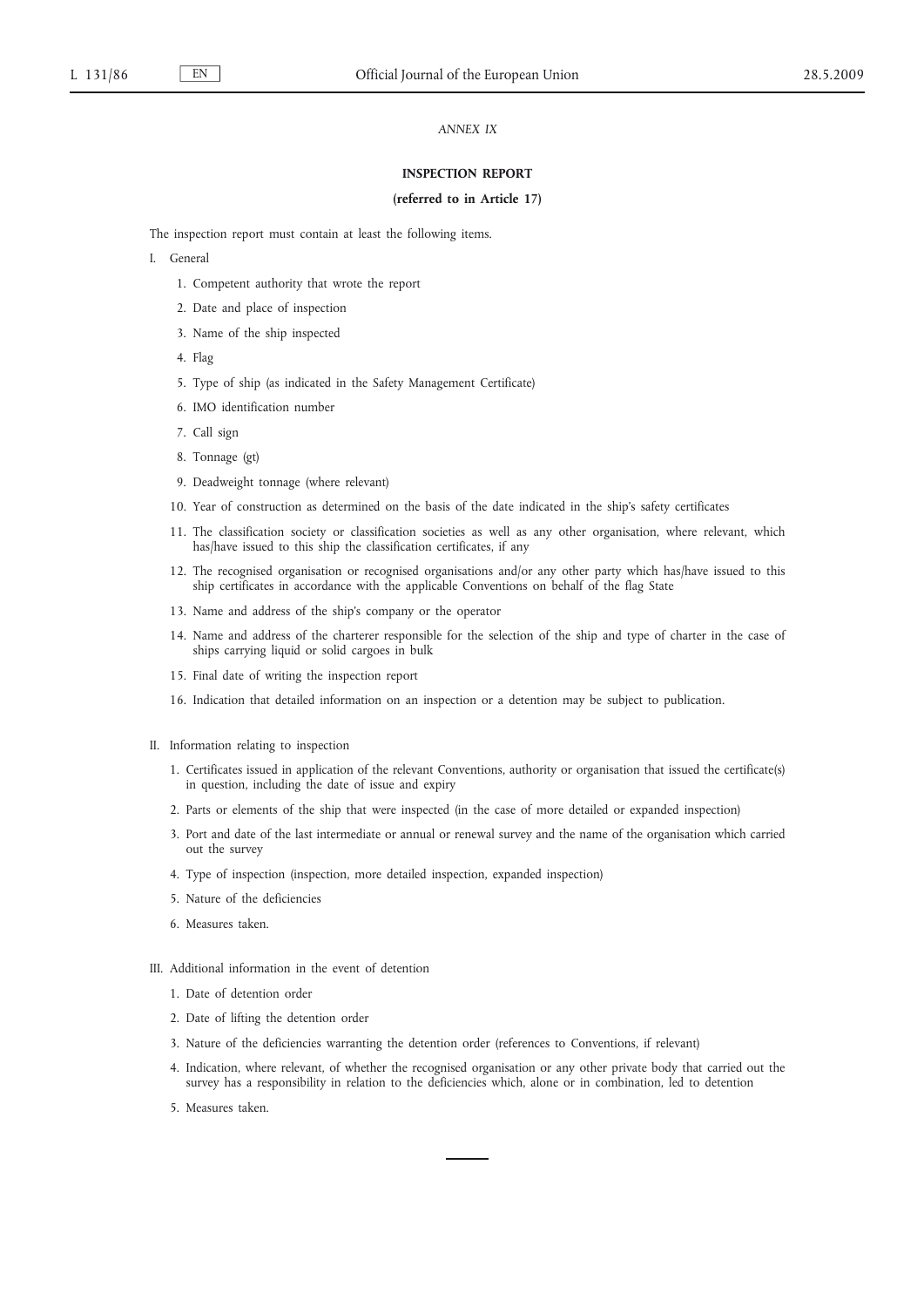*ANNEX IX*

# INSPECTION REPORT

## (referred to in Article 17)

The inspection report must contain at least the following items.

I. General

1. Competent authority that wrote the report
2. Date and place of inspection
3. Name of the ship inspected
4. Flag
5. Type of ship (as indicated in the Safety Management Certificate)
6. IMO identification number
7. Call sign
8. Tonnage (gt)
9. Deadweight tonnage (where relevant)
10. Year of construction as determined on the basis of the date indicated in the ship's safety certificates
11. The classification society or classification societies as well as any other organisation, where relevant, which has/have issued to this ship the classification certificates, if any
12. The recognised organisation or recognised organisations and/or any other party which has/have issued to this ship certificates in accordance with the applicable Conventions on behalf of the flag State
13. Name and address of the ship's company or the operator
14. Name and address of the charterer responsible for the selection of the ship and type of charter in the case of ships carrying liquid or solid cargoes in bulk
15. Final date of writing the inspection report
16. Indication that detailed information on an inspection or a detention may be subject to publication.

II. Information relating to inspection

1. Certificates issued in application of the relevant Conventions, authority or organisation that issued the certificate(s) in question, including the date of issue and expiry
2. Parts or elements of the ship that were inspected (in the case of more detailed or expanded inspection)
3. Port and date of the last intermediate or annual or renewal survey and the name of the organisation which carried out the survey
4. Type of inspection (inspection, more detailed inspection, expanded inspection)
5. Nature of the deficiencies
6. Measures taken.

III. Additional information in the event of detention

1. Date of detention order
2. Date of lifting the detention order
3. Nature of the deficiencies warranting the detention order (references to Conventions, if relevant)
4. Indication, where relevant, of whether the recognised organisation or any other private body that carried out the survey has a responsibility in relation to the deficiencies which, alone or in combination, led to detention
5. Measures taken.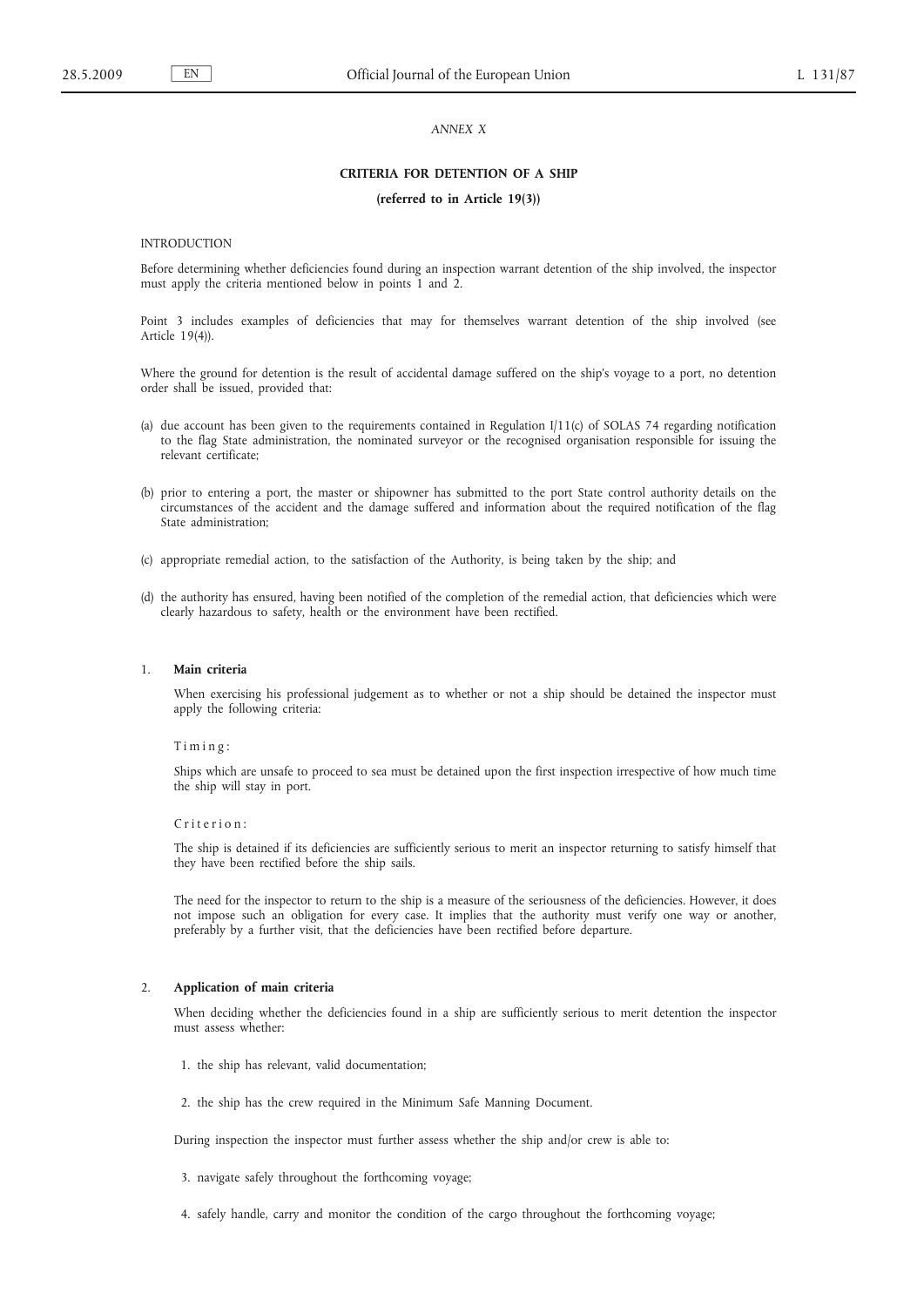*ANNEX X*

**CRITERIA FOR DETENTION OF A SHIP**

**(referred to in Article 19(3))**

INTRODUCTION

Before determining whether deficiencies found during an inspection warrant detention of the ship involved, the inspector must apply the criteria mentioned below in points 1 and 2.

Point 3 includes examples of deficiencies that may for themselves warrant detention of the ship involved (see Article 19(4)).

Where the ground for detention is the result of accidental damage suffered on the ship's voyage to a port, no detention order shall be issued, provided that:

(a) due account has been given to the requirements contained in Regulation I/11(c) of SOLAS 74 regarding notification to the flag State administration, the nominated surveyor or the recognised organisation responsible for issuing the relevant certificate;

(b) prior to entering a port, the master or shipowner has submitted to the port State control authority details on the circumstances of the accident and the damage suffered and information about the required notification of the flag State administration;

(c) appropriate remedial action, to the satisfaction of the Authority, is being taken by the ship; and

(d) the authority has ensured, having been notified of the completion of the remedial action, that deficiencies which were clearly hazardous to safety, health or the environment have been rectified.

1. **Main criteria**

When exercising his professional judgement as to whether or not a ship should be detained the inspector must apply the following criteria:

Timing:

Ships which are unsafe to proceed to sea must be detained upon the first inspection irrespective of how much time the ship will stay in port.

Criterion:

The ship is detained if its deficiencies are sufficiently serious to merit an inspector returning to satisfy himself that they have been rectified before the ship sails.

The need for the inspector to return to the ship is a measure of the seriousness of the deficiencies. However, it does not impose such an obligation for every case. It implies that the authority must verify one way or another, preferably by a further visit, that the deficiencies have been rectified before departure.

2. **Application of main criteria**

When deciding whether the deficiencies found in a ship are sufficiently serious to merit detention the inspector must assess whether:

1. the ship has relevant, valid documentation;

2. the ship has the crew required in the Minimum Safe Manning Document.

During inspection the inspector must further assess whether the ship and/or crew is able to:

3. navigate safely throughout the forthcoming voyage;

4. safely handle, carry and monitor the condition of the cargo throughout the forthcoming voyage;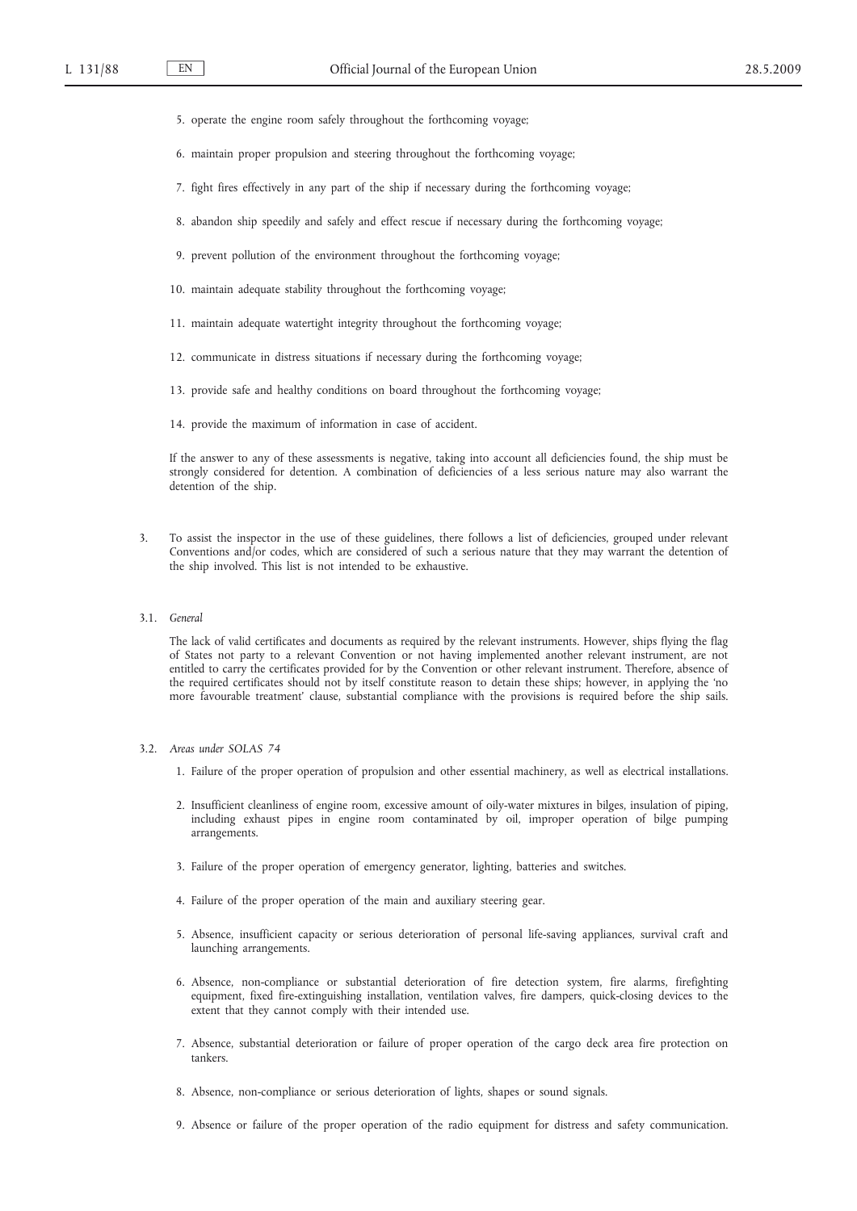5. operate the engine room safely throughout the forthcoming voyage;

6. maintain proper propulsion and steering throughout the forthcoming voyage;

7. fight fires effectively in any part of the ship if necessary during the forthcoming voyage;

8. abandon ship speedily and safely and effect rescue if necessary during the forthcoming voyage;

9. prevent pollution of the environment throughout the forthcoming voyage;

10. maintain adequate stability throughout the forthcoming voyage;

11. maintain adequate watertight integrity throughout the forthcoming voyage;

12. communicate in distress situations if necessary during the forthcoming voyage;

13. provide safe and healthy conditions on board throughout the forthcoming voyage;

14. provide the maximum of information in case of accident.

If the answer to any of these assessments is negative, taking into account all deficiencies found, the ship must be strongly considered for detention. A combination of deficiencies of a less serious nature may also warrant the detention of the ship.

3. To assist the inspector in the use of these guidelines, there follows a list of deficiencies, grouped under relevant Conventions and/or codes, which are considered of such a serious nature that they may warrant the detention of the ship involved. This list is not intended to be exhaustive.

3.1. *General*

The lack of valid certificates and documents as required by the relevant instruments. However, ships flying the flag of States not party to a relevant Convention or not having implemented another relevant instrument, are not entitled to carry the certificates provided for by the Convention or other relevant instrument. Therefore, absence of the required certificates should not by itself constitute reason to detain these ships; however, in applying the 'no more favourable treatment' clause, substantial compliance with the provisions is required before the ship sails.

3.2. *Areas under SOLAS 74*

1. Failure of the proper operation of propulsion and other essential machinery, as well as electrical installations.

2. Insufficient cleanliness of engine room, excessive amount of oily-water mixtures in bilges, insulation of piping, including exhaust pipes in engine room contaminated by oil, improper operation of bilge pumping arrangements.

3. Failure of the proper operation of emergency generator, lighting, batteries and switches.

4. Failure of the proper operation of the main and auxiliary steering gear.

5. Absence, insufficient capacity or serious deterioration of personal life-saving appliances, survival craft and launching arrangements.

6. Absence, non-compliance or substantial deterioration of fire detection system, fire alarms, firefighting equipment, fixed fire-extinguishing installation, ventilation valves, fire dampers, quick-closing devices to the extent that they cannot comply with their intended use.

7. Absence, substantial deterioration or failure of proper operation of the cargo deck area fire protection on tankers.

8. Absence, non-compliance or serious deterioration of lights, shapes or sound signals.

9. Absence or failure of the proper operation of the radio equipment for distress and safety communication.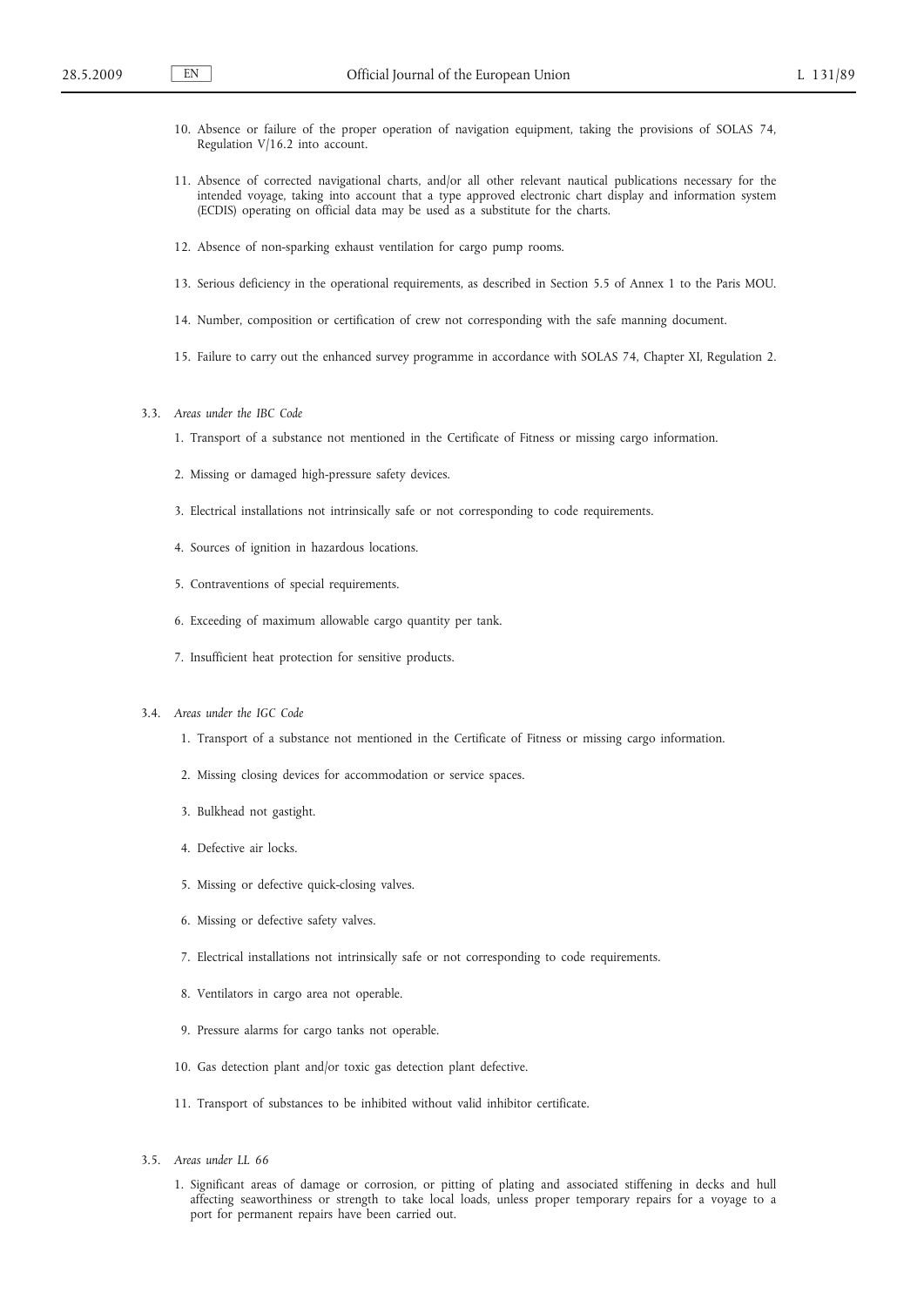10. Absence or failure of the proper operation of navigation equipment, taking the provisions of SOLAS 74, Regulation V/16.2 into account.

11. Absence of corrected navigational charts, and/or all other relevant nautical publications necessary for the intended voyage, taking into account that a type approved electronic chart display and information system (ECDIS) operating on official data may be used as a substitute for the charts.

12. Absence of non-sparking exhaust ventilation for cargo pump rooms.

13. Serious deficiency in the operational requirements, as described in Section 5.5 of Annex 1 to the Paris MOU.

14. Number, composition or certification of crew not corresponding with the safe manning document.

15. Failure to carry out the enhanced survey programme in accordance with SOLAS 74, Chapter XI, Regulation 2.

3.3. *Areas under the IBC Code*

1. Transport of a substance not mentioned in the Certificate of Fitness or missing cargo information.

2. Missing or damaged high-pressure safety devices.

3. Electrical installations not intrinsically safe or not corresponding to code requirements.

4. Sources of ignition in hazardous locations.

5. Contraventions of special requirements.

6. Exceeding of maximum allowable cargo quantity per tank.

7. Insufficient heat protection for sensitive products.

3.4. *Areas under the IGC Code*

1. Transport of a substance not mentioned in the Certificate of Fitness or missing cargo information.

2. Missing closing devices for accommodation or service spaces.

3. Bulkhead not gastight.

4. Defective air locks.

5. Missing or defective quick-closing valves.

6. Missing or defective safety valves.

7. Electrical installations not intrinsically safe or not corresponding to code requirements.

8. Ventilators in cargo area not operable.

9. Pressure alarms for cargo tanks not operable.

10. Gas detection plant and/or toxic gas detection plant defective.

11. Transport of substances to be inhibited without valid inhibitor certificate.

3.5. *Areas under LL 66*

1. Significant areas of damage or corrosion, or pitting of plating and associated stiffening in decks and hull affecting seaworthiness or strength to take local loads, unless proper temporary repairs for a voyage to a port for permanent repairs have been carried out.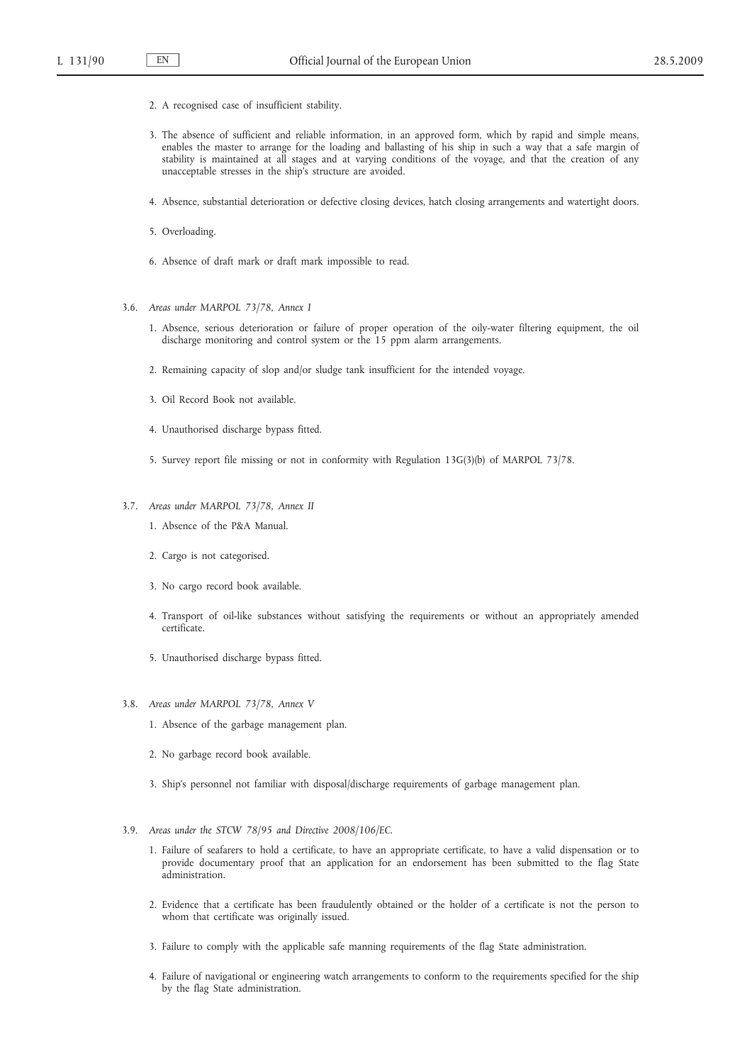2. A recognised case of insufficient stability.

3. The absence of sufficient and reliable information, in an approved form, which by rapid and simple means, enables the master to arrange for the loading and ballasting of his ship in such a way that a safe margin of stability is maintained at all stages and at varying conditions of the voyage, and that the creation of any unacceptable stresses in the ship's structure are avoided.

4. Absence, substantial deterioration or defective closing devices, hatch closing arrangements and watertight doors.

5. Overloading.

6. Absence of draft mark or draft mark impossible to read.

3.6. *Areas under MARPOL 73/78, Annex I*

1. Absence, serious deterioration or failure of proper operation of the oily-water filtering equipment, the oil discharge monitoring and control system or the 15 ppm alarm arrangements.

2. Remaining capacity of slop and/or sludge tank insufficient for the intended voyage.

3. Oil Record Book not available.

4. Unauthorised discharge bypass fitted.

5. Survey report file missing or not in conformity with Regulation 13G(3)(b) of MARPOL 73/78.

3.7. *Areas under MARPOL 73/78, Annex II*

1. Absence of the P&A Manual.

2. Cargo is not categorised.

3. No cargo record book available.

4. Transport of oil-like substances without satisfying the requirements or without an appropriately amended certificate.

5. Unauthorised discharge bypass fitted.

3.8. *Areas under MARPOL 73/78, Annex V*

1. Absence of the garbage management plan.

2. No garbage record book available.

3. Ship's personnel not familiar with disposal/discharge requirements of garbage management plan.

3.9. *Areas under the STCW 78/95 and Directive 2008/106/EC.*

1. Failure of seafarers to hold a certificate, to have an appropriate certificate, to have a valid dispensation or to provide documentary proof that an application for an endorsement has been submitted to the flag State administration.

2. Evidence that a certificate has been fraudulently obtained or the holder of a certificate is not the person to whom that certificate was originally issued.

3. Failure to comply with the applicable safe manning requirements of the flag State administration.

4. Failure of navigational or engineering watch arrangements to conform to the requirements specified for the ship by the flag State administration.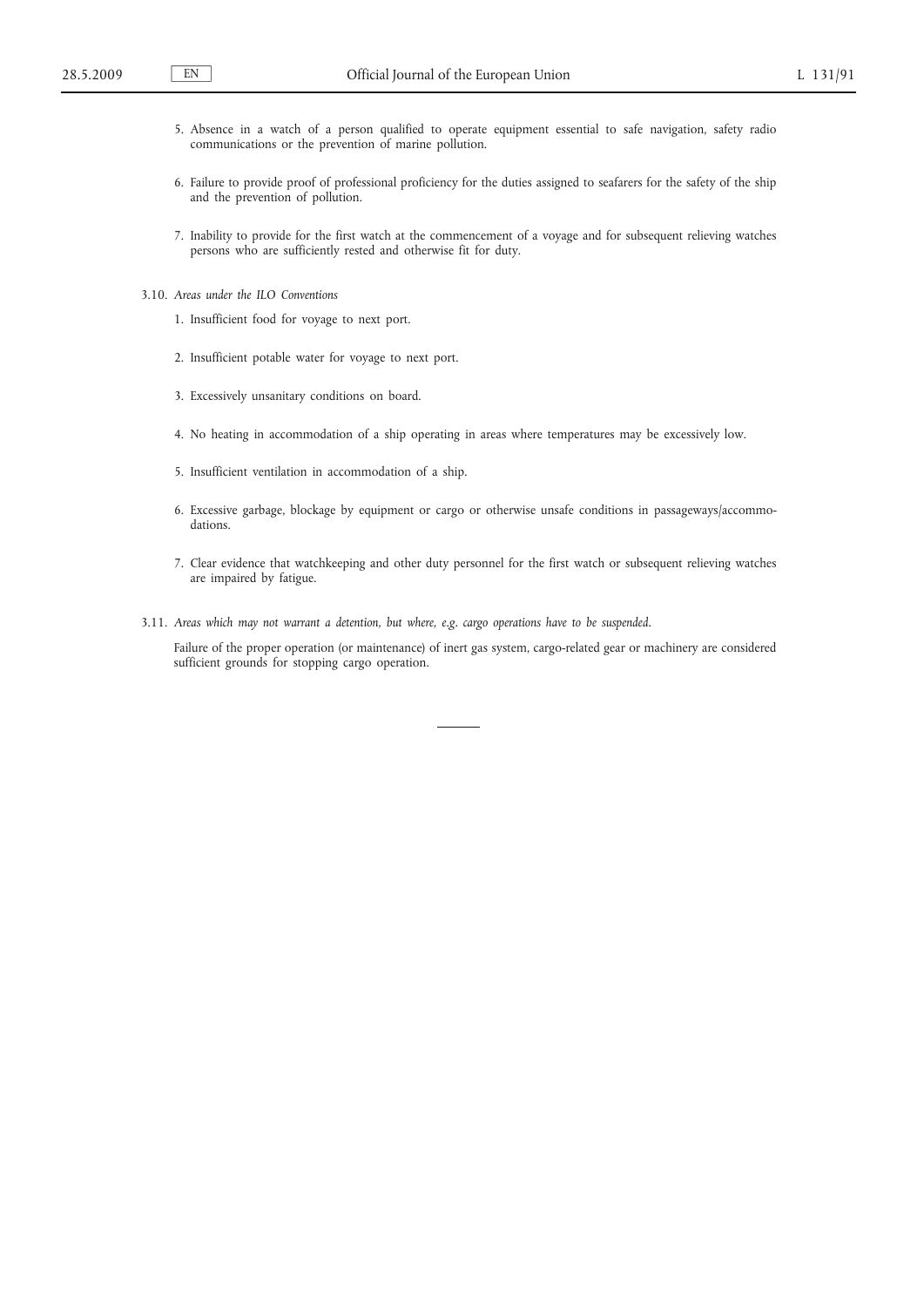5. Absence in a watch of a person qualified to operate equipment essential to safe navigation, safety radio communications or the prevention of marine pollution.

6. Failure to provide proof of professional proficiency for the duties assigned to seafarers for the safety of the ship and the prevention of pollution.

7. Inability to provide for the first watch at the commencement of a voyage and for subsequent relieving watches persons who are sufficiently rested and otherwise fit for duty.

3.10. *Areas under the ILO Conventions*

1. Insufficient food for voyage to next port.

2. Insufficient potable water for voyage to next port.

3. Excessively unsanitary conditions on board.

4. No heating in accommodation of a ship operating in areas where temperatures may be excessively low.

5. Insufficient ventilation in accommodation of a ship.

6. Excessive garbage, blockage by equipment or cargo or otherwise unsafe conditions in passageways/accommodations.

7. Clear evidence that watchkeeping and other duty personnel for the first watch or subsequent relieving watches are impaired by fatigue.

3.11. *Areas which may not warrant a detention, but where, e.g. cargo operations have to be suspended.*

Failure of the proper operation (or maintenance) of inert gas system, cargo-related gear or machinery are considered sufficient grounds for stopping cargo operation.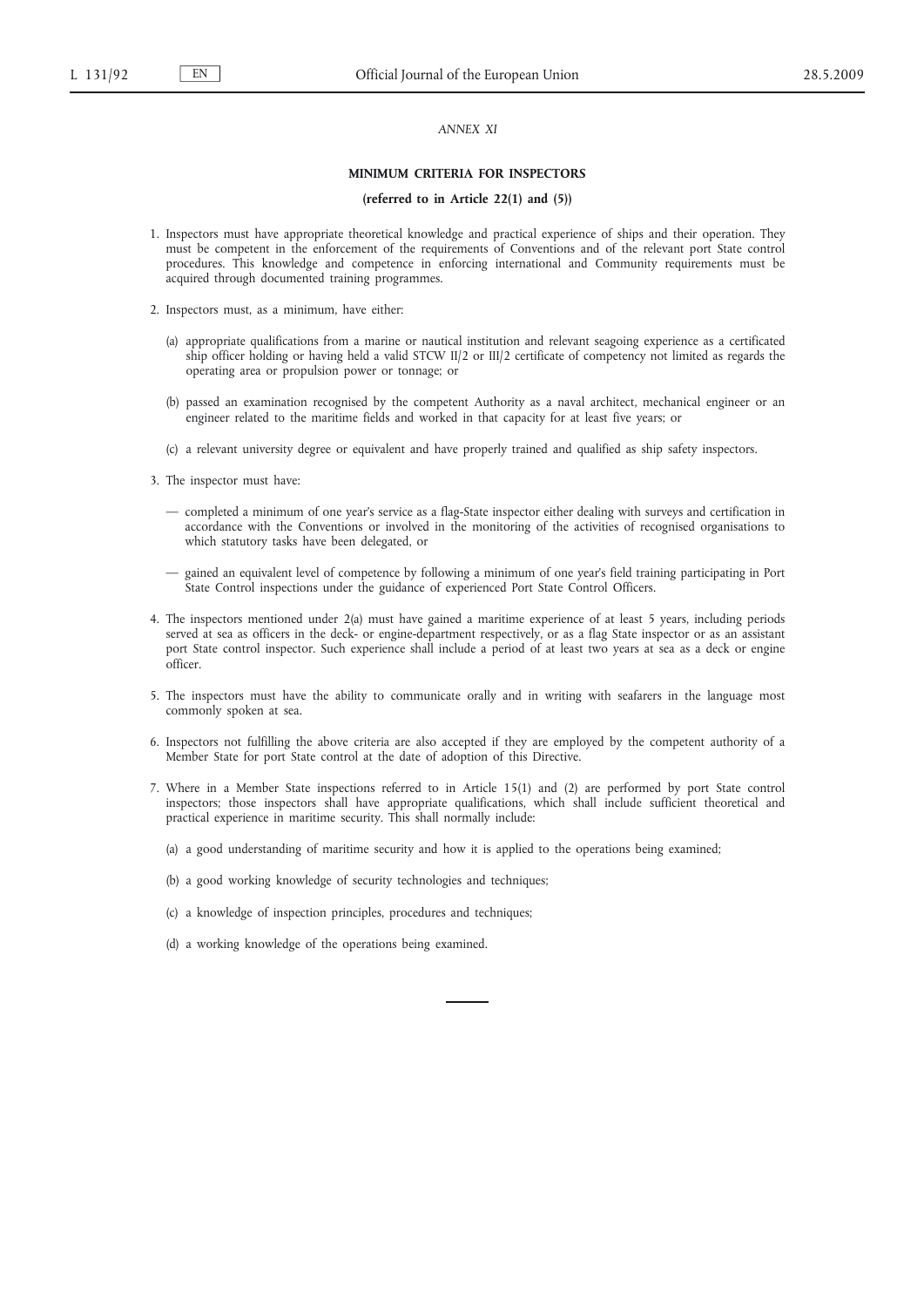*ANNEX XI*

**MINIMUM CRITERIA FOR INSPECTORS**

**(referred to in Article 22(1) and (5))**

1. Inspectors must have appropriate theoretical knowledge and practical experience of ships and their operation. They must be competent in the enforcement of the requirements of Conventions and of the relevant port State control procedures. This knowledge and competence in enforcing international and Community requirements must be acquired through documented training programmes.

2. Inspectors must, as a minimum, have either:

   (a) appropriate qualifications from a marine or nautical institution and relevant seagoing experience as a certificated ship officer holding or having held a valid STCW II/2 or III/2 certificate of competency not limited as regards the operating area or propulsion power or tonnage; or

   (b) passed an examination recognised by the competent Authority as a naval architect, mechanical engineer or an engineer related to the maritime fields and worked in that capacity for at least five years; or

   (c) a relevant university degree or equivalent and have properly trained and qualified as ship safety inspectors.

3. The inspector must have:

   — completed a minimum of one year's service as a flag-State inspector either dealing with surveys and certification in accordance with the Conventions or involved in the monitoring of the activities of recognised organisations to which statutory tasks have been delegated, or

   — gained an equivalent level of competence by following a minimum of one year's field training participating in Port State Control inspections under the guidance of experienced Port State Control Officers.

4. The inspectors mentioned under 2(a) must have gained a maritime experience of at least 5 years, including periods served at sea as officers in the deck- or engine-department respectively, or as a flag State inspector or as an assistant port State control inspector. Such experience shall include a period of at least two years at sea as a deck or engine officer.

5. The inspectors must have the ability to communicate orally and in writing with seafarers in the language most commonly spoken at sea.

6. Inspectors not fulfilling the above criteria are also accepted if they are employed by the competent authority of a Member State for port State control at the date of adoption of this Directive.

7. Where in a Member State inspections referred to in Article 15(1) and (2) are performed by port State control inspectors; those inspectors shall have appropriate qualifications, which shall include sufficient theoretical and practical experience in maritime security. This shall normally include:

   (a) a good understanding of maritime security and how it is applied to the operations being examined;

   (b) a good working knowledge of security technologies and techniques;

   (c) a knowledge of inspection principles, procedures and techniques;

   (d) a working knowledge of the operations being examined.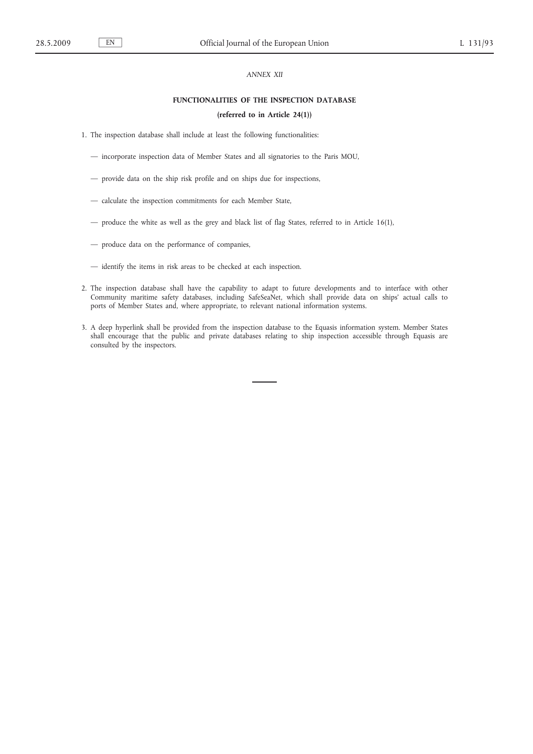*ANNEX XII*

**FUNCTIONALITIES OF THE INSPECTION DATABASE**

**(referred to in Article 24(1))**

1. The inspection database shall include at least the following functionalities:

   — incorporate inspection data of Member States and all signatories to the Paris MOU,

   — provide data on the ship risk profile and on ships due for inspections,

   — calculate the inspection commitments for each Member State,

   — produce the white as well as the grey and black list of flag States, referred to in Article 16(1),

   — produce data on the performance of companies,

   — identify the items in risk areas to be checked at each inspection.

2. The inspection database shall have the capability to adapt to future developments and to interface with other Community maritime safety databases, including SafeSeaNet, which shall provide data on ships' actual calls to ports of Member States and, where appropriate, to relevant national information systems.

3. A deep hyperlink shall be provided from the inspection database to the Equasis information system. Member States shall encourage that the public and private databases relating to ship inspection accessible through Equasis are consulted by the inspectors.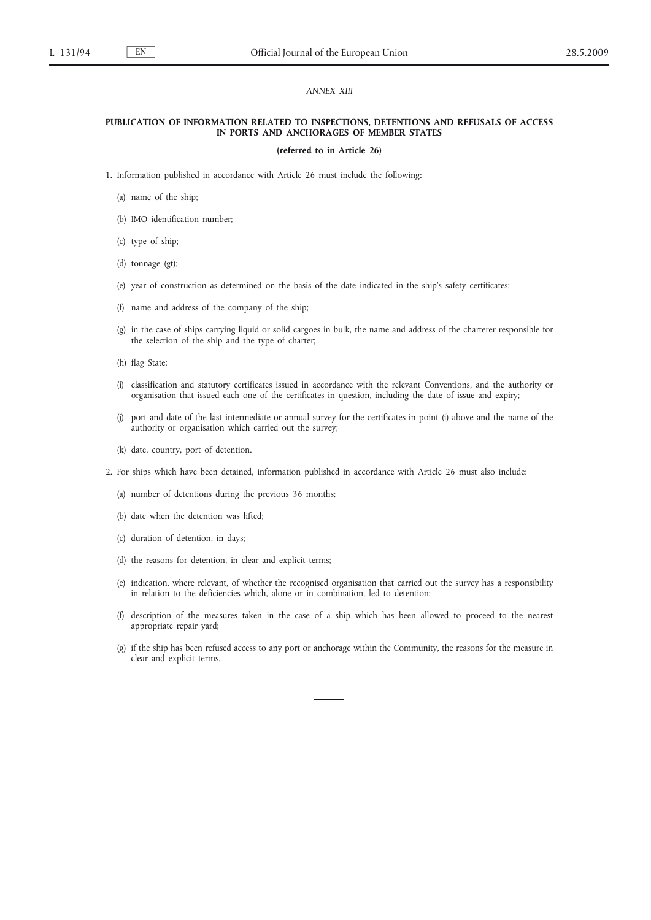*ANNEX XIII*

**PUBLICATION OF INFORMATION RELATED TO INSPECTIONS, DETENTIONS AND REFUSALS OF ACCESS IN PORTS AND ANCHORAGES OF MEMBER STATES**

**(referred to in Article 26)**

1. Information published in accordance with Article 26 must include the following:

   (a) name of the ship;

   (b) IMO identification number;

   (c) type of ship;

   (d) tonnage (gt);

   (e) year of construction as determined on the basis of the date indicated in the ship's safety certificates;

   (f) name and address of the company of the ship;

   (g) in the case of ships carrying liquid or solid cargoes in bulk, the name and address of the charterer responsible for the selection of the ship and the type of charter;

   (h) flag State;

   (i) classification and statutory certificates issued in accordance with the relevant Conventions, and the authority or organisation that issued each one of the certificates in question, including the date of issue and expiry;

   (j) port and date of the last intermediate or annual survey for the certificates in point (i) above and the name of the authority or organisation which carried out the survey;

   (k) date, country, port of detention.

2. For ships which have been detained, information published in accordance with Article 26 must also include:

   (a) number of detentions during the previous 36 months;

   (b) date when the detention was lifted;

   (c) duration of detention, in days;

   (d) the reasons for detention, in clear and explicit terms;

   (e) indication, where relevant, of whether the recognised organisation that carried out the survey has a responsibility in relation to the deficiencies which, alone or in combination, led to detention;

   (f) description of the measures taken in the case of a ship which has been allowed to proceed to the nearest appropriate repair yard;

   (g) if the ship has been refused access to any port or anchorage within the Community, the reasons for the measure in clear and explicit terms.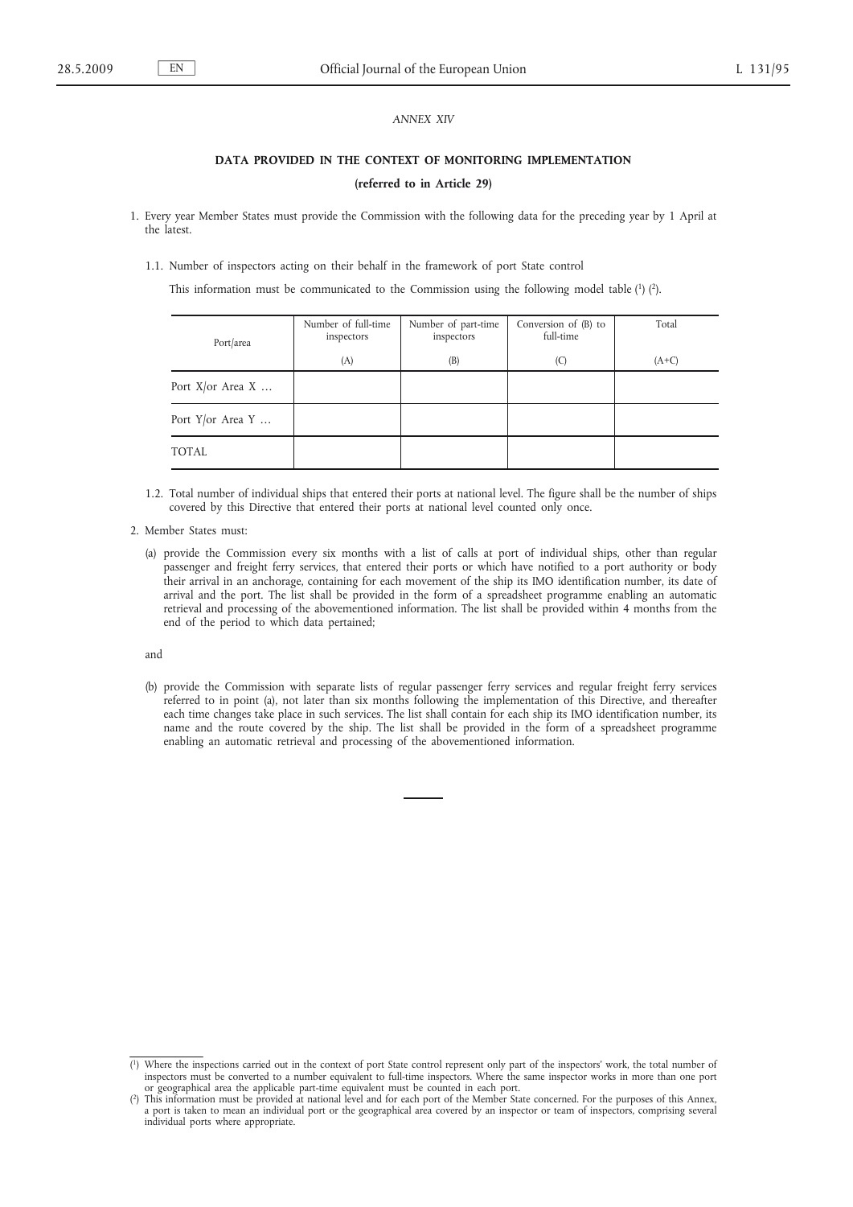*ANNEX XIV*

## DATA PROVIDED IN THE CONTEXT OF MONITORING IMPLEMENTATION

**(referred to in Article 29)**

1. Every year Member States must provide the Commission with the following data for the preceding year by 1 April at the latest.

   1.1. Number of inspectors acting on their behalf in the framework of port State control

   This information must be communicated to the Commission using the following model table [1] [2].

| Port/area | Number of full-time inspectors<br>(A) | Number of part-time inspectors<br>(B) | Conversion of (B) to full-time<br>(C) | Total<br>(A+C) |
|---|---|---|---|---|
| Port X/or Area X … | | | | |
| Port Y/or Area Y … | | | | |
| TOTAL | | | | |

   1.2. Total number of individual ships that entered their ports at national level. The figure shall be the number of ships covered by this Directive that entered their ports at national level counted only once.

2. Member States must:

   (a) provide the Commission every six months with a list of calls at port of individual ships, other than regular passenger and freight ferry services, that entered their ports or which have notified to a port authority or body their arrival in an anchorage, containing for each movement of the ship its IMO identification number, its date of arrival and the port. The list shall be provided in the form of a spreadsheet programme enabling an automatic retrieval and processing of the abovementioned information. The list shall be provided within 4 months from the end of the period to which data pertained;

   and

   (b) provide the Commission with separate lists of regular passenger ferry services and regular freight ferry services referred to in point (a), not later than six months following the implementation of this Directive, and thereafter each time changes take place in such services. The list shall contain for each ship its IMO identification number, its name and the route covered by the ship. The list shall be provided in the form of a spreadsheet programme enabling an automatic retrieval and processing of the abovementioned information.

---

[1] Where the inspections carried out in the context of port State control represent only part of the inspectors' work, the total number of inspectors must be converted to a number equivalent to full-time inspectors. Where the same inspector works in more than one port or geographical area the applicable part-time equivalent must be counted in each port.

[2] This information must be provided at national level and for each port of the Member State concerned. For the purposes of this Annex, a port is taken to mean an individual port or the geographical area covered by an inspector or team of inspectors, comprising several individual ports where appropriate.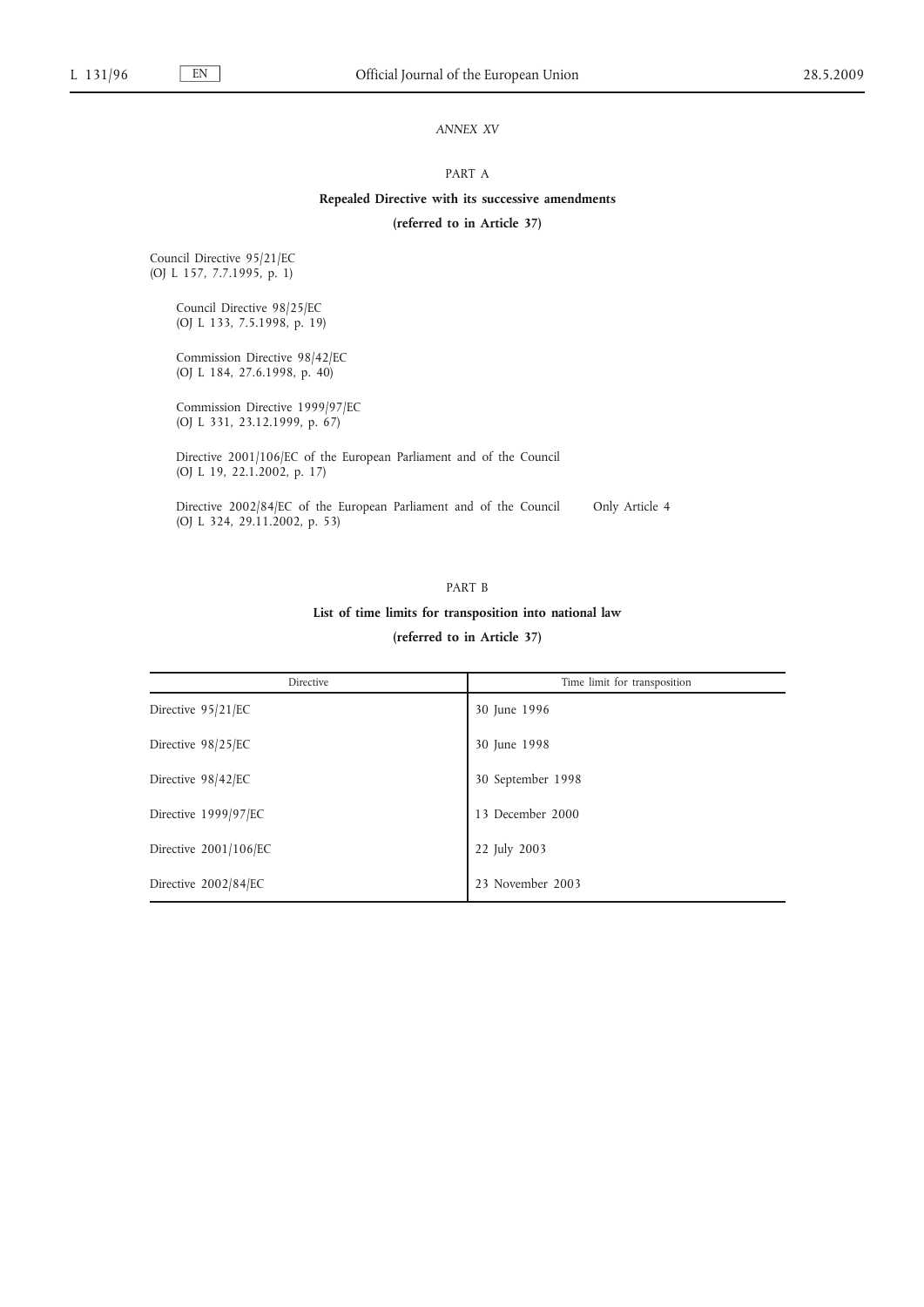*ANNEX XV*

PART A

**Repealed Directive with its successive amendments**

**(referred to in Article 37)**

Council Directive 95/21/EC
(OJ L 157, 7.7.1995, p. 1)

Council Directive 98/25/EC
(OJ L 133, 7.5.1998, p. 19)

Commission Directive 98/42/EC
(OJ L 184, 27.6.1998, p. 40)

Commission Directive 1999/97/EC
(OJ L 331, 23.12.1999, p. 67)

Directive 2001/106/EC of the European Parliament and of the Council
(OJ L 19, 22.1.2002, p. 17)

Directive 2002/84/EC of the European Parliament and of the Council (OJ L 324, 29.11.2002, p. 53) — Only Article 4

PART B

**List of time limits for transposition into national law**

**(referred to in Article 37)**

| Directive | Time limit for transposition |
|---|---|
| Directive 95/21/EC | 30 June 1996 |
| Directive 98/25/EC | 30 June 1998 |
| Directive 98/42/EC | 30 September 1998 |
| Directive 1999/97/EC | 13 December 2000 |
| Directive 2001/106/EC | 22 July 2003 |
| Directive 2002/84/EC | 23 November 2003 |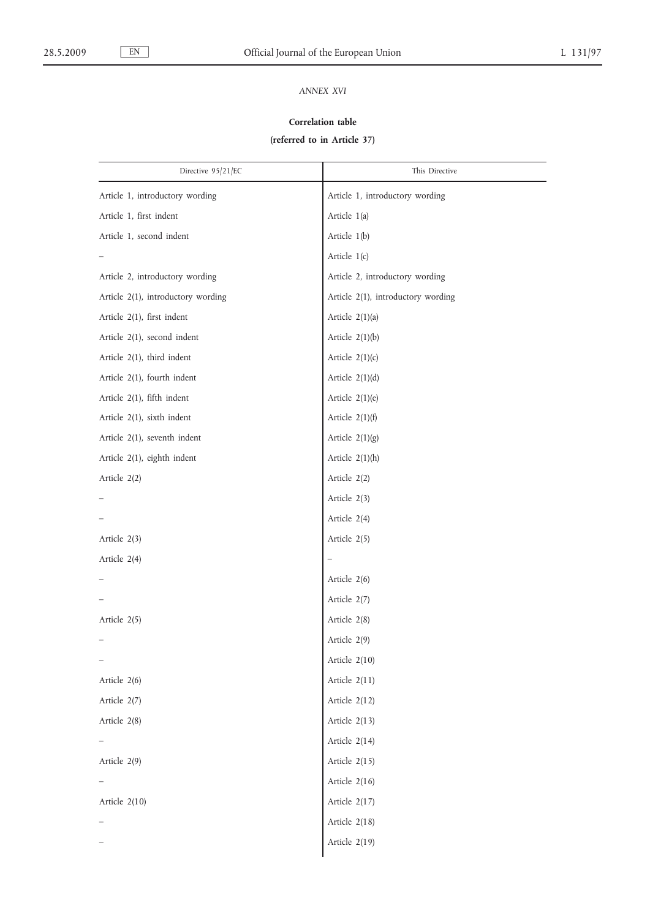*ANNEX XVI*

**Correlation table**

**(referred to in Article 37)**

| Directive 95/21/EC | This Directive |
|---|---|
| Article 1, introductory wording | Article 1, introductory wording |
| Article 1, first indent | Article 1(a) |
| Article 1, second indent | Article 1(b) |
| – | Article 1(c) |
| Article 2, introductory wording | Article 2, introductory wording |
| Article 2(1), introductory wording | Article 2(1), introductory wording |
| Article 2(1), first indent | Article 2(1)(a) |
| Article 2(1), second indent | Article 2(1)(b) |
| Article 2(1), third indent | Article 2(1)(c) |
| Article 2(1), fourth indent | Article 2(1)(d) |
| Article 2(1), fifth indent | Article 2(1)(e) |
| Article 2(1), sixth indent | Article 2(1)(f) |
| Article 2(1), seventh indent | Article 2(1)(g) |
| Article 2(1), eighth indent | Article 2(1)(h) |
| Article 2(2) | Article 2(2) |
| – | Article 2(3) |
| – | Article 2(4) |
| Article 2(3) | Article 2(5) |
| Article 2(4) | – |
| – | Article 2(6) |
| – | Article 2(7) |
| Article 2(5) | Article 2(8) |
| – | Article 2(9) |
| – | Article 2(10) |
| Article 2(6) | Article 2(11) |
| Article 2(7) | Article 2(12) |
| Article 2(8) | Article 2(13) |
| – | Article 2(14) |
| Article 2(9) | Article 2(15) |
| – | Article 2(16) |
| Article 2(10) | Article 2(17) |
| – | Article 2(18) |
| – | Article 2(19) |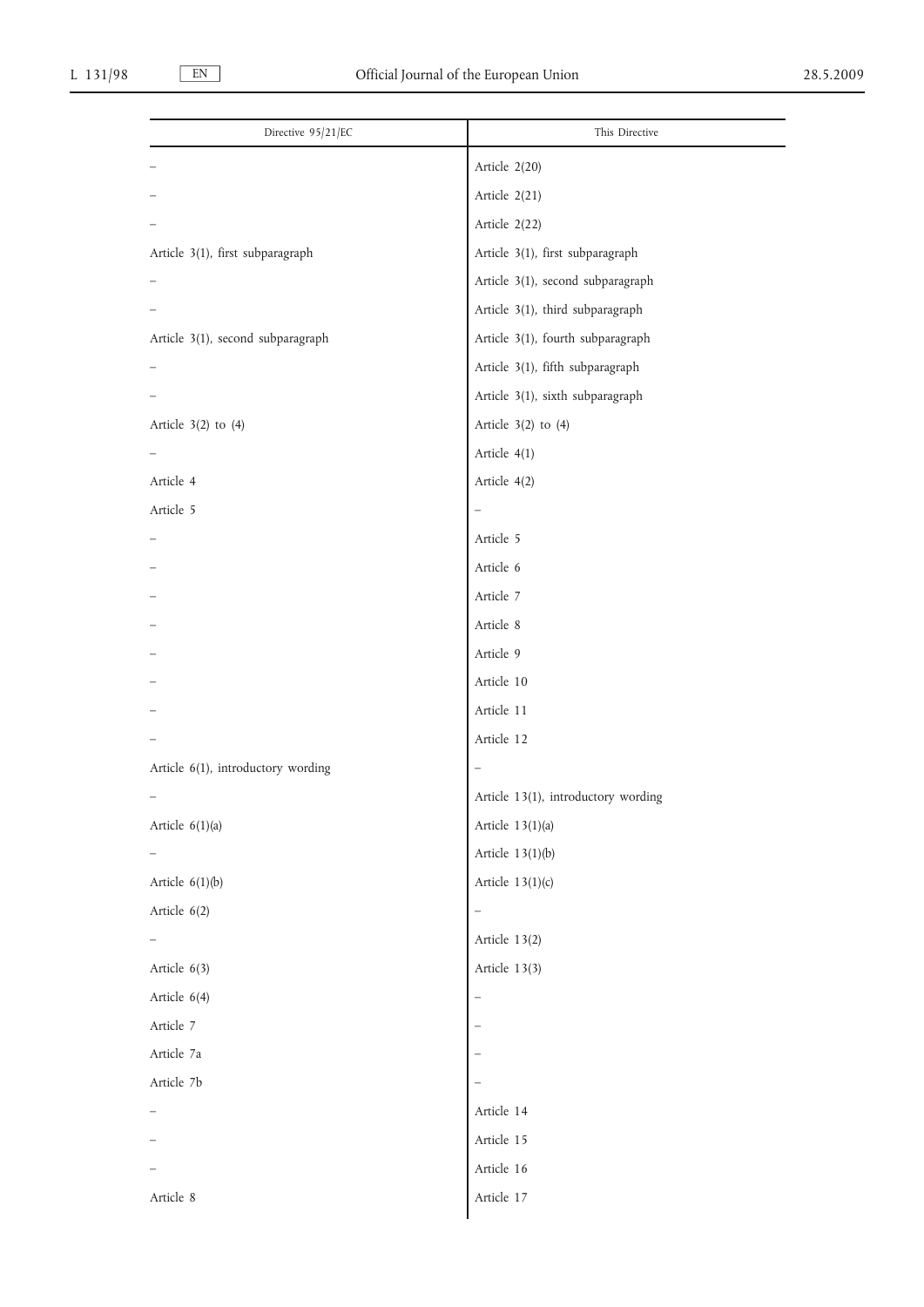| Directive 95/21/EC | This Directive |
|---|---|
| – | Article 2(20) |
| – | Article 2(21) |
| – | Article 2(22) |
| Article 3(1), first subparagraph | Article 3(1), first subparagraph |
| – | Article 3(1), second subparagraph |
| – | Article 3(1), third subparagraph |
| Article 3(1), second subparagraph | Article 3(1), fourth subparagraph |
| – | Article 3(1), fifth subparagraph |
| – | Article 3(1), sixth subparagraph |
| Article 3(2) to (4) | Article 3(2) to (4) |
| – | Article 4(1) |
| Article 4 | Article 4(2) |
| Article 5 | – |
| – | Article 5 |
| – | Article 6 |
| – | Article 7 |
| – | Article 8 |
| – | Article 9 |
| – | Article 10 |
| – | Article 11 |
| – | Article 12 |
| Article 6(1), introductory wording | – |
| – | Article 13(1), introductory wording |
| Article 6(1)(a) | Article 13(1)(a) |
| – | Article 13(1)(b) |
| Article 6(1)(b) | Article 13(1)(c) |
| Article 6(2) | – |
| – | Article 13(2) |
| Article 6(3) | Article 13(3) |
| Article 6(4) | – |
| Article 7 | – |
| Article 7a | – |
| Article 7b | – |
| – | Article 14 |
| – | Article 15 |
| – | Article 16 |
| Article 8 | Article 17 |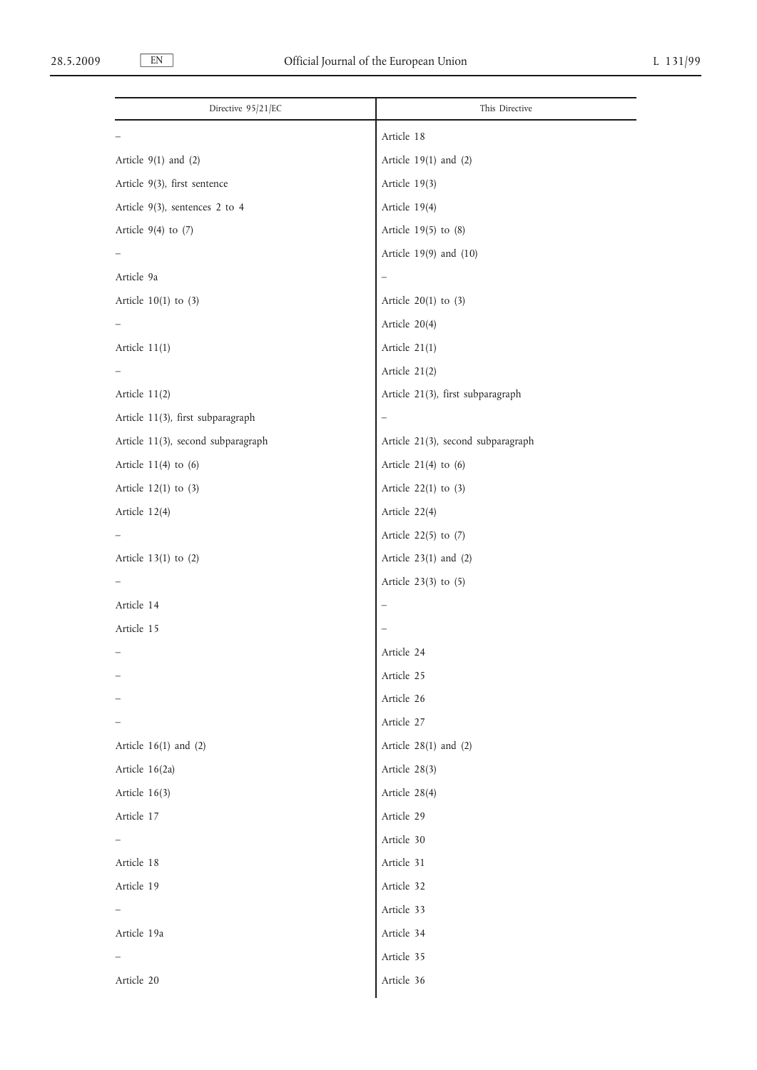| Directive 95/21/EC | This Directive |
| --- | --- |
| – | Article 18 |
| Article 9(1) and (2) | Article 19(1) and (2) |
| Article 9(3), first sentence | Article 19(3) |
| Article 9(3), sentences 2 to 4 | Article 19(4) |
| Article 9(4) to (7) | Article 19(5) to (8) |
| – | Article 19(9) and (10) |
| Article 9a | – |
| Article 10(1) to (3) | Article 20(1) to (3) |
| – | Article 20(4) |
| Article 11(1) | Article 21(1) |
| – | Article 21(2) |
| Article 11(2) | Article 21(3), first subparagraph |
| Article 11(3), first subparagraph | – |
| Article 11(3), second subparagraph | Article 21(3), second subparagraph |
| Article 11(4) to (6) | Article 21(4) to (6) |
| Article 12(1) to (3) | Article 22(1) to (3) |
| Article 12(4) | Article 22(4) |
| – | Article 22(5) to (7) |
| Article 13(1) to (2) | Article 23(1) and (2) |
| – | Article 23(3) to (5) |
| Article 14 | – |
| Article 15 | – |
| – | Article 24 |
| – | Article 25 |
| – | Article 26 |
| – | Article 27 |
| Article 16(1) and (2) | Article 28(1) and (2) |
| Article 16(2a) | Article 28(3) |
| Article 16(3) | Article 28(4) |
| Article 17 | Article 29 |
| – | Article 30 |
| Article 18 | Article 31 |
| Article 19 | Article 32 |
| – | Article 33 |
| Article 19a | Article 34 |
| – | Article 35 |
| Article 20 | Article 36 |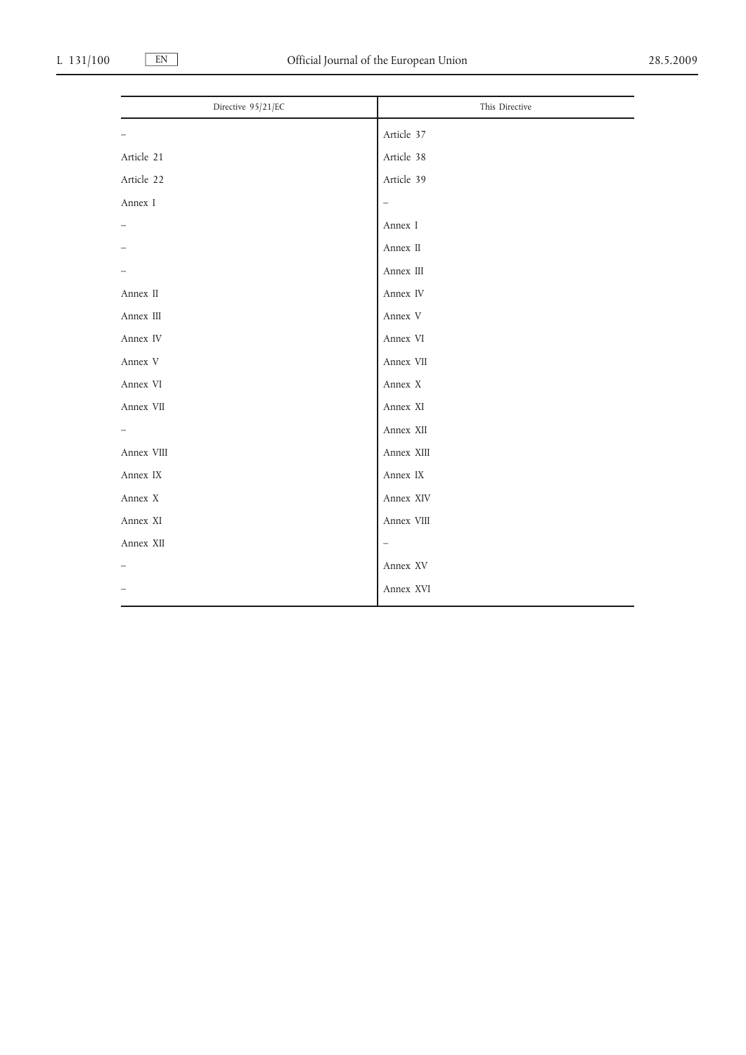| Directive 95/21/EC | This Directive |
| --- | --- |
| – | Article 37 |
| Article 21 | Article 38 |
| Article 22 | Article 39 |
| Annex I | – |
| – | Annex I |
| – | Annex II |
| – | Annex III |
| Annex II | Annex IV |
| Annex III | Annex V |
| Annex IV | Annex VI |
| Annex V | Annex VII |
| Annex VI | Annex X |
| Annex VII | Annex XI |
| – | Annex XII |
| Annex VIII | Annex XIII |
| Annex IX | Annex IX |
| Annex X | Annex XIV |
| Annex XI | Annex VIII |
| Annex XII | – |
| – | Annex XV |
| – | Annex XVI |